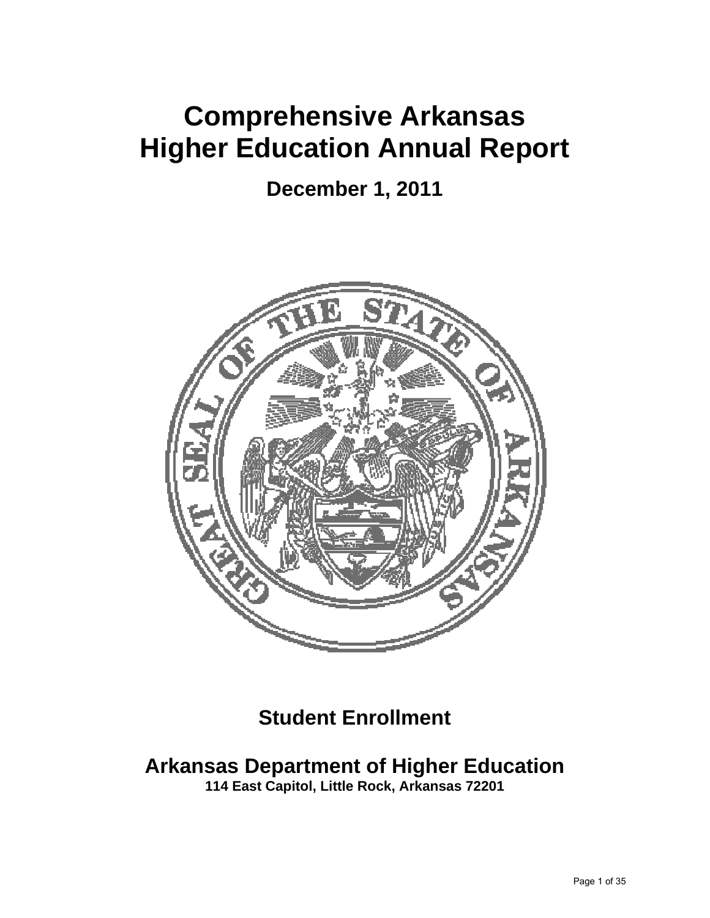# Comprehensive Arkansas Higher Education Annual Report

## December 1, 2011

## Student Enrollment

## Arkansas Department of Higher Education

**114 East Capitol, Little Rock, Arkansas 72201**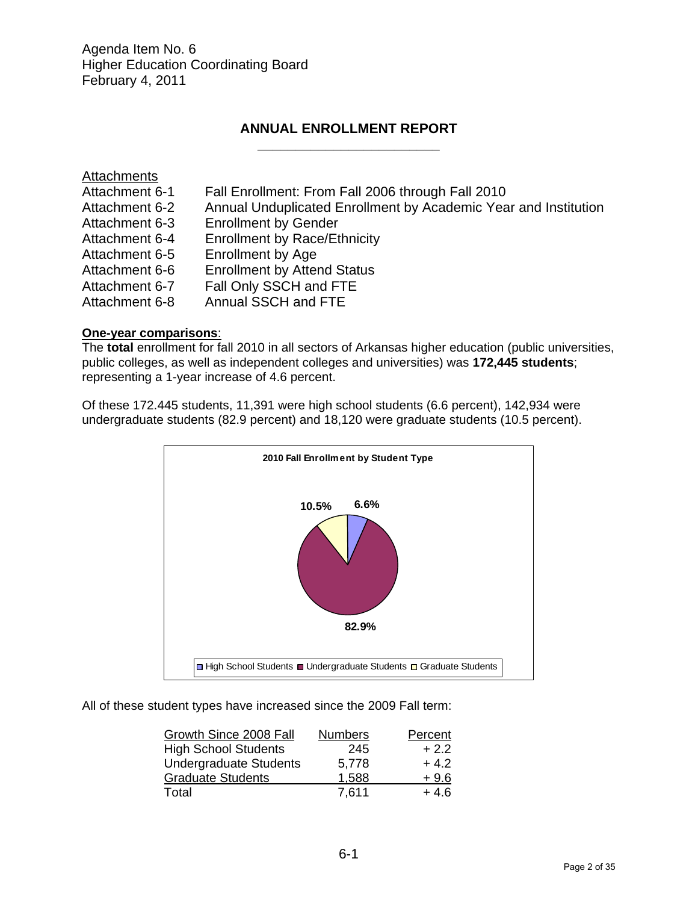Agenda Item No. 6
Higher Education Coordinating Board
February 4, 2011

## ANNUAL ENROLLMENT REPORT

Attachments

| | |
|---|---|
| Attachment 6-1 | Fall Enrollment: From Fall 2006 through Fall 2010 |
| Attachment 6-2 | Annual Unduplicated Enrollment by Academic Year and Institution |
| Attachment 6-3 | Enrollment by Gender |
| Attachment 6-4 | Enrollment by Race/Ethnicity |
| Attachment 6-5 | Enrollment by Age |
| Attachment 6-6 | Enrollment by Attend Status |
| Attachment 6-7 | Fall Only SSCH and FTE |
| Attachment 6-8 | Annual SSCH and FTE |

**One-year comparisons**:
The **total** enrollment for fall 2010 in all sectors of Arkansas higher education (public universities, public colleges, as well as independent colleges and universities) was **172,445 students**; representing a 1-year increase of 4.6 percent.

Of these 172.445 students, 11,391 were high school students (6.6 percent), 142,934 were undergraduate students (82.9 percent) and 18,120 were graduate students (10.5 percent).

**2010 Fall Enrollment by Student Type**

| Student Type | Percent |
|---|---|
| High School Students | 6.6% |
| Undergraduate Students | 82.9% |
| Graduate Students | 10.5% |

All of these student types have increased since the 2009 Fall term:

| Growth Since 2008 Fall | Numbers | Percent |
|---|---|---|
| High School Students | 245 | + 2.2 |
| Undergraduate Students | 5,778 | + 4.2 |
| Graduate Students | 1,588 | + 9.6 |
| Total | 7,611 | + 4.6 |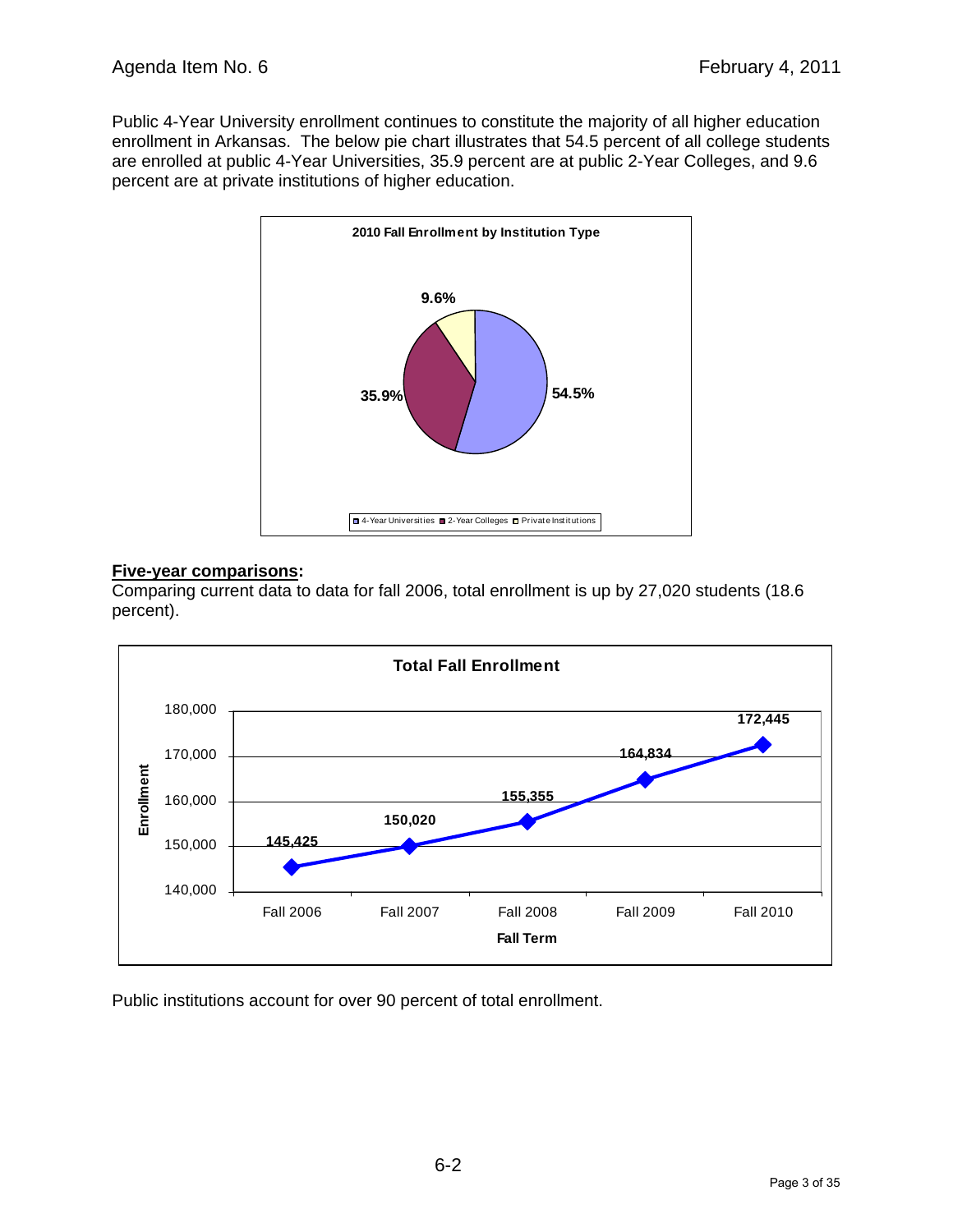Public 4-Year University enrollment continues to constitute the majority of all higher education enrollment in Arkansas. The below pie chart illustrates that 54.5 percent of all college students are enrolled at public 4-Year Universities, 35.9 percent are at public 2-Year Colleges, and 9.6 percent are at private institutions of higher education.

**2010 Fall Enrollment by Institution Type**

| Institution Type | Percent |
|---|---|
| 4-Year Universities | 54.5% |
| 2-Year Colleges | 35.9% |
| Private Institutions | 9.6% |

**Five-year comparisons:**

Comparing current data to data for fall 2006, total enrollment is up by 27,020 students (18.6 percent).

**Total Fall Enrollment**

| Fall Term | Enrollment |
|---|---|
| Fall 2006 | 145,425 |
| Fall 2007 | 150,020 |
| Fall 2008 | 155,355 |
| Fall 2009 | 164,834 |
| Fall 2010 | 172,445 |

Public institutions account for over 90 percent of total enrollment.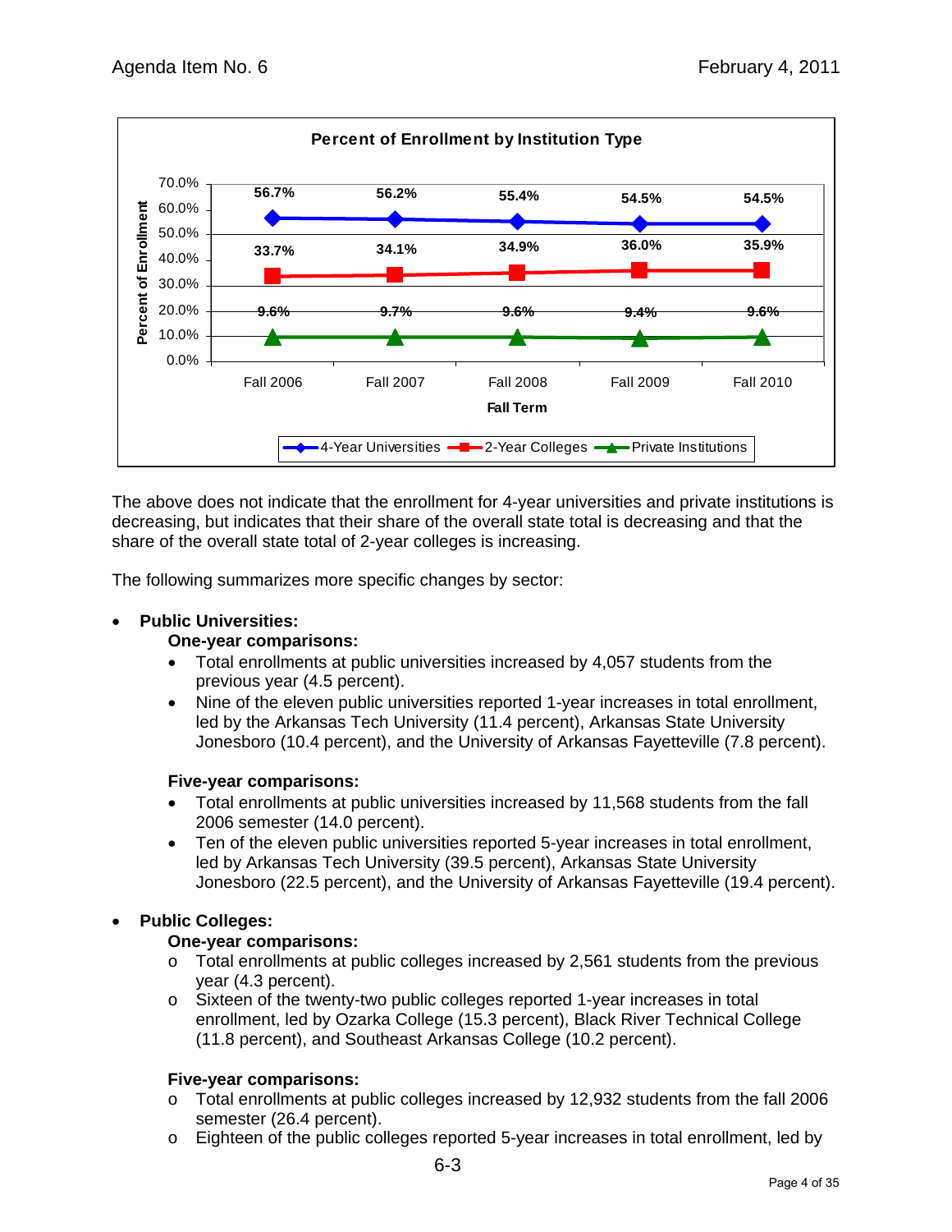**Percent of Enrollment by Institution Type**

| Fall Term | 4-Year Universities | 2-Year Colleges | Private Institutions |
|---|---|---|---|
| Fall 2006 | 56.7% | 33.7% | 9.6% |
| Fall 2007 | 56.2% | 34.1% | 9.7% |
| Fall 2008 | 55.4% | 34.9% | 9.6% |
| Fall 2009 | 54.5% | 36.0% | 9.4% |
| Fall 2010 | 54.5% | 35.9% | 9.6% |

The above does not indicate that the enrollment for 4-year universities and private institutions is decreasing, but indicates that their share of the overall state total is decreasing and that the share of the overall state total of 2-year colleges is increasing.

The following summarizes more specific changes by sector:

- **Public Universities:**

  **One-year comparisons:**
  - Total enrollments at public universities increased by 4,057 students from the previous year (4.5 percent).
  - Nine of the eleven public universities reported 1-year increases in total enrollment, led by the Arkansas Tech University (11.4 percent), Arkansas State University Jonesboro (10.4 percent), and the University of Arkansas Fayetteville (7.8 percent).

  **Five-year comparisons:**
  - Total enrollments at public universities increased by 11,568 students from the fall 2006 semester (14.0 percent).
  - Ten of the eleven public universities reported 5-year increases in total enrollment, led by Arkansas Tech University (39.5 percent), Arkansas State University Jonesboro (22.5 percent), and the University of Arkansas Fayetteville (19.4 percent).

- **Public Colleges:**

  **One-year comparisons:**
  - Total enrollments at public colleges increased by 2,561 students from the previous year (4.3 percent).
  - Sixteen of the twenty-two public colleges reported 1-year increases in total enrollment, led by Ozarka College (15.3 percent), Black River Technical College (11.8 percent), and Southeast Arkansas College (10.2 percent).

  **Five-year comparisons:**
  - Total enrollments at public colleges increased by 12,932 students from the fall 2006 semester (26.4 percent).
  - Eighteen of the public colleges reported 5-year increases in total enrollment, led by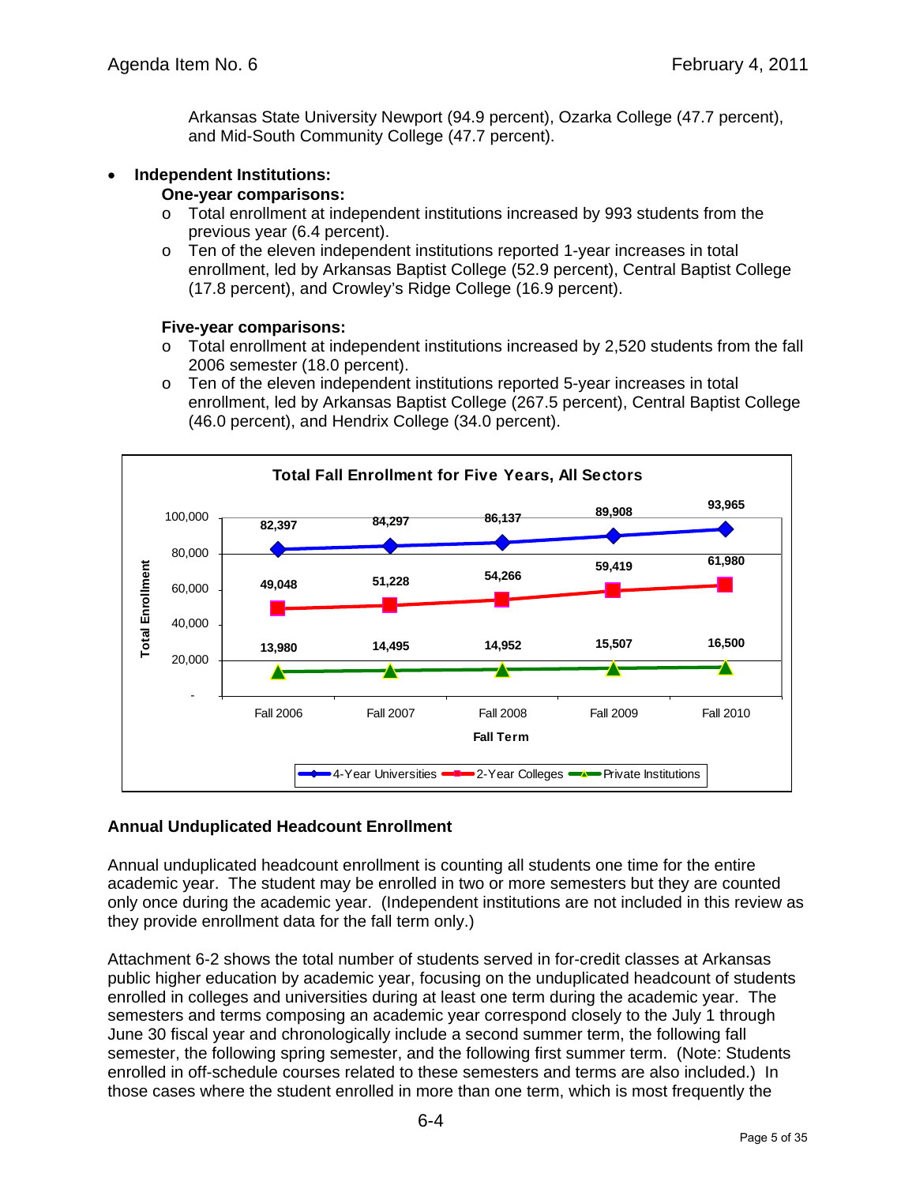Arkansas State University Newport (94.9 percent), Ozarka College (47.7 percent), and Mid-South Community College (47.7 percent).

- **Independent Institutions:**

  **One-year comparisons:**
  - Total enrollment at independent institutions increased by 993 students from the previous year (6.4 percent).
  - Ten of the eleven independent institutions reported 1-year increases in total enrollment, led by Arkansas Baptist College (52.9 percent), Central Baptist College (17.8 percent), and Crowley's Ridge College (16.9 percent).

  **Five-year comparisons:**
  - Total enrollment at independent institutions increased by 2,520 students from the fall 2006 semester (18.0 percent).
  - Ten of the eleven independent institutions reported 5-year increases in total enrollment, led by Arkansas Baptist College (267.5 percent), Central Baptist College (46.0 percent), and Hendrix College (34.0 percent).

**Total Fall Enrollment for Five Years, All Sectors**

| Fall Term | 4-Year Universities | 2-Year Colleges | Private Institutions |
|---|---|---|---|
| Fall 2006 | 82,397 | 49,048 | 13,980 |
| Fall 2007 | 84,297 | 51,228 | 14,495 |
| Fall 2008 | 86,137 | 54,266 | 14,952 |
| Fall 2009 | 89,908 | 59,419 | 15,507 |
| Fall 2010 | 93,965 | 61,980 | 16,500 |

## Annual Unduplicated Headcount Enrollment

Annual unduplicated headcount enrollment is counting all students one time for the entire academic year. The student may be enrolled in two or more semesters but they are counted only once during the academic year. (Independent institutions are not included in this review as they provide enrollment data for the fall term only.)

Attachment 6-2 shows the total number of students served in for-credit classes at Arkansas public higher education by academic year, focusing on the unduplicated headcount of students enrolled in colleges and universities during at least one term during the academic year. The semesters and terms composing an academic year correspond closely to the July 1 through June 30 fiscal year and chronologically include a second summer term, the following fall semester, the following spring semester, and the following first summer term. (Note: Students enrolled in off-schedule courses related to these semesters and terms are also included.) In those cases where the student enrolled in more than one term, which is most frequently the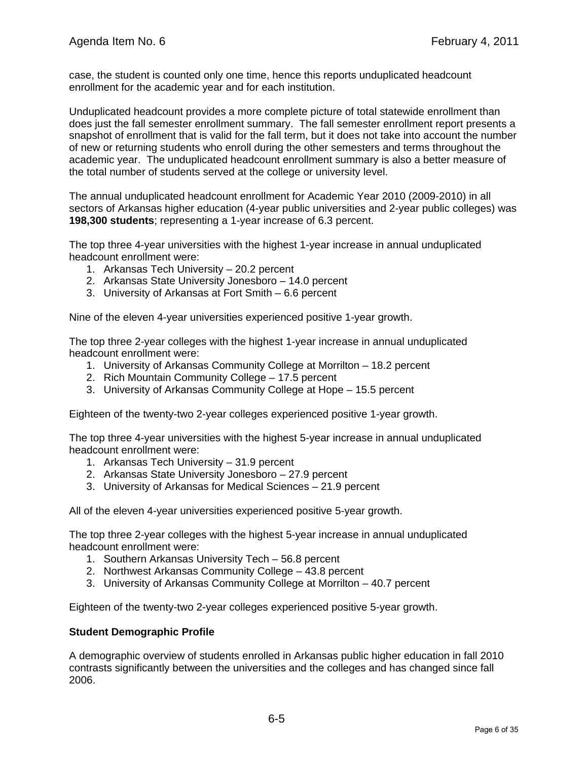case, the student is counted only one time, hence this reports unduplicated headcount enrollment for the academic year and for each institution.

Unduplicated headcount provides a more complete picture of total statewide enrollment than does just the fall semester enrollment summary. The fall semester enrollment report presents a snapshot of enrollment that is valid for the fall term, but it does not take into account the number of new or returning students who enroll during the other semesters and terms throughout the academic year. The unduplicated headcount enrollment summary is also a better measure of the total number of students served at the college or university level.

The annual unduplicated headcount enrollment for Academic Year 2010 (2009-2010) in all sectors of Arkansas higher education (4-year public universities and 2-year public colleges) was **198,300 students**; representing a 1-year increase of 6.3 percent.

The top three 4-year universities with the highest 1-year increase in annual unduplicated headcount enrollment were:

1. Arkansas Tech University – 20.2 percent
2. Arkansas State University Jonesboro – 14.0 percent
3. University of Arkansas at Fort Smith – 6.6 percent

Nine of the eleven 4-year universities experienced positive 1-year growth.

The top three 2-year colleges with the highest 1-year increase in annual unduplicated headcount enrollment were:

1. University of Arkansas Community College at Morrilton – 18.2 percent
2. Rich Mountain Community College – 17.5 percent
3. University of Arkansas Community College at Hope – 15.5 percent

Eighteen of the twenty-two 2-year colleges experienced positive 1-year growth.

The top three 4-year universities with the highest 5-year increase in annual unduplicated headcount enrollment were:

1. Arkansas Tech University – 31.9 percent
2. Arkansas State University Jonesboro – 27.9 percent
3. University of Arkansas for Medical Sciences – 21.9 percent

All of the eleven 4-year universities experienced positive 5-year growth.

The top three 2-year colleges with the highest 5-year increase in annual unduplicated headcount enrollment were:

1. Southern Arkansas University Tech – 56.8 percent
2. Northwest Arkansas Community College – 43.8 percent
3. University of Arkansas Community College at Morrilton – 40.7 percent

Eighteen of the twenty-two 2-year colleges experienced positive 5-year growth.

**Student Demographic Profile**

A demographic overview of students enrolled in Arkansas public higher education in fall 2010 contrasts significantly between the universities and the colleges and has changed since fall 2006.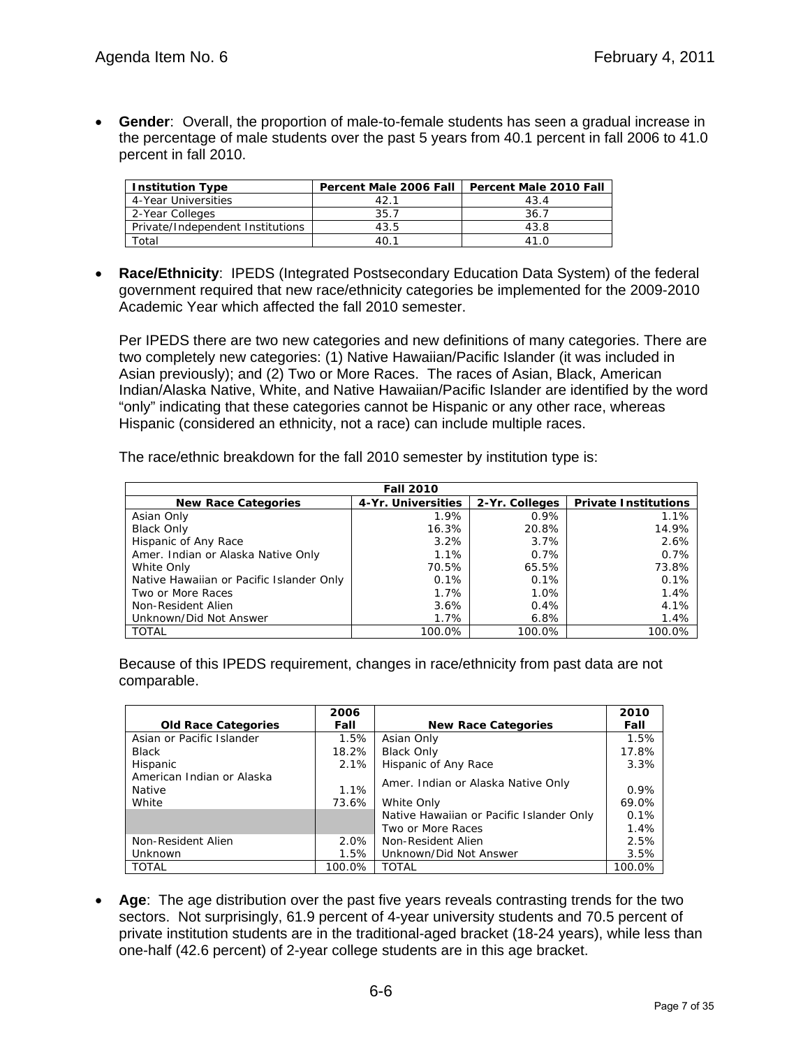- **Gender**: Overall, the proportion of male-to-female students has seen a gradual increase in the percentage of male students over the past 5 years from 40.1 percent in fall 2006 to 41.0 percent in fall 2010.

| Institution Type | Percent Male 2006 Fall | Percent Male 2010 Fall |
|---|---|---|
| 4-Year Universities | 42.1 | 43.4 |
| 2-Year Colleges | 35.7 | 36.7 |
| Private/Independent Institutions | 43.5 | 43.8 |
| Total | 40.1 | 41.0 |

- **Race/Ethnicity**: IPEDS (Integrated Postsecondary Education Data System) of the federal government required that new race/ethnicity categories be implemented for the 2009-2010 Academic Year which affected the fall 2010 semester.

  Per IPEDS there are two new categories and new definitions of many categories. There are two completely new categories: (1) Native Hawaiian/Pacific Islander (it was included in Asian previously); and (2) Two or More Races. The races of Asian, Black, American Indian/Alaska Native, White, and Native Hawaiian/Pacific Islander are identified by the word "only" indicating that these categories cannot be Hispanic or any other race, whereas Hispanic (considered an ethnicity, not a race) can include multiple races.

  The race/ethnic breakdown for the fall 2010 semester by institution type is:

| Fall 2010 | | | |
|---|---|---|---|
| **New Race Categories** | **4-Yr. Universities** | **2-Yr. Colleges** | **Private Institutions** |
| Asian Only | 1.9% | 0.9% | 1.1% |
| Black Only | 16.3% | 20.8% | 14.9% |
| Hispanic of Any Race | 3.2% | 3.7% | 2.6% |
| Amer. Indian or Alaska Native Only | 1.1% | 0.7% | 0.7% |
| White Only | 70.5% | 65.5% | 73.8% |
| Native Hawaiian or Pacific Islander Only | 0.1% | 0.1% | 0.1% |
| Two or More Races | 1.7% | 1.0% | 1.4% |
| Non-Resident Alien | 3.6% | 0.4% | 4.1% |
| Unknown/Did Not Answer | 1.7% | 6.8% | 1.4% |
| TOTAL | 100.0% | 100.0% | 100.0% |

  Because of this IPEDS requirement, changes in race/ethnicity from past data are not comparable.

| Old Race Categories | 2006 Fall | New Race Categories | 2010 Fall |
|---|---|---|---|
| Asian or Pacific Islander | 1.5% | Asian Only | 1.5% |
| Black | 18.2% | Black Only | 17.8% |
| Hispanic | 2.1% | Hispanic of Any Race | 3.3% |
| American Indian or Alaska Native | 1.1% | Amer. Indian or Alaska Native Only | 0.9% |
| White | 73.6% | White Only | 69.0% |
| | | Native Hawaiian or Pacific Islander Only | 0.1% |
| | | Two or More Races | 1.4% |
| Non-Resident Alien | 2.0% | Non-Resident Alien | 2.5% |
| Unknown | 1.5% | Unknown/Did Not Answer | 3.5% |
| TOTAL | 100.0% | TOTAL | 100.0% |

- **Age**: The age distribution over the past five years reveals contrasting trends for the two sectors. Not surprisingly, 61.9 percent of 4-year university students and 70.5 percent of private institution students are in the traditional-aged bracket (18-24 years), while less than one-half (42.6 percent) of 2-year college students are in this age bracket.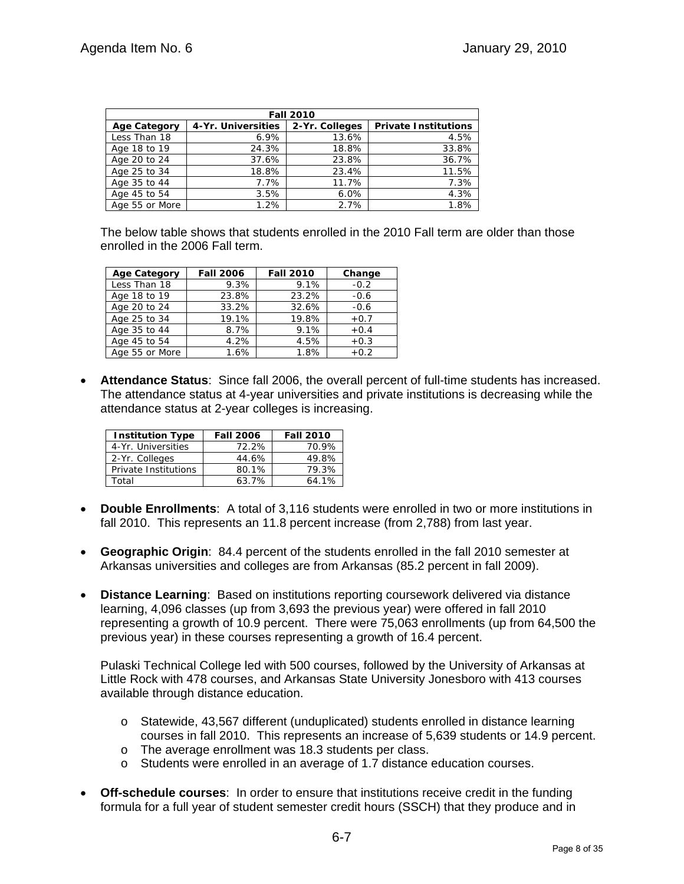| Fall 2010 | | | |
|---|---|---|---|
| Age Category | 4-Yr. Universities | 2-Yr. Colleges | Private Institutions |
| Less Than 18 | 6.9% | 13.6% | 4.5% |
| Age 18 to 19 | 24.3% | 18.8% | 33.8% |
| Age 20 to 24 | 37.6% | 23.8% | 36.7% |
| Age 25 to 34 | 18.8% | 23.4% | 11.5% |
| Age 35 to 44 | 7.7% | 11.7% | 7.3% |
| Age 45 to 54 | 3.5% | 6.0% | 4.3% |
| Age 55 or More | 1.2% | 2.7% | 1.8% |

The below table shows that students enrolled in the 2010 Fall term are older than those enrolled in the 2006 Fall term.

| Age Category | Fall 2006 | Fall 2010 | Change |
|---|---|---|---|
| Less Than 18 | 9.3% | 9.1% | -0.2 |
| Age 18 to 19 | 23.8% | 23.2% | -0.6 |
| Age 20 to 24 | 33.2% | 32.6% | -0.6 |
| Age 25 to 34 | 19.1% | 19.8% | +0.7 |
| Age 35 to 44 | 8.7% | 9.1% | +0.4 |
| Age 45 to 54 | 4.2% | 4.5% | +0.3 |
| Age 55 or More | 1.6% | 1.8% | +0.2 |

- **Attendance Status**: Since fall 2006, the overall percent of full-time students has increased. The attendance status at 4-year universities and private institutions is decreasing while the attendance status at 2-year colleges is increasing.

| Institution Type | Fall 2006 | Fall 2010 |
|---|---|---|
| 4-Yr. Universities | 72.2% | 70.9% |
| 2-Yr. Colleges | 44.6% | 49.8% |
| Private Institutions | 80.1% | 79.3% |
| Total | 63.7% | 64.1% |

- **Double Enrollments**: A total of 3,116 students were enrolled in two or more institutions in fall 2010. This represents an 11.8 percent increase (from 2,788) from last year.

- **Geographic Origin**: 84.4 percent of the students enrolled in the fall 2010 semester at Arkansas universities and colleges are from Arkansas (85.2 percent in fall 2009).

- **Distance Learning**: Based on institutions reporting coursework delivered via distance learning, 4,096 classes (up from 3,693 the previous year) were offered in fall 2010 representing a growth of 10.9 percent. There were 75,063 enrollments (up from 64,500 the previous year) in these courses representing a growth of 16.4 percent.

  Pulaski Technical College led with 500 courses, followed by the University of Arkansas at Little Rock with 478 courses, and Arkansas State University Jonesboro with 413 courses available through distance education.

  - Statewide, 43,567 different (unduplicated) students enrolled in distance learning courses in fall 2010. This represents an increase of 5,639 students or 14.9 percent.
  - The average enrollment was 18.3 students per class.
  - Students were enrolled in an average of 1.7 distance education courses.

- **Off-schedule courses**: In order to ensure that institutions receive credit in the funding formula for a full year of student semester credit hours (SSCH) that they produce and in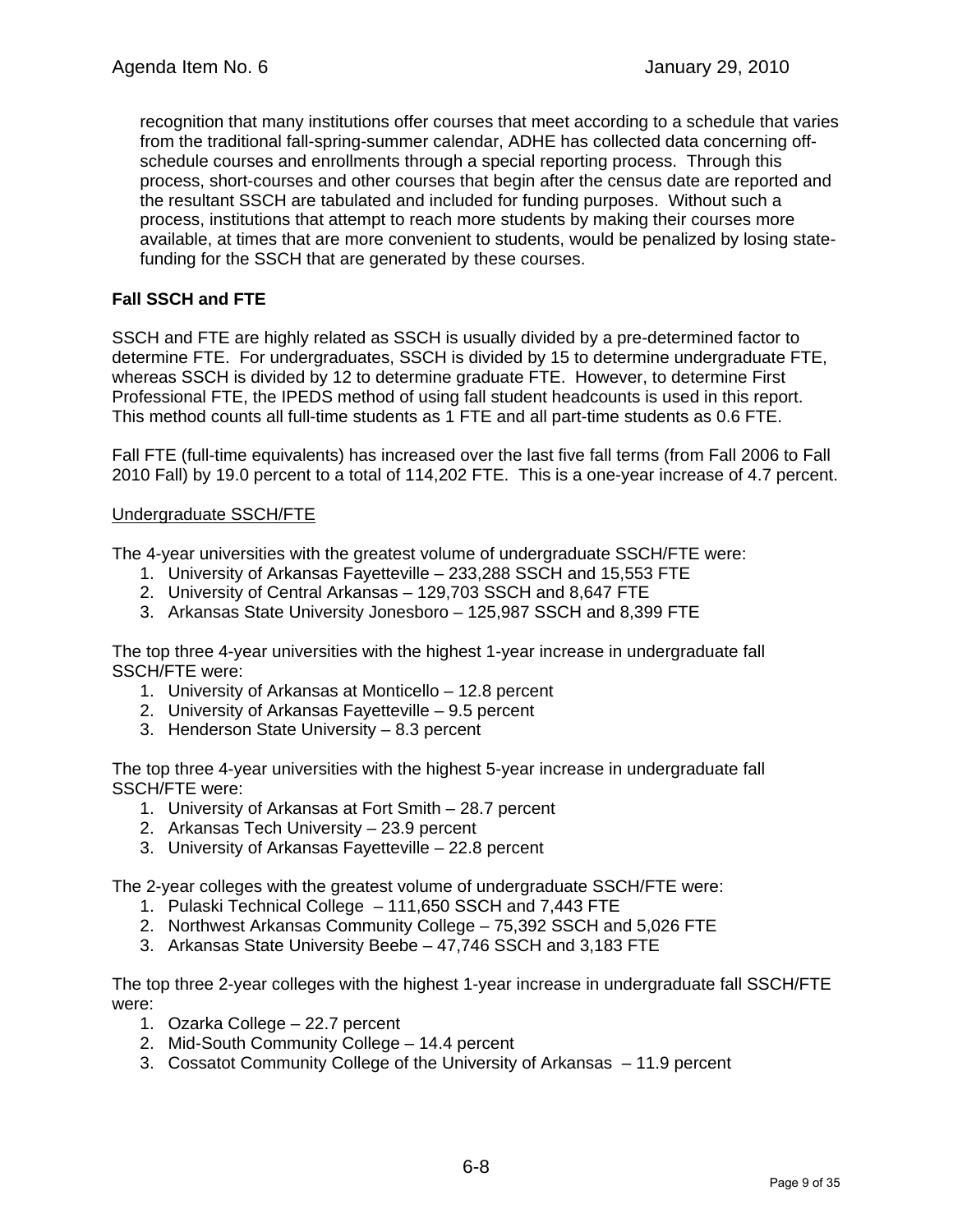recognition that many institutions offer courses that meet according to a schedule that varies from the traditional fall-spring-summer calendar, ADHE has collected data concerning off-schedule courses and enrollments through a special reporting process. Through this process, short-courses and other courses that begin after the census date are reported and the resultant SSCH are tabulated and included for funding purposes. Without such a process, institutions that attempt to reach more students by making their courses more available, at times that are more convenient to students, would be penalized by losing state-funding for the SSCH that are generated by these courses.

**Fall SSCH and FTE**

SSCH and FTE are highly related as SSCH is usually divided by a pre-determined factor to determine FTE. For undergraduates, SSCH is divided by 15 to determine undergraduate FTE, whereas SSCH is divided by 12 to determine graduate FTE. However, to determine First Professional FTE, the IPEDS method of using fall student headcounts is used in this report. This method counts all full-time students as 1 FTE and all part-time students as 0.6 FTE.

Fall FTE (full-time equivalents) has increased over the last five fall terms (from Fall 2006 to Fall 2010 Fall) by 19.0 percent to a total of 114,202 FTE. This is a one-year increase of 4.7 percent.

Undergraduate SSCH/FTE

The 4-year universities with the greatest volume of undergraduate SSCH/FTE were:

1. University of Arkansas Fayetteville – 233,288 SSCH and 15,553 FTE
2. University of Central Arkansas – 129,703 SSCH and 8,647 FTE
3. Arkansas State University Jonesboro – 125,987 SSCH and 8,399 FTE

The top three 4-year universities with the highest 1-year increase in undergraduate fall SSCH/FTE were:

1. University of Arkansas at Monticello – 12.8 percent
2. University of Arkansas Fayetteville – 9.5 percent
3. Henderson State University – 8.3 percent

The top three 4-year universities with the highest 5-year increase in undergraduate fall SSCH/FTE were:

1. University of Arkansas at Fort Smith – 28.7 percent
2. Arkansas Tech University – 23.9 percent
3. University of Arkansas Fayetteville – 22.8 percent

The 2-year colleges with the greatest volume of undergraduate SSCH/FTE were:

1. Pulaski Technical College – 111,650 SSCH and 7,443 FTE
2. Northwest Arkansas Community College – 75,392 SSCH and 5,026 FTE
3. Arkansas State University Beebe – 47,746 SSCH and 3,183 FTE

The top three 2-year colleges with the highest 1-year increase in undergraduate fall SSCH/FTE were:

1. Ozarka College – 22.7 percent
2. Mid-South Community College – 14.4 percent
3. Cossatot Community College of the University of Arkansas – 11.9 percent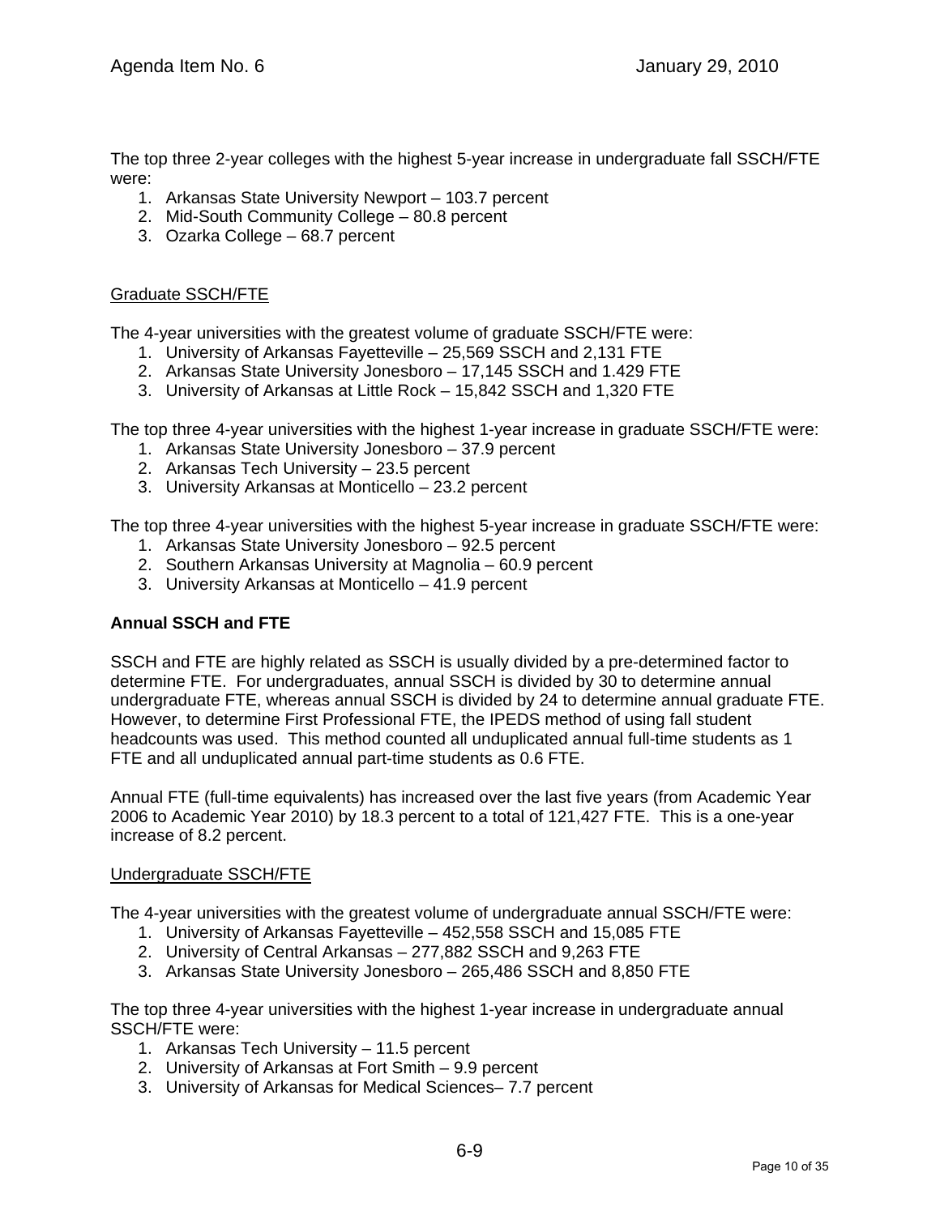The top three 2-year colleges with the highest 5-year increase in undergraduate fall SSCH/FTE were:

1. Arkansas State University Newport – 103.7 percent
2. Mid-South Community College – 80.8 percent
3. Ozarka College – 68.7 percent

Graduate SSCH/FTE

The 4-year universities with the greatest volume of graduate SSCH/FTE were:

1. University of Arkansas Fayetteville – 25,569 SSCH and 2,131 FTE
2. Arkansas State University Jonesboro – 17,145 SSCH and 1.429 FTE
3. University of Arkansas at Little Rock – 15,842 SSCH and 1,320 FTE

The top three 4-year universities with the highest 1-year increase in graduate SSCH/FTE were:

1. Arkansas State University Jonesboro – 37.9 percent
2. Arkansas Tech University – 23.5 percent
3. University Arkansas at Monticello – 23.2 percent

The top three 4-year universities with the highest 5-year increase in graduate SSCH/FTE were:

1. Arkansas State University Jonesboro – 92.5 percent
2. Southern Arkansas University at Magnolia – 60.9 percent
3. University Arkansas at Monticello – 41.9 percent

**Annual SSCH and FTE**

SSCH and FTE are highly related as SSCH is usually divided by a pre-determined factor to determine FTE. For undergraduates, annual SSCH is divided by 30 to determine annual undergraduate FTE, whereas annual SSCH is divided by 24 to determine annual graduate FTE. However, to determine First Professional FTE, the IPEDS method of using fall student headcounts was used. This method counted all unduplicated annual full-time students as 1 FTE and all unduplicated annual part-time students as 0.6 FTE.

Annual FTE (full-time equivalents) has increased over the last five years (from Academic Year 2006 to Academic Year 2010) by 18.3 percent to a total of 121,427 FTE. This is a one-year increase of 8.2 percent.

Undergraduate SSCH/FTE

The 4-year universities with the greatest volume of undergraduate annual SSCH/FTE were:

1. University of Arkansas Fayetteville – 452,558 SSCH and 15,085 FTE
2. University of Central Arkansas – 277,882 SSCH and 9,263 FTE
3. Arkansas State University Jonesboro – 265,486 SSCH and 8,850 FTE

The top three 4-year universities with the highest 1-year increase in undergraduate annual SSCH/FTE were:

1. Arkansas Tech University – 11.5 percent
2. University of Arkansas at Fort Smith – 9.9 percent
3. University of Arkansas for Medical Sciences– 7.7 percent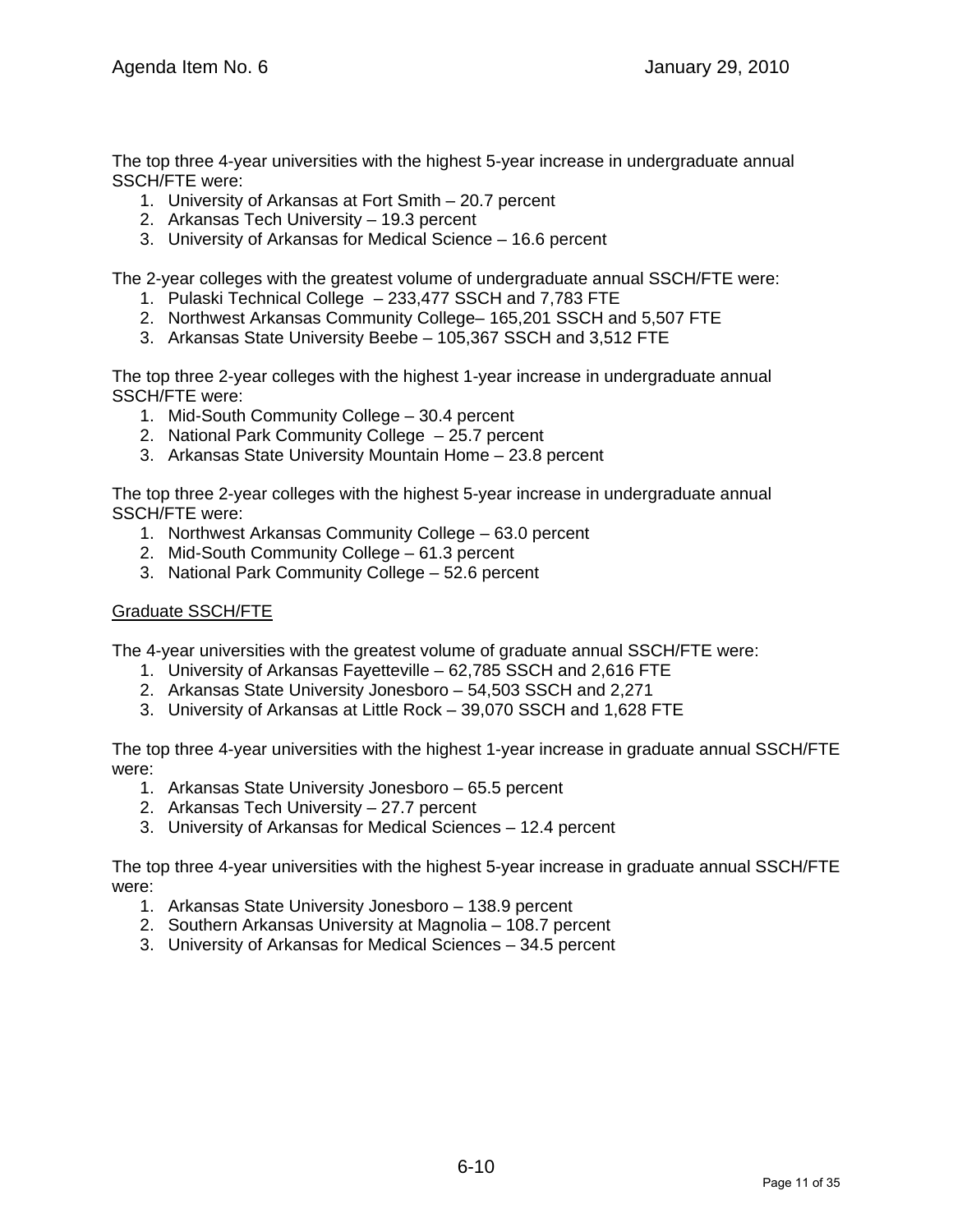The top three 4-year universities with the highest 5-year increase in undergraduate annual SSCH/FTE were:

1. University of Arkansas at Fort Smith – 20.7 percent
2. Arkansas Tech University – 19.3 percent
3. University of Arkansas for Medical Science – 16.6 percent

The 2-year colleges with the greatest volume of undergraduate annual SSCH/FTE were:

1. Pulaski Technical College – 233,477 SSCH and 7,783 FTE
2. Northwest Arkansas Community College– 165,201 SSCH and 5,507 FTE
3. Arkansas State University Beebe – 105,367 SSCH and 3,512 FTE

The top three 2-year colleges with the highest 1-year increase in undergraduate annual SSCH/FTE were:

1. Mid-South Community College – 30.4 percent
2. National Park Community College – 25.7 percent
3. Arkansas State University Mountain Home – 23.8 percent

The top three 2-year colleges with the highest 5-year increase in undergraduate annual SSCH/FTE were:

1. Northwest Arkansas Community College – 63.0 percent
2. Mid-South Community College – 61.3 percent
3. National Park Community College – 52.6 percent

<u>Graduate SSCH/FTE</u>

The 4-year universities with the greatest volume of graduate annual SSCH/FTE were:

1. University of Arkansas Fayetteville – 62,785 SSCH and 2,616 FTE
2. Arkansas State University Jonesboro – 54,503 SSCH and 2,271
3. University of Arkansas at Little Rock – 39,070 SSCH and 1,628 FTE

The top three 4-year universities with the highest 1-year increase in graduate annual SSCH/FTE were:

1. Arkansas State University Jonesboro – 65.5 percent
2. Arkansas Tech University – 27.7 percent
3. University of Arkansas for Medical Sciences – 12.4 percent

The top three 4-year universities with the highest 5-year increase in graduate annual SSCH/FTE were:

1. Arkansas State University Jonesboro – 138.9 percent
2. Southern Arkansas University at Magnolia – 108.7 percent
3. University of Arkansas for Medical Sciences – 34.5 percent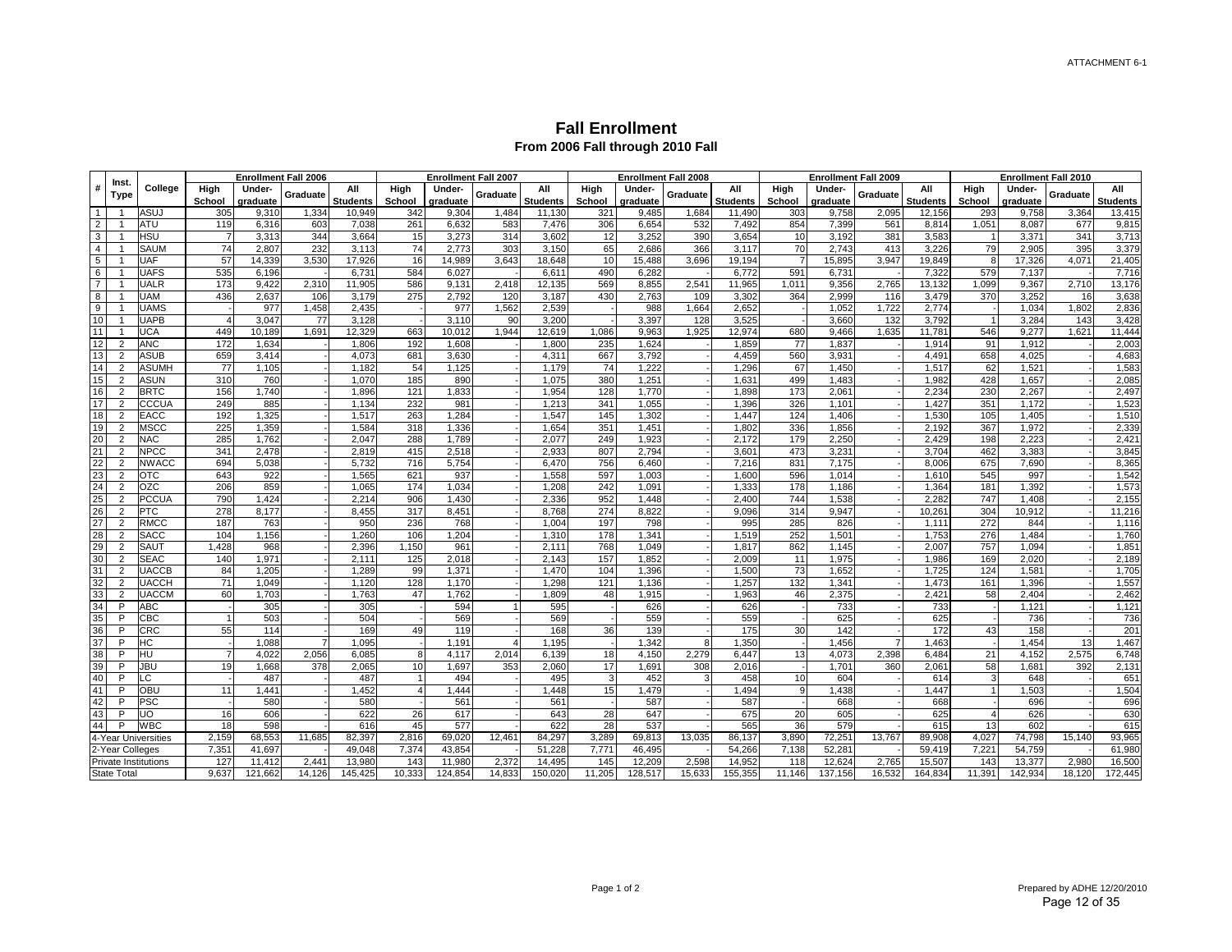ATTACHMENT 6-1

# Fall Enrollment

## From 2006 Fall through 2010 Fall

| # | Inst. Type | College | Enrollment Fall 2006 | | | | Enrollment Fall 2007 | | | | Enrollment Fall 2008 | | | | Enrollment Fall 2009 | | | | Enrollment Fall 2010 | | | |
|---|---|---|---|---|---|---|---|---|---|---|---|---|---|---|---|---|---|---|---|---|---|---|
| | | | High School | Under-graduate | Graduate | All Students | High School | Under-graduate | Graduate | All Students | High School | Under-graduate | Graduate | All Students | High School | Under-graduate | Graduate | All Students | High School | Under-graduate | Graduate | All Students |
| 1 | 1 | ASUJ | 305 | 9,310 | 1,334 | 10,949 | 342 | 9,304 | 1,484 | 11,130 | 321 | 9,485 | 1,684 | 11,490 | 303 | 9,758 | 2,095 | 12,156 | 293 | 9,758 | 3,364 | 13,415 |
| 2 | 1 | ATU | 119 | 6,316 | 603 | 7,038 | 261 | 6,632 | 583 | 7,476 | 306 | 6,654 | 532 | 7,492 | 854 | 7,399 | 561 | 8,814 | 1,051 | 8,087 | 677 | 9,815 |
| 3 | 1 | HSU | 7 | 3,313 | 344 | 3,664 | 15 | 3,273 | 314 | 3,602 | 12 | 3,252 | 390 | 3,654 | 10 | 3,192 | 381 | 3,583 | 1 | 3,371 | 341 | 3,713 |
| 4 | 1 | SAUM | 74 | 2,807 | 232 | 3,113 | 74 | 2,773 | 303 | 3,150 | 65 | 2,686 | 366 | 3,117 | 70 | 2,743 | 413 | 3,226 | 79 | 2,905 | 395 | 3,379 |
| 5 | 1 | UAF | 57 | 14,339 | 3,530 | 17,926 | 16 | 14,989 | 3,643 | 18,648 | 10 | 15,488 | 3,696 | 19,194 | 7 | 15,895 | 3,947 | 19,849 | 8 | 17,326 | 4,071 | 21,405 |
| 6 | 1 | UAFS | 535 | 6,196 | - | 6,731 | 584 | 6,027 | - | 6,611 | 490 | 6,282 | - | 6,772 | 591 | 6,731 | - | 7,322 | 579 | 7,137 | - | 7,716 |
| 7 | 1 | UALR | 173 | 9,422 | 2,310 | 11,905 | 586 | 9,131 | 2,418 | 12,135 | 569 | 8,855 | 2,541 | 11,965 | 1,011 | 9,356 | 2,765 | 13,132 | 1,099 | 9,367 | 2,710 | 13,176 |
| 8 | 1 | UAM | 436 | 2,637 | 106 | 3,179 | 275 | 2,792 | 120 | 3,187 | 430 | 2,763 | 109 | 3,302 | 364 | 2,999 | 116 | 3,479 | 370 | 3,252 | 16 | 3,638 |
| 9 | 1 | UAMS | - | 977 | 1,458 | 2,435 | - | 977 | 1,562 | 2,539 | - | 988 | 1,664 | 2,652 | - | 1,052 | 1,722 | 2,774 | - | 1,034 | 1,802 | 2,836 |
| 10 | 1 | UAPB | 4 | 3,047 | 77 | 3,128 | - | 3,110 | 90 | 3,200 | - | 3,397 | 128 | 3,525 | - | 3,660 | 132 | 3,792 | 1 | 3,284 | 143 | 3,428 |
| 11 | 1 | UCA | 449 | 10,189 | 1,691 | 12,329 | 663 | 10,012 | 1,944 | 12,619 | 1,086 | 9,963 | 1,925 | 12,974 | 680 | 9,466 | 1,635 | 11,781 | 546 | 9,277 | 1,621 | 11,444 |
| 12 | 2 | ANC | 172 | 1,634 | - | 1,806 | 192 | 1,608 | - | 1,800 | 235 | 1,624 | - | 1,859 | 77 | 1,837 | - | 1,914 | 91 | 1,912 | - | 2,003 |
| 13 | 2 | ASUB | 659 | 3,414 | - | 4,073 | 681 | 3,630 | - | 4,311 | 667 | 3,792 | - | 4,459 | 560 | 3,931 | - | 4,491 | 658 | 4,025 | - | 4,683 |
| 14 | 2 | ASUMH | 77 | 1,105 | - | 1,182 | 54 | 1,125 | - | 1,179 | 74 | 1,222 | - | 1,296 | 67 | 1,450 | - | 1,517 | 62 | 1,521 | - | 1,583 |
| 15 | 2 | ASUN | 310 | 760 | - | 1,070 | 185 | 890 | - | 1,075 | 380 | 1,251 | - | 1,631 | 499 | 1,483 | - | 1,982 | 428 | 1,657 | - | 2,085 |
| 16 | 2 | BRTC | 156 | 1,740 | - | 1,896 | 121 | 1,833 | - | 1,954 | 128 | 1,770 | - | 1,898 | 173 | 2,061 | - | 2,234 | 230 | 2,267 | - | 2,497 |
| 17 | 2 | CCCUA | 249 | 885 | - | 1,134 | 232 | 981 | - | 1,213 | 341 | 1,055 | - | 1,396 | 326 | 1,101 | - | 1,427 | 351 | 1,172 | - | 1,523 |
| 18 | 2 | EACC | 192 | 1,325 | - | 1,517 | 263 | 1,284 | - | 1,547 | 145 | 1,302 | - | 1,447 | 124 | 1,406 | - | 1,530 | 105 | 1,405 | - | 1,510 |
| 19 | 2 | MSCC | 225 | 1,359 | - | 1,584 | 318 | 1,336 | - | 1,654 | 351 | 1,451 | - | 1,802 | 336 | 1,856 | - | 2,192 | 367 | 1,972 | - | 2,339 |
| 20 | 2 | NAC | 285 | 1,762 | - | 2,047 | 288 | 1,789 | - | 2,077 | 249 | 1,923 | - | 2,172 | 179 | 2,250 | - | 2,429 | 198 | 2,223 | - | 2,421 |
| 21 | 2 | NPCC | 341 | 2,478 | - | 2,819 | 415 | 2,518 | - | 2,933 | 807 | 2,794 | - | 3,601 | 473 | 3,231 | - | 3,704 | 462 | 3,383 | - | 3,845 |
| 22 | 2 | NWACC | 694 | 5,038 | - | 5,732 | 716 | 5,754 | - | 6,470 | 756 | 6,460 | - | 7,216 | 831 | 7,175 | - | 8,006 | 675 | 7,690 | - | 8,365 |
| 23 | 2 | OTC | 643 | 922 | - | 1,565 | 621 | 937 | - | 1,558 | 597 | 1,003 | - | 1,600 | 596 | 1,014 | - | 1,610 | 545 | 997 | - | 1,542 |
| 24 | 2 | OZC | 206 | 859 | - | 1,065 | 174 | 1,034 | - | 1,208 | 242 | 1,091 | - | 1,333 | 178 | 1,186 | - | 1,364 | 181 | 1,392 | - | 1,573 |
| 25 | 2 | PCCUA | 790 | 1,424 | - | 2,214 | 906 | 1,430 | - | 2,336 | 952 | 1,448 | - | 2,400 | 744 | 1,538 | - | 2,282 | 747 | 1,408 | - | 2,155 |
| 26 | 2 | PTC | 278 | 8,177 | - | 8,455 | 317 | 8,451 | - | 8,768 | 274 | 8,822 | - | 9,096 | 314 | 9,947 | - | 10,261 | 304 | 10,912 | - | 11,216 |
| 27 | 2 | RMCC | 187 | 763 | - | 950 | 236 | 768 | - | 1,004 | 197 | 798 | - | 995 | 285 | 826 | - | 1,111 | 272 | 844 | - | 1,116 |
| 28 | 2 | SACC | 104 | 1,156 | - | 1,260 | 106 | 1,204 | - | 1,310 | 178 | 1,341 | - | 1,519 | 252 | 1,501 | - | 1,753 | 276 | 1,484 | - | 1,760 |
| 29 | 2 | SAUT | 1,428 | 968 | - | 2,396 | 1,150 | 961 | - | 2,111 | 768 | 1,049 | - | 1,817 | 862 | 1,145 | - | 2,007 | 757 | 1,094 | - | 1,851 |
| 30 | 2 | SEAC | 140 | 1,971 | - | 2,111 | 125 | 2,018 | - | 2,143 | 157 | 1,852 | - | 2,009 | 11 | 1,975 | - | 1,986 | 169 | 2,020 | - | 2,189 |
| 31 | 2 | UACCB | 84 | 1,205 | - | 1,289 | 99 | 1,371 | - | 1,470 | 104 | 1,396 | - | 1,500 | 73 | 1,652 | - | 1,725 | 124 | 1,581 | - | 1,705 |
| 32 | 2 | UACCH | 71 | 1,049 | - | 1,120 | 128 | 1,170 | - | 1,298 | 121 | 1,136 | - | 1,257 | 132 | 1,341 | - | 1,473 | 161 | 1,396 | - | 1,557 |
| 33 | 2 | UACCM | 60 | 1,703 | - | 1,763 | 47 | 1,762 | - | 1,809 | 48 | 1,915 | - | 1,963 | 46 | 2,375 | - | 2,421 | 58 | 2,404 | - | 2,462 |
| 34 | P | ABC | - | 305 | - | 305 | - | 594 | 1 | 595 | - | 626 | - | 626 | - | 733 | - | 733 | - | 1,121 | - | 1,121 |
| 35 | P | CBC | 1 | 503 | - | 504 | - | 569 | - | 569 | - | 559 | - | 559 | - | 625 | - | 625 | - | 736 | - | 736 |
| 36 | P | CRC | 55 | 114 | - | 169 | 49 | 119 | - | 168 | 36 | 139 | - | 175 | 30 | 142 | - | 172 | 43 | 158 | - | 201 |
| 37 | P | HC | - | 1,088 | 7 | 1,095 | - | 1,191 | 4 | 1,195 | - | 1,342 | 8 | 1,350 | - | 1,456 | 7 | 1,463 | - | 1,454 | 13 | 1,467 |
| 38 | P | HU | 7 | 4,022 | 2,056 | 6,085 | 8 | 4,117 | 2,014 | 6,139 | 18 | 4,150 | 2,279 | 6,447 | 13 | 4,073 | 2,398 | 6,484 | 21 | 4,152 | 2,575 | 6,748 |
| 39 | P | JBU | 19 | 1,668 | 378 | 2,065 | 10 | 1,697 | 353 | 2,060 | 17 | 1,691 | 308 | 2,016 | - | 1,701 | 360 | 2,061 | 58 | 1,681 | 392 | 2,131 |
| 40 | P | LC | - | 487 | - | 487 | 1 | 494 | - | 495 | 3 | 452 | 3 | 458 | 10 | 604 | - | 614 | 3 | 648 | - | 651 |
| 41 | P | OBU | 11 | 1,441 | - | 1,452 | 4 | 1,444 | - | 1,448 | 15 | 1,479 | - | 1,494 | 9 | 1,438 | - | 1,447 | 1 | 1,503 | - | 1,504 |
| 42 | P | PSC | - | 580 | - | 580 | - | 561 | - | 561 | - | 587 | - | 587 | - | 668 | - | 668 | - | 696 | - | 696 |
| 43 | P | UO | 16 | 606 | - | 622 | 26 | 617 | - | 643 | 28 | 647 | - | 675 | 20 | 605 | - | 625 | 4 | 626 | - | 630 |
| 44 | P | WBC | 18 | 598 | - | 616 | 45 | 577 | - | 622 | 28 | 537 | - | 565 | 36 | 579 | - | 615 | 13 | 602 | - | 615 |
| 4-Year Universities | | | 2,159 | 68,553 | 11,685 | 82,397 | 2,816 | 69,020 | 12,461 | 84,297 | 3,289 | 69,813 | 13,035 | 86,137 | 3,890 | 72,251 | 13,767 | 89,908 | 4,027 | 74,798 | 15,140 | 93,965 |
| 2-Year Colleges | | | 7,351 | 41,697 | - | 49,048 | 7,374 | 43,854 | - | 51,228 | 7,771 | 46,495 | - | 54,266 | 7,138 | 52,281 | - | 59,419 | 7,221 | 54,759 | - | 61,980 |
| Private Institutions | | | 127 | 11,412 | 2,441 | 13,980 | 143 | 11,980 | 2,372 | 14,495 | 145 | 12,209 | 2,598 | 14,952 | 118 | 12,624 | 2,765 | 15,507 | 143 | 13,377 | 2,980 | 16,500 |
| State Total | | | 9,637 | 121,662 | 14,126 | 145,425 | 10,333 | 124,854 | 14,833 | 150,020 | 11,205 | 128,517 | 15,633 | 155,355 | 11,146 | 137,156 | 16,532 | 164,834 | 11,391 | 142,934 | 18,120 | 172,445 |

Prepared by ADHE 12/20/2010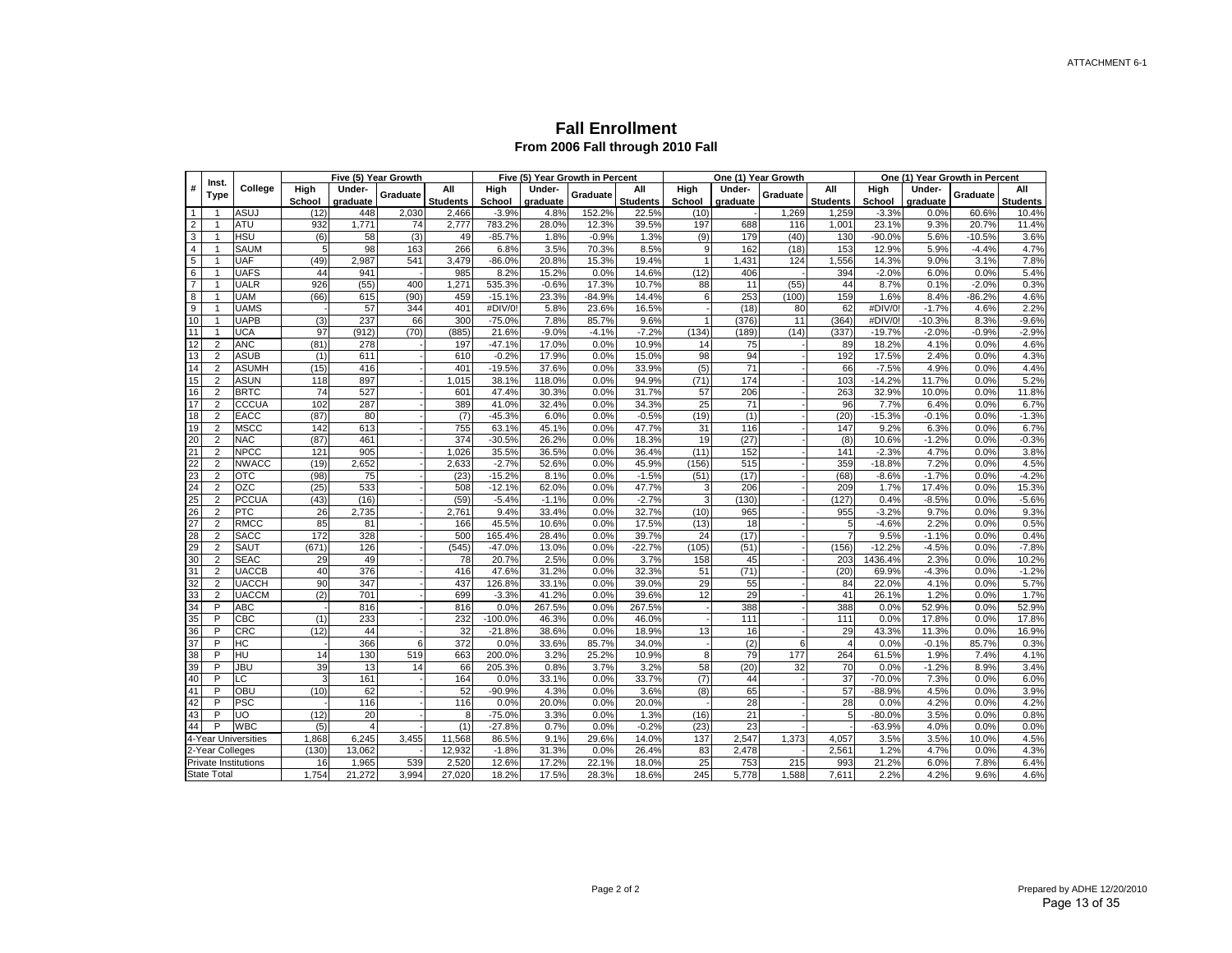ATTACHMENT 6-1

# Fall Enrollment

## From 2006 Fall through 2010 Fall

| # | Inst. Type | College | Five (5) Year Growth | | | | Five (5) Year Growth in Percent | | | | One (1) Year Growth | | | | One (1) Year Growth in Percent | | | |
|---|---|---|---|---|---|---|---|---|---|---|---|---|---|---|---|---|---|---|
| | | | High School | Under-graduate | Graduate | All Students | High School | Under-graduate | Graduate | All Students | High School | Under-graduate | Graduate | All Students | High School | Under-graduate | Graduate | All Students |
| 1 | 1 | ASUJ | (12) | 448 | 2,030 | 2,466 | -3.9% | 4.8% | 152.2% | 22.5% | (10) | - | 1,269 | 1,259 | -3.3% | 0.0% | 60.6% | 10.4% |
| 2 | 1 | ATU | 932 | 1,771 | 74 | 2,777 | 783.2% | 28.0% | 12.3% | 39.5% | 197 | 688 | 116 | 1,001 | 23.1% | 9.3% | 20.7% | 11.4% |
| 3 | 1 | HSU | (6) | 58 | (3) | 49 | -85.7% | 1.8% | -0.9% | 1.3% | (9) | 179 | (40) | 130 | -90.0% | 5.6% | -10.5% | 3.6% |
| 4 | 1 | SAUM | 5 | 98 | 163 | 266 | 6.8% | 3.5% | 70.3% | 8.5% | 9 | 162 | (18) | 153 | 12.9% | 5.9% | -4.4% | 4.7% |
| 5 | 1 | UAF | (49) | 2,987 | 541 | 3,479 | -86.0% | 20.8% | 15.3% | 19.4% | 1 | 1,431 | 124 | 1,556 | 14.3% | 9.0% | 3.1% | 7.8% |
| 6 | 1 | UAFS | 44 | 941 | - | 985 | 8.2% | 15.2% | 0.0% | 14.6% | (12) | 406 | - | 394 | -2.0% | 6.0% | 0.0% | 5.4% |
| 7 | 1 | UALR | 926 | (55) | 400 | 1,271 | 535.3% | -0.6% | 17.3% | 10.7% | 88 | 11 | (55) | 44 | 8.7% | 0.1% | -2.0% | 0.3% |
| 8 | 1 | UAM | (66) | 615 | (90) | 459 | -15.1% | 23.3% | -84.9% | 14.4% | 6 | 253 | (100) | 159 | 1.6% | 8.4% | -86.2% | 4.6% |
| 9 | 1 | UAMS | - | 57 | 344 | 401 | #DIV/0! | 5.8% | 23.6% | 16.5% | - | (18) | 80 | 62 | #DIV/0! | -1.7% | 4.6% | 2.2% |
| 10 | 1 | UAPB | (3) | 237 | 66 | 300 | -75.0% | 7.8% | 85.7% | 9.6% | 1 | (376) | 11 | (364) | #DIV/0! | -10.3% | 8.3% | -9.6% |
| 11 | 1 | UCA | 97 | (912) | (70) | (885) | 21.6% | -9.0% | -4.1% | -7.2% | (134) | (189) | (14) | (337) | -19.7% | -2.0% | -0.9% | -2.9% |
| 12 | 2 | ANC | (81) | 278 | - | 197 | -47.1% | 17.0% | 0.0% | 10.9% | 14 | 75 | - | 89 | 18.2% | 4.1% | 0.0% | 4.6% |
| 13 | 2 | ASUB | (1) | 611 | - | 610 | -0.2% | 17.9% | 0.0% | 15.0% | 98 | 94 | - | 192 | 17.5% | 2.4% | 0.0% | 4.3% |
| 14 | 2 | ASUMH | (15) | 416 | - | 401 | -19.5% | 37.6% | 0.0% | 33.9% | (5) | 71 | - | 66 | -7.5% | 4.9% | 0.0% | 4.4% |
| 15 | 2 | ASUN | 118 | 897 | - | 1,015 | 38.1% | 118.0% | 0.0% | 94.9% | (71) | 174 | - | 103 | -14.2% | 11.7% | 0.0% | 5.2% |
| 16 | 2 | BRTC | 74 | 527 | - | 601 | 47.4% | 30.3% | 0.0% | 31.7% | 57 | 206 | - | 263 | 32.9% | 10.0% | 0.0% | 11.8% |
| 17 | 2 | CCCUA | 102 | 287 | - | 389 | 41.0% | 32.4% | 0.0% | 34.3% | 25 | 71 | - | 96 | 7.7% | 6.4% | 0.0% | 6.7% |
| 18 | 2 | EACC | (87) | 80 | - | (7) | -45.3% | 6.0% | 0.0% | -0.5% | (19) | (1) | - | (20) | -15.3% | -0.1% | 0.0% | -1.3% |
| 19 | 2 | MSCC | 142 | 613 | - | 755 | 63.1% | 45.1% | 0.0% | 47.7% | 31 | 116 | - | 147 | 9.2% | 6.3% | 0.0% | 6.7% |
| 20 | 2 | NAC | (87) | 461 | - | 374 | -30.5% | 26.2% | 0.0% | 18.3% | 19 | (27) | - | (8) | 10.6% | -1.2% | 0.0% | -0.3% |
| 21 | 2 | NPCC | 121 | 905 | - | 1,026 | 35.5% | 36.5% | 0.0% | 36.4% | (11) | 152 | - | 141 | -2.3% | 4.7% | 0.0% | 3.8% |
| 22 | 2 | NWACC | (19) | 2,652 | - | 2,633 | -2.7% | 52.6% | 0.0% | 45.9% | (156) | 515 | - | 359 | -18.8% | 7.2% | 0.0% | 4.5% |
| 23 | 2 | OTC | (98) | 75 | - | (23) | -15.2% | 8.1% | 0.0% | -1.5% | (51) | (17) | - | (68) | -8.6% | -1.7% | 0.0% | -4.2% |
| 24 | 2 | OZC | (25) | 533 | - | 508 | -12.1% | 62.0% | 0.0% | 47.7% | 3 | 206 | - | 209 | 1.7% | 17.4% | 0.0% | 15.3% |
| 25 | 2 | PCCUA | (43) | (16) | - | (59) | -5.4% | -1.1% | 0.0% | -2.7% | 3 | (130) | - | (127) | 0.4% | -8.5% | 0.0% | -5.6% |
| 26 | 2 | PTC | 26 | 2,735 | - | 2,761 | 9.4% | 33.4% | 0.0% | 32.7% | (10) | 965 | - | 955 | -3.2% | 9.7% | 0.0% | 9.3% |
| 27 | 2 | RMCC | 85 | 81 | - | 166 | 45.5% | 10.6% | 0.0% | 17.5% | (13) | 18 | - | 5 | -4.6% | 2.2% | 0.0% | 0.5% |
| 28 | 2 | SACC | 172 | 328 | - | 500 | 165.4% | 28.4% | 0.0% | 39.7% | 24 | (17) | - | 7 | 9.5% | -1.1% | 0.0% | 0.4% |
| 29 | 2 | SAUT | (671) | 126 | - | (545) | -47.0% | 13.0% | 0.0% | -22.7% | (105) | (51) | - | (156) | -12.2% | -4.5% | 0.0% | -7.8% |
| 30 | 2 | SEAC | 29 | 49 | - | 78 | 20.7% | 2.5% | 0.0% | 3.7% | 158 | 45 | - | 203 | 1436.4% | 2.3% | 0.0% | 10.2% |
| 31 | 2 | UACCB | 40 | 376 | - | 416 | 47.6% | 31.2% | 0.0% | 32.3% | 51 | (71) | - | (20) | 69.9% | -4.3% | 0.0% | -1.2% |
| 32 | 2 | UACCH | 90 | 347 | - | 437 | 126.8% | 33.1% | 0.0% | 39.0% | 29 | 55 | - | 84 | 22.0% | 4.1% | 0.0% | 5.7% |
| 33 | 2 | UACCM | (2) | 701 | - | 699 | -3.3% | 41.2% | 0.0% | 39.6% | 12 | 29 | - | 41 | 26.1% | 1.2% | 0.0% | 1.7% |
| 34 | P | ABC | - | 816 | - | 816 | 0.0% | 267.5% | 0.0% | 267.5% | - | 388 | - | 388 | 0.0% | 52.9% | 0.0% | 52.9% |
| 35 | P | CBC | (1) | 233 | - | 232 | -100.0% | 46.3% | 0.0% | 46.0% | - | 111 | - | 111 | 0.0% | 17.8% | 0.0% | 17.8% |
| 36 | P | CRC | (12) | 44 | - | 32 | -21.8% | 38.6% | 0.0% | 18.9% | 13 | 16 | - | 29 | 43.3% | 11.3% | 0.0% | 16.9% |
| 37 | P | HC | - | 366 | 6 | 372 | 0.0% | 33.6% | 85.7% | 34.0% | - | (2) | 6 | 4 | 0.0% | -0.1% | 85.7% | 0.3% |
| 38 | P | HU | 14 | 130 | 519 | 663 | 200.0% | 3.2% | 25.2% | 10.9% | 8 | 79 | 177 | 264 | 61.5% | 1.9% | 7.4% | 4.1% |
| 39 | P | JBU | 39 | 13 | 14 | 66 | 205.3% | 0.8% | 3.7% | 3.2% | 58 | (20) | 32 | 70 | 0.0% | -1.2% | 8.9% | 3.4% |
| 40 | P | LC | 3 | 161 | - | 164 | 0.0% | 33.1% | 0.0% | 33.7% | (7) | 44 | - | 37 | -70.0% | 7.3% | 0.0% | 6.0% |
| 41 | P | OBU | (10) | 62 | - | 52 | -90.9% | 4.3% | 0.0% | 3.6% | (8) | 65 | - | 57 | -88.9% | 4.5% | 0.0% | 3.9% |
| 42 | P | PSC | - | 116 | - | 116 | 0.0% | 20.0% | 0.0% | 20.0% | - | 28 | - | 28 | 0.0% | 4.2% | 0.0% | 4.2% |
| 43 | P | UO | (12) | 20 | - | 8 | -75.0% | 3.3% | 0.0% | 1.3% | (16) | 21 | - | 5 | -80.0% | 3.5% | 0.0% | 0.8% |
| 44 | P | WBC | (5) | 4 | - | (1) | -27.8% | 0.7% | 0.0% | -0.2% | (23) | 23 | - | - | -63.9% | 4.0% | 0.0% | 0.0% |
| 4-Year Universities | | | 1,868 | 6,245 | 3,455 | 11,568 | 86.5% | 9.1% | 29.6% | 14.0% | 137 | 2,547 | 1,373 | 4,057 | 3.5% | 3.5% | 10.0% | 4.5% |
| 2-Year Colleges | | | (130) | 13,062 | - | 12,932 | -1.8% | 31.3% | 0.0% | 26.4% | 83 | 2,478 | - | 2,561 | 1.2% | 4.7% | 0.0% | 4.3% |
| Private Institutions | | | 16 | 1,965 | 539 | 2,520 | 12.6% | 17.2% | 22.1% | 18.0% | 25 | 753 | 215 | 993 | 21.2% | 6.0% | 7.8% | 6.4% |
| State Total | | | 1,754 | 21,272 | 3,994 | 27,020 | 18.2% | 17.5% | 28.3% | 18.6% | 245 | 5,778 | 1,588 | 7,611 | 2.2% | 4.2% | 9.6% | 4.6% |

Page 2 of 2

Prepared by ADHE 12/20/2010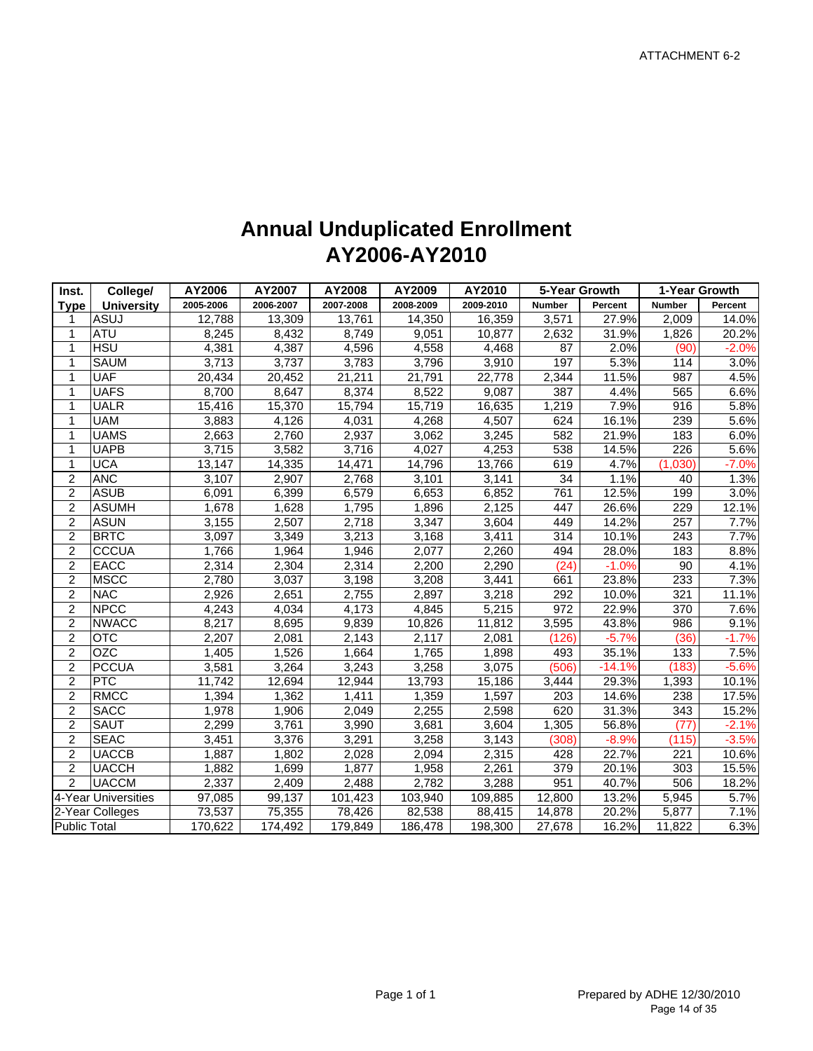ATTACHMENT 6-2

# Annual Unduplicated Enrollment
# AY2006-AY2010

| Inst. Type | College/ University | AY2006 | AY2007 | AY2008 | AY2009 | AY2010 | 5-Year Growth | | 1-Year Growth | |
|---|---|---|---|---|---|---|---|---|---|---|
| | | 2005-2006 | 2006-2007 | 2007-2008 | 2008-2009 | 2009-2010 | Number | Percent | Number | Percent |
| 1 | ASUJ | 12,788 | 13,309 | 13,761 | 14,350 | 16,359 | 3,571 | 27.9% | 2,009 | 14.0% |
| 1 | ATU | 8,245 | 8,432 | 8,749 | 9,051 | 10,877 | 2,632 | 31.9% | 1,826 | 20.2% |
| 1 | HSU | 4,381 | 4,387 | 4,596 | 4,558 | 4,468 | 87 | 2.0% | (90) | -2.0% |
| 1 | SAUM | 3,713 | 3,737 | 3,783 | 3,796 | 3,910 | 197 | 5.3% | 114 | 3.0% |
| 1 | UAF | 20,434 | 20,452 | 21,211 | 21,791 | 22,778 | 2,344 | 11.5% | 987 | 4.5% |
| 1 | UAFS | 8,700 | 8,647 | 8,374 | 8,522 | 9,087 | 387 | 4.4% | 565 | 6.6% |
| 1 | UALR | 15,416 | 15,370 | 15,794 | 15,719 | 16,635 | 1,219 | 7.9% | 916 | 5.8% |
| 1 | UAM | 3,883 | 4,126 | 4,031 | 4,268 | 4,507 | 624 | 16.1% | 239 | 5.6% |
| 1 | UAMS | 2,663 | 2,760 | 2,937 | 3,062 | 3,245 | 582 | 21.9% | 183 | 6.0% |
| 1 | UAPB | 3,715 | 3,582 | 3,716 | 4,027 | 4,253 | 538 | 14.5% | 226 | 5.6% |
| 1 | UCA | 13,147 | 14,335 | 14,471 | 14,796 | 13,766 | 619 | 4.7% | (1,030) | -7.0% |
| 2 | ANC | 3,107 | 2,907 | 2,768 | 3,101 | 3,141 | 34 | 1.1% | 40 | 1.3% |
| 2 | ASUB | 6,091 | 6,399 | 6,579 | 6,653 | 6,852 | 761 | 12.5% | 199 | 3.0% |
| 2 | ASUMH | 1,678 | 1,628 | 1,795 | 1,896 | 2,125 | 447 | 26.6% | 229 | 12.1% |
| 2 | ASUN | 3,155 | 2,507 | 2,718 | 3,347 | 3,604 | 449 | 14.2% | 257 | 7.7% |
| 2 | BRTC | 3,097 | 3,349 | 3,213 | 3,168 | 3,411 | 314 | 10.1% | 243 | 7.7% |
| 2 | CCCUA | 1,766 | 1,964 | 1,946 | 2,077 | 2,260 | 494 | 28.0% | 183 | 8.8% |
| 2 | EACC | 2,314 | 2,304 | 2,314 | 2,200 | 2,290 | (24) | -1.0% | 90 | 4.1% |
| 2 | MSCC | 2,780 | 3,037 | 3,198 | 3,208 | 3,441 | 661 | 23.8% | 233 | 7.3% |
| 2 | NAC | 2,926 | 2,651 | 2,755 | 2,897 | 3,218 | 292 | 10.0% | 321 | 11.1% |
| 2 | NPCC | 4,243 | 4,034 | 4,173 | 4,845 | 5,215 | 972 | 22.9% | 370 | 7.6% |
| 2 | NWACC | 8,217 | 8,695 | 9,839 | 10,826 | 11,812 | 3,595 | 43.8% | 986 | 9.1% |
| 2 | OTC | 2,207 | 2,081 | 2,143 | 2,117 | 2,081 | (126) | -5.7% | (36) | -1.7% |
| 2 | OZC | 1,405 | 1,526 | 1,664 | 1,765 | 1,898 | 493 | 35.1% | 133 | 7.5% |
| 2 | PCCUA | 3,581 | 3,264 | 3,243 | 3,258 | 3,075 | (506) | -14.1% | (183) | -5.6% |
| 2 | PTC | 11,742 | 12,694 | 12,944 | 13,793 | 15,186 | 3,444 | 29.3% | 1,393 | 10.1% |
| 2 | RMCC | 1,394 | 1,362 | 1,411 | 1,359 | 1,597 | 203 | 14.6% | 238 | 17.5% |
| 2 | SACC | 1,978 | 1,906 | 2,049 | 2,255 | 2,598 | 620 | 31.3% | 343 | 15.2% |
| 2 | SAUT | 2,299 | 3,761 | 3,990 | 3,681 | 3,604 | 1,305 | 56.8% | (77) | -2.1% |
| 2 | SEAC | 3,451 | 3,376 | 3,291 | 3,258 | 3,143 | (308) | -8.9% | (115) | -3.5% |
| 2 | UACCB | 1,887 | 1,802 | 2,028 | 2,094 | 2,315 | 428 | 22.7% | 221 | 10.6% |
| 2 | UACCH | 1,882 | 1,699 | 1,877 | 1,958 | 2,261 | 379 | 20.1% | 303 | 15.5% |
| 2 | UACCM | 2,337 | 2,409 | 2,488 | 2,782 | 3,288 | 951 | 40.7% | 506 | 18.2% |
| 4-Year Universities | | 97,085 | 99,137 | 101,423 | 103,940 | 109,885 | 12,800 | 13.2% | 5,945 | 5.7% |
| 2-Year Colleges | | 73,537 | 75,355 | 78,426 | 82,538 | 88,415 | 14,878 | 20.2% | 5,877 | 7.1% |
| Public Total | | 170,622 | 174,492 | 179,849 | 186,478 | 198,300 | 27,678 | 16.2% | 11,822 | 6.3% |

Prepared by ADHE 12/30/2010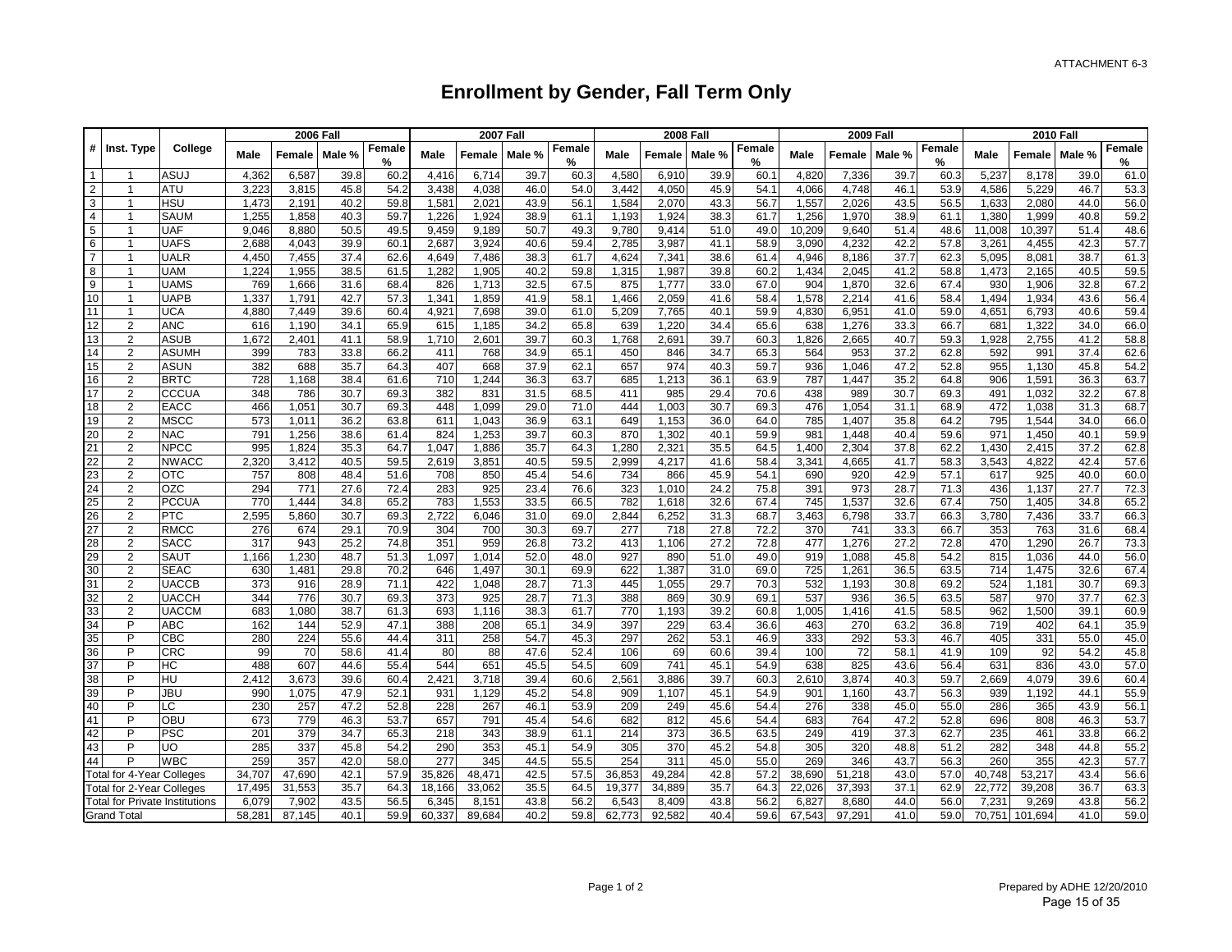ATTACHMENT 6-3

# Enrollment by Gender, Fall Term Only

| # | Inst. Type | College | 2006 Fall | | | | 2007 Fall | | | | 2008 Fall | | | | 2009 Fall | | | | 2010 Fall | | | |
|---|---|---|---|---|---|---|---|---|---|---|---|---|---|---|---|---|---|---|---|---|---|---|
| | | | Male | Female | Male % | Female % | Male | Female | Male % | Female % | Male | Female | Male % | Female % | Male | Female | Male % | Female % | Male | Female | Male % | Female % |
| 1 | 1 | ASUJ | 4,362 | 6,587 | 39.8 | 60.2 | 4,416 | 6,714 | 39.7 | 60.3 | 4,580 | 6,910 | 39.9 | 60.1 | 4,820 | 7,336 | 39.7 | 60.3 | 5,237 | 8,178 | 39.0 | 61.0 |
| 2 | 1 | ATU | 3,223 | 3,815 | 45.8 | 54.2 | 3,438 | 4,038 | 46.0 | 54.0 | 3,442 | 4,050 | 45.9 | 54.1 | 4,066 | 4,748 | 46.1 | 53.9 | 4,586 | 5,229 | 46.7 | 53.3 |
| 3 | 1 | HSU | 1,473 | 2,191 | 40.2 | 59.8 | 1,581 | 2,021 | 43.9 | 56.1 | 1,584 | 2,070 | 43.3 | 56.7 | 1,557 | 2,026 | 43.5 | 56.5 | 1,633 | 2,080 | 44.0 | 56.0 |
| 4 | 1 | SAUM | 1,255 | 1,858 | 40.3 | 59.7 | 1,226 | 1,924 | 38.9 | 61.1 | 1,193 | 1,924 | 38.3 | 61.7 | 1,256 | 1,970 | 38.9 | 61.1 | 1,380 | 1,999 | 40.8 | 59.2 |
| 5 | 1 | UAF | 9,046 | 8,880 | 50.5 | 49.5 | 9,459 | 9,189 | 50.7 | 49.3 | 9,780 | 9,414 | 51.0 | 49.0 | 10,209 | 9,640 | 51.4 | 48.6 | 11,008 | 10,397 | 51.4 | 48.6 |
| 6 | 1 | UAFS | 2,688 | 4,043 | 39.9 | 60.1 | 2,687 | 3,924 | 40.6 | 59.4 | 2,785 | 3,987 | 41.1 | 58.9 | 3,090 | 4,232 | 42.2 | 57.8 | 3,261 | 4,455 | 42.3 | 57.7 |
| 7 | 1 | UALR | 4,450 | 7,455 | 37.4 | 62.6 | 4,649 | 7,486 | 38.3 | 61.7 | 4,624 | 7,341 | 38.6 | 61.4 | 4,946 | 8,186 | 37.7 | 62.3 | 5,095 | 8,081 | 38.7 | 61.3 |
| 8 | 1 | UAM | 1,224 | 1,955 | 38.5 | 61.5 | 1,282 | 1,905 | 40.2 | 59.8 | 1,315 | 1,987 | 39.8 | 60.2 | 1,434 | 2,045 | 41.2 | 58.8 | 1,473 | 2,165 | 40.5 | 59.5 |
| 9 | 1 | UAMS | 769 | 1,666 | 31.6 | 68.4 | 826 | 1,713 | 32.5 | 67.5 | 875 | 1,777 | 33.0 | 67.0 | 904 | 1,870 | 32.6 | 67.4 | 930 | 1,906 | 32.8 | 67.2 |
| 10 | 1 | UAPB | 1,337 | 1,791 | 42.7 | 57.3 | 1,341 | 1,859 | 41.9 | 58.1 | 1,466 | 2,059 | 41.6 | 58.4 | 1,578 | 2,214 | 41.6 | 58.4 | 1,494 | 1,934 | 43.6 | 56.4 |
| 11 | 1 | UCA | 4,880 | 7,449 | 39.6 | 60.4 | 4,921 | 7,698 | 39.0 | 61.0 | 5,209 | 7,765 | 40.1 | 59.9 | 4,830 | 6,951 | 41.0 | 59.0 | 4,651 | 6,793 | 40.6 | 59.4 |
| 12 | 2 | ANC | 616 | 1,190 | 34.1 | 65.9 | 615 | 1,185 | 34.2 | 65.8 | 639 | 1,220 | 34.4 | 65.6 | 638 | 1,276 | 33.3 | 66.7 | 681 | 1,322 | 34.0 | 66.0 |
| 13 | 2 | ASUB | 1,672 | 2,401 | 41.1 | 58.9 | 1,710 | 2,601 | 39.7 | 60.3 | 1,768 | 2,691 | 39.7 | 60.3 | 1,826 | 2,665 | 40.7 | 59.3 | 1,928 | 2,755 | 41.2 | 58.8 |
| 14 | 2 | ASUMH | 399 | 783 | 33.8 | 66.2 | 411 | 768 | 34.9 | 65.1 | 450 | 846 | 34.7 | 65.3 | 564 | 953 | 37.2 | 62.8 | 592 | 991 | 37.4 | 62.6 |
| 15 | 2 | ASUN | 382 | 688 | 35.7 | 64.3 | 407 | 668 | 37.9 | 62.1 | 657 | 974 | 40.3 | 59.7 | 936 | 1,046 | 47.2 | 52.8 | 955 | 1,130 | 45.8 | 54.2 |
| 16 | 2 | BRTC | 728 | 1,168 | 38.4 | 61.6 | 710 | 1,244 | 36.3 | 63.7 | 685 | 1,213 | 36.1 | 63.9 | 787 | 1,447 | 35.2 | 64.8 | 906 | 1,591 | 36.3 | 63.7 |
| 17 | 2 | CCCUA | 348 | 786 | 30.7 | 69.3 | 382 | 831 | 31.5 | 68.5 | 411 | 985 | 29.4 | 70.6 | 438 | 989 | 30.7 | 69.3 | 491 | 1,032 | 32.2 | 67.8 |
| 18 | 2 | EACC | 466 | 1,051 | 30.7 | 69.3 | 448 | 1,099 | 29.0 | 71.0 | 444 | 1,003 | 30.7 | 69.3 | 476 | 1,054 | 31.1 | 68.9 | 472 | 1,038 | 31.3 | 68.7 |
| 19 | 2 | MSCC | 573 | 1,011 | 36.2 | 63.8 | 611 | 1,043 | 36.9 | 63.1 | 649 | 1,153 | 36.0 | 64.0 | 785 | 1,407 | 35.8 | 64.2 | 795 | 1,544 | 34.0 | 66.0 |
| 20 | 2 | NAC | 791 | 1,256 | 38.6 | 61.4 | 824 | 1,253 | 39.7 | 60.3 | 870 | 1,302 | 40.1 | 59.9 | 981 | 1,448 | 40.4 | 59.6 | 971 | 1,450 | 40.1 | 59.9 |
| 21 | 2 | NPCC | 995 | 1,824 | 35.3 | 64.7 | 1,047 | 1,886 | 35.7 | 64.3 | 1,280 | 2,321 | 35.5 | 64.5 | 1,400 | 2,304 | 37.8 | 62.2 | 1,430 | 2,415 | 37.2 | 62.8 |
| 22 | 2 | NWACC | 2,320 | 3,412 | 40.5 | 59.5 | 2,619 | 3,851 | 40.5 | 59.5 | 2,999 | 4,217 | 41.6 | 58.4 | 3,341 | 4,665 | 41.7 | 58.3 | 3,543 | 4,822 | 42.4 | 57.6 |
| 23 | 2 | OTC | 757 | 808 | 48.4 | 51.6 | 708 | 850 | 45.4 | 54.6 | 734 | 866 | 45.9 | 54.1 | 690 | 920 | 42.9 | 57.1 | 617 | 925 | 40.0 | 60.0 |
| 24 | 2 | OZC | 294 | 771 | 27.6 | 72.4 | 283 | 925 | 23.4 | 76.6 | 323 | 1,010 | 24.2 | 75.8 | 391 | 973 | 28.7 | 71.3 | 436 | 1,137 | 27.7 | 72.3 |
| 25 | 2 | PCCUA | 770 | 1,444 | 34.8 | 65.2 | 783 | 1,553 | 33.5 | 66.5 | 782 | 1,618 | 32.6 | 67.4 | 745 | 1,537 | 32.6 | 67.4 | 750 | 1,405 | 34.8 | 65.2 |
| 26 | 2 | PTC | 2,595 | 5,860 | 30.7 | 69.3 | 2,722 | 6,046 | 31.0 | 69.0 | 2,844 | 6,252 | 31.3 | 68.7 | 3,463 | 6,798 | 33.7 | 66.3 | 3,780 | 7,436 | 33.7 | 66.3 |
| 27 | 2 | RMCC | 276 | 674 | 29.1 | 70.9 | 304 | 700 | 30.3 | 69.7 | 277 | 718 | 27.8 | 72.2 | 370 | 741 | 33.3 | 66.7 | 353 | 763 | 31.6 | 68.4 |
| 28 | 2 | SACC | 317 | 943 | 25.2 | 74.8 | 351 | 959 | 26.8 | 73.2 | 413 | 1,106 | 27.2 | 72.8 | 477 | 1,276 | 27.2 | 72.8 | 470 | 1,290 | 26.7 | 73.3 |
| 29 | 2 | SAUT | 1,166 | 1,230 | 48.7 | 51.3 | 1,097 | 1,014 | 52.0 | 48.0 | 927 | 890 | 51.0 | 49.0 | 919 | 1,088 | 45.8 | 54.2 | 815 | 1,036 | 44.0 | 56.0 |
| 30 | 2 | SEAC | 630 | 1,481 | 29.8 | 70.2 | 646 | 1,497 | 30.1 | 69.9 | 622 | 1,387 | 31.0 | 69.0 | 725 | 1,261 | 36.5 | 63.5 | 714 | 1,475 | 32.6 | 67.4 |
| 31 | 2 | UACCB | 373 | 916 | 28.9 | 71.1 | 422 | 1,048 | 28.7 | 71.3 | 445 | 1,055 | 29.7 | 70.3 | 532 | 1,193 | 30.8 | 69.2 | 524 | 1,181 | 30.7 | 69.3 |
| 32 | 2 | UACCH | 344 | 776 | 30.7 | 69.3 | 373 | 925 | 28.7 | 71.3 | 388 | 869 | 30.9 | 69.1 | 537 | 936 | 36.5 | 63.5 | 587 | 970 | 37.7 | 62.3 |
| 33 | 2 | UACCM | 683 | 1,080 | 38.7 | 61.3 | 693 | 1,116 | 38.3 | 61.7 | 770 | 1,193 | 39.2 | 60.8 | 1,005 | 1,416 | 41.5 | 58.5 | 962 | 1,500 | 39.1 | 60.9 |
| 34 | P | ABC | 162 | 144 | 52.9 | 47.1 | 388 | 208 | 65.1 | 34.9 | 397 | 229 | 63.4 | 36.6 | 463 | 270 | 63.2 | 36.8 | 719 | 402 | 64.1 | 35.9 |
| 35 | P | CBC | 280 | 224 | 55.6 | 44.4 | 311 | 258 | 54.7 | 45.3 | 297 | 262 | 53.1 | 46.9 | 333 | 292 | 53.3 | 46.7 | 405 | 331 | 55.0 | 45.0 |
| 36 | P | CRC | 99 | 70 | 58.6 | 41.4 | 80 | 88 | 47.6 | 52.4 | 106 | 69 | 60.6 | 39.4 | 100 | 72 | 58.1 | 41.9 | 109 | 92 | 54.2 | 45.8 |
| 37 | P | HC | 488 | 607 | 44.6 | 55.4 | 544 | 651 | 45.5 | 54.5 | 609 | 741 | 45.1 | 54.9 | 638 | 825 | 43.6 | 56.4 | 631 | 836 | 43.0 | 57.0 |
| 38 | P | HU | 2,412 | 3,673 | 39.6 | 60.4 | 2,421 | 3,718 | 39.4 | 60.6 | 2,561 | 3,886 | 39.7 | 60.3 | 2,610 | 3,874 | 40.3 | 59.7 | 2,669 | 4,079 | 39.6 | 60.4 |
| 39 | P | JBU | 990 | 1,075 | 47.9 | 52.1 | 931 | 1,129 | 45.2 | 54.8 | 909 | 1,107 | 45.1 | 54.9 | 901 | 1,160 | 43.7 | 56.3 | 939 | 1,192 | 44.1 | 55.9 |
| 40 | P | LC | 230 | 257 | 47.2 | 52.8 | 228 | 267 | 46.1 | 53.9 | 209 | 249 | 45.6 | 54.4 | 276 | 338 | 45.0 | 55.0 | 286 | 365 | 43.9 | 56.1 |
| 41 | P | OBU | 673 | 779 | 46.3 | 53.7 | 657 | 791 | 45.4 | 54.6 | 682 | 812 | 45.6 | 54.4 | 683 | 764 | 47.2 | 52.8 | 696 | 808 | 46.3 | 53.7 |
| 42 | P | PSC | 201 | 379 | 34.7 | 65.3 | 218 | 343 | 38.9 | 61.1 | 214 | 373 | 36.5 | 63.5 | 249 | 419 | 37.3 | 62.7 | 235 | 461 | 33.8 | 66.2 |
| 43 | P | UO | 285 | 337 | 45.8 | 54.2 | 290 | 353 | 45.1 | 54.9 | 305 | 370 | 45.2 | 54.8 | 305 | 320 | 48.8 | 51.2 | 282 | 348 | 44.8 | 55.2 |
| 44 | P | WBC | 259 | 357 | 42.0 | 58.0 | 277 | 345 | 44.5 | 55.5 | 254 | 311 | 45.0 | 55.0 | 269 | 346 | 43.7 | 56.3 | 260 | 355 | 42.3 | 57.7 |
| Total for 4-Year Colleges | | | 34,707 | 47,690 | 42.1 | 57.9 | 35,826 | 48,471 | 42.5 | 57.5 | 36,853 | 49,284 | 42.8 | 57.2 | 38,690 | 51,218 | 43.0 | 57.0 | 40,748 | 53,217 | 43.4 | 56.6 |
| Total for 2-Year Colleges | | | 17,495 | 31,553 | 35.7 | 64.3 | 18,166 | 33,062 | 35.5 | 64.5 | 19,377 | 34,889 | 35.7 | 64.3 | 22,026 | 37,393 | 37.1 | 62.9 | 22,772 | 39,208 | 36.7 | 63.3 |
| Total for Private Institutions | | | 6,079 | 7,902 | 43.5 | 56.5 | 6,345 | 8,151 | 43.8 | 56.2 | 6,543 | 8,409 | 43.8 | 56.2 | 6,827 | 8,680 | 44.0 | 56.0 | 7,231 | 9,269 | 43.8 | 56.2 |
| Grand Total | | | 58,281 | 87,145 | 40.1 | 59.9 | 60,337 | 89,684 | 40.2 | 59.8 | 62,773 | 92,582 | 40.4 | 59.6 | 67,543 | 97,291 | 41.0 | 59.0 | 70,751 | 101,694 | 41.0 | 59.0 |

Prepared by ADHE 12/20/2010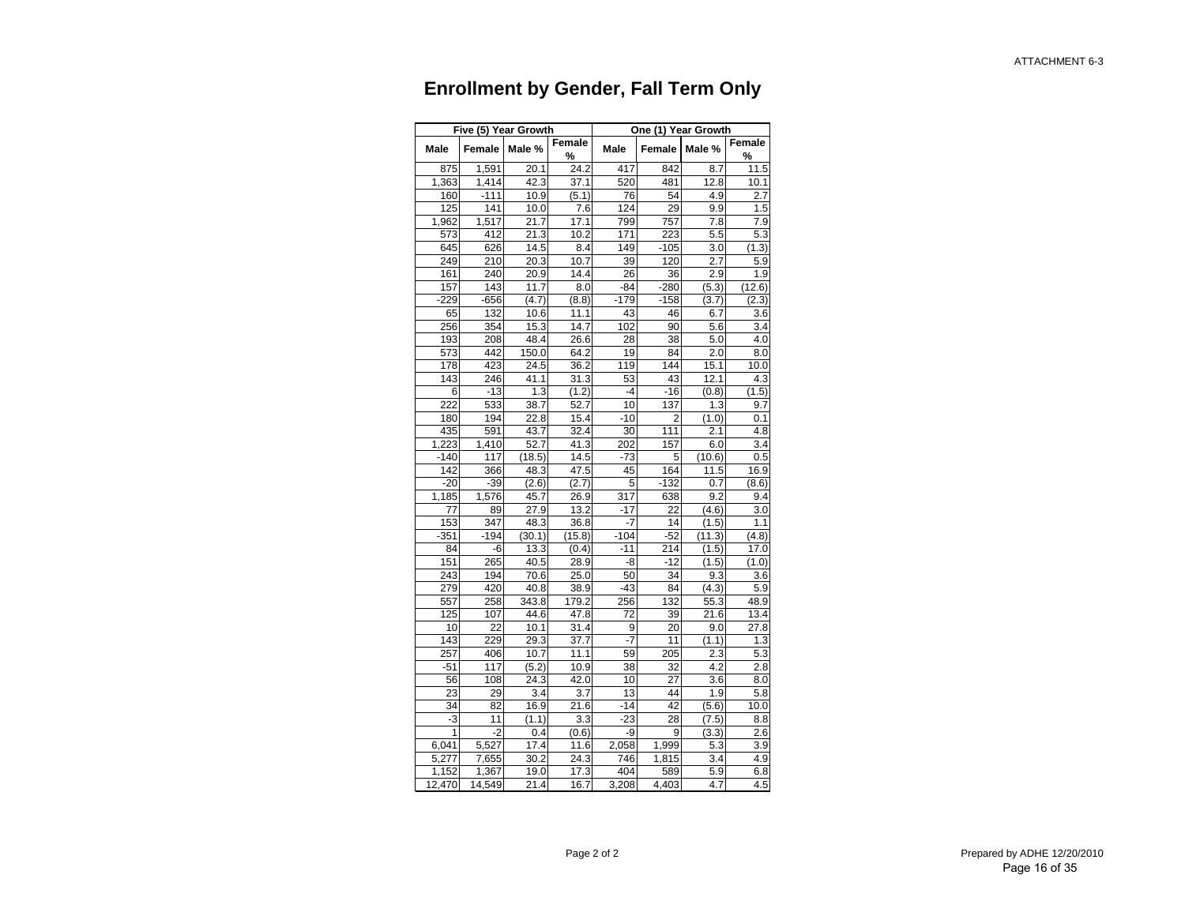ATTACHMENT 6-3

# Enrollment by Gender, Fall Term Only

| Five (5) Year Growth | | | | One (1) Year Growth | | | |
|---|---|---|---|---|---|---|---|
| Male | Female | Male % | Female % | Male | Female | Male % | Female % |
| 875 | 1,591 | 20.1 | 24.2 | 417 | 842 | 8.7 | 11.5 |
| 1,363 | 1,414 | 42.3 | 37.1 | 520 | 481 | 12.8 | 10.1 |
| 160 | -111 | 10.9 | (5.1) | 76 | 54 | 4.9 | 2.7 |
| 125 | 141 | 10.0 | 7.6 | 124 | 29 | 9.9 | 1.5 |
| 1,962 | 1,517 | 21.7 | 17.1 | 799 | 757 | 7.8 | 7.9 |
| 573 | 412 | 21.3 | 10.2 | 171 | 223 | 5.5 | 5.3 |
| 645 | 626 | 14.5 | 8.4 | 149 | -105 | 3.0 | (1.3) |
| 249 | 210 | 20.3 | 10.7 | 39 | 120 | 2.7 | 5.9 |
| 161 | 240 | 20.9 | 14.4 | 26 | 36 | 2.9 | 1.9 |
| 157 | 143 | 11.7 | 8.0 | -84 | -280 | (5.3) | (12.6) |
| -229 | -656 | (4.7) | (8.8) | -179 | -158 | (3.7) | (2.3) |
| 65 | 132 | 10.6 | 11.1 | 43 | 46 | 6.7 | 3.6 |
| 256 | 354 | 15.3 | 14.7 | 102 | 90 | 5.6 | 3.4 |
| 193 | 208 | 48.4 | 26.6 | 28 | 38 | 5.0 | 4.0 |
| 573 | 442 | 150.0 | 64.2 | 19 | 84 | 2.0 | 8.0 |
| 178 | 423 | 24.5 | 36.2 | 119 | 144 | 15.1 | 10.0 |
| 143 | 246 | 41.1 | 31.3 | 53 | 43 | 12.1 | 4.3 |
| 6 | -13 | 1.3 | (1.2) | -4 | -16 | (0.8) | (1.5) |
| 222 | 533 | 38.7 | 52.7 | 10 | 137 | 1.3 | 9.7 |
| 180 | 194 | 22.8 | 15.4 | -10 | 2 | (1.0) | 0.1 |
| 435 | 591 | 43.7 | 32.4 | 30 | 111 | 2.1 | 4.8 |
| 1,223 | 1,410 | 52.7 | 41.3 | 202 | 157 | 6.0 | 3.4 |
| -140 | 117 | (18.5) | 14.5 | -73 | 5 | (10.6) | 0.5 |
| 142 | 366 | 48.3 | 47.5 | 45 | 164 | 11.5 | 16.9 |
| -20 | -39 | (2.6) | (2.7) | 5 | -132 | 0.7 | (8.6) |
| 1,185 | 1,576 | 45.7 | 26.9 | 317 | 638 | 9.2 | 9.4 |
| 77 | 89 | 27.9 | 13.2 | -17 | 22 | (4.6) | 3.0 |
| 153 | 347 | 48.3 | 36.8 | -7 | 14 | (1.5) | 1.1 |
| -351 | -194 | (30.1) | (15.8) | -104 | -52 | (11.3) | (4.8) |
| 84 | -6 | 13.3 | (0.4) | -11 | 214 | (1.5) | 17.0 |
| 151 | 265 | 40.5 | 28.9 | -8 | -12 | (1.5) | (1.0) |
| 243 | 194 | 70.6 | 25.0 | 50 | 34 | 9.3 | 3.6 |
| 279 | 420 | 40.8 | 38.9 | -43 | 84 | (4.3) | 5.9 |
| 557 | 258 | 343.8 | 179.2 | 256 | 132 | 55.3 | 48.9 |
| 125 | 107 | 44.6 | 47.8 | 72 | 39 | 21.6 | 13.4 |
| 10 | 22 | 10.1 | 31.4 | 9 | 20 | 9.0 | 27.8 |
| 143 | 229 | 29.3 | 37.7 | -7 | 11 | (1.1) | 1.3 |
| 257 | 406 | 10.7 | 11.1 | 59 | 205 | 2.3 | 5.3 |
| -51 | 117 | (5.2) | 10.9 | 38 | 32 | 4.2 | 2.8 |
| 56 | 108 | 24.3 | 42.0 | 10 | 27 | 3.6 | 8.0 |
| 23 | 29 | 3.4 | 3.7 | 13 | 44 | 1.9 | 5.8 |
| 34 | 82 | 16.9 | 21.6 | -14 | 42 | (5.6) | 10.0 |
| -3 | 11 | (1.1) | 3.3 | -23 | 28 | (7.5) | 8.8 |
| 1 | -2 | 0.4 | (0.6) | -9 | 9 | (3.3) | 2.6 |
| 6,041 | 5,527 | 17.4 | 11.6 | 2,058 | 1,999 | 5.3 | 3.9 |
| 5,277 | 7,655 | 30.2 | 24.3 | 746 | 1,815 | 3.4 | 4.9 |
| 1,152 | 1,367 | 19.0 | 17.3 | 404 | 589 | 5.9 | 6.8 |
| 12,470 | 14,549 | 21.4 | 16.7 | 3,208 | 4,403 | 4.7 | 4.5 |

Prepared by ADHE 12/20/2010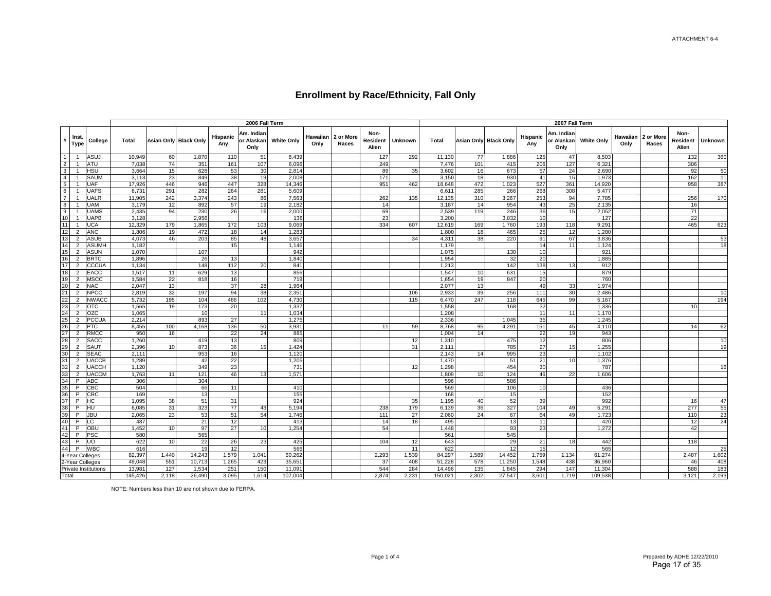# Enrollment by Race/Ethnicity, Fall Only

| # | Inst. Type | College | 2006 Fall Term Total | Asian Only | Black Only | Hispanic Any | Am. Indian or Alaskan Only | White Only | Hawaiian Only | 2 or More Races | Non-Resident Alien | Unknown | 2007 Fall Term Total | Asian Only | Black Only | Hispanic Any | Am. Indian or Alaskan Only | White Only | Hawaiian Only | 2 or More Races | Non-Resident Alien | Unknown |
|---|---|---|---|---|---|---|---|---|---|---|---|---|---|---|---|---|---|---|---|---|---|---|
| 1 | 1 | ASUJ | 10,949 | 60 | 1,870 | 110 | 51 | 8,439 | | | 127 | 292 | 11,130 | 77 | 1,886 | 125 | 47 | 8,503 | | | 132 | 360 |
| 2 | 1 | ATU | 7,038 | 74 | 351 | 161 | 107 | 6,096 | | | 249 | | 7,476 | 101 | 415 | 206 | 127 | 6,321 | | | 306 | |
| 3 | 1 | HSU | 3,664 | 15 | 628 | 53 | 30 | 2,814 | | | 89 | 35 | 3,602 | 16 | 673 | 57 | 24 | 2,690 | | | 92 | 50 |
| 4 | 1 | SAUM | 3,113 | 23 | 849 | 38 | 19 | 2,008 | | | 171 | | 3,150 | 18 | 930 | 41 | 15 | 1,973 | | | 162 | 11 |
| 5 | 1 | UAF | 17,926 | 446 | 946 | 447 | 328 | 14,346 | | | 951 | 462 | 18,648 | 472 | 1,023 | 527 | 361 | 14,920 | | | 958 | 387 |
| 6 | 1 | UAFS | 6,731 | 291 | 282 | 264 | 281 | 5,609 | | | | | 6,611 | 285 | 266 | 268 | 308 | 5,477 | | | | |
| 7 | 1 | UALR | 11,905 | 242 | 3,374 | 243 | 86 | 7,563 | | | 262 | 135 | 12,135 | 310 | 3,267 | 253 | 94 | 7,785 | | | 256 | 170 |
| 8 | 1 | UAM | 3,179 | 12 | 892 | 57 | 19 | 2,182 | | | 14 | | 3,187 | 14 | 954 | 43 | 25 | 2,135 | | | 16 | |
| 9 | 1 | UAMS | 2,435 | 94 | 230 | 26 | 16 | 2,000 | | | 69 | | 2,539 | 119 | 246 | 36 | 15 | 2,052 | | | 71 | |
| 10 | 1 | UAPB | 3,128 | | 2,956 | | | 136 | | | 23 | | 3,200 | | 3,032 | 10 | | 127 | | | 22 | |
| 11 | 1 | UCA | 12,329 | 179 | 1,865 | 172 | 103 | 9,069 | | | 334 | 607 | 12,619 | 169 | 1,760 | 193 | 118 | 9,291 | | | 465 | 623 |
| 12 | 2 | ANC | 1,806 | 19 | 472 | 18 | 14 | 1,283 | | | | | 1,800 | 18 | 465 | 25 | 12 | 1,280 | | | | |
| 13 | 2 | ASUB | 4,073 | 46 | 203 | 85 | 48 | 3,657 | | | | 34 | 4,311 | 38 | 220 | 91 | 67 | 3,836 | | | | 53 |
| 14 | 2 | ASUMH | 1,182 | | | 15 | | 1,146 | | | | | 1,179 | | | 14 | 11 | 1,124 | | | | 18 |
| 15 | 2 | ASUN | 1,070 | | 107 | | | 942 | | | | | 1,075 | | 130 | 10 | | 921 | | | | |
| 16 | 2 | BRTC | 1,896 | | 26 | 13 | | 1,840 | | | | | 1,954 | | 32 | 20 | | 1,885 | | | | |
| 17 | 2 | CCCUA | 1,134 | | 148 | 112 | 20 | 841 | | | | | 1,213 | | 142 | 138 | 13 | 912 | | | | |
| 18 | 2 | EACC | 1,517 | 11 | 629 | 13 | | 856 | | | | | 1,547 | 10 | 631 | 15 | | 879 | | | | |
| 19 | 2 | MSCC | 1,584 | 22 | 818 | 16 | | 719 | | | | | 1,654 | 19 | 847 | 20 | | 760 | | | | |
| 20 | 2 | NAC | 2,047 | 13 | | 37 | 28 | 1,964 | | | | | 2,077 | 13 | | 49 | 33 | 1,974 | | | | |
| 21 | 2 | NPCC | 2,819 | 32 | 197 | 94 | 38 | 2,351 | | | | 106 | 2,933 | 39 | 256 | 111 | 30 | 2,486 | | | | 10 |
| 22 | 2 | NWACC | 5,732 | 195 | 104 | 486 | 102 | 4,730 | | | | 115 | 6,470 | 247 | 118 | 645 | 99 | 5,167 | | | | 194 |
| 23 | 2 | OTC | 1,565 | 19 | 173 | 20 | | 1,337 | | | | | 1,558 | | 168 | 32 | | 1,336 | | | 10 | |
| 24 | 2 | OZC | 1,065 | | 10 | | 11 | 1,034 | | | | | 1,208 | | | 11 | 11 | 1,170 | | | | |
| 25 | 2 | PCCUA | 2,214 | | 893 | 27 | | 1,275 | | | | | 2,336 | | 1,045 | 35 | | 1,245 | | | | |
| 26 | 2 | PTC | 8,455 | 100 | 4,168 | 136 | 50 | 3,931 | | | 11 | 59 | 8,768 | 95 | 4,291 | 151 | 45 | 4,110 | | | 14 | 62 |
| 27 | 2 | RMCC | 950 | 16 | | 22 | 24 | 885 | | | | | 1,004 | 14 | | 22 | 19 | 943 | | | | |
| 28 | 2 | SACC | 1,260 | | 419 | 13 | | 809 | | | | 12 | 1,310 | | 475 | 12 | | 806 | | | | 10 |
| 29 | 2 | SAUT | 2,396 | 10 | 873 | 36 | 15 | 1,424 | | | | 31 | 2,111 | | 785 | 27 | 15 | 1,255 | | | | 19 |
| 30 | 2 | SEAC | 2,111 | | 953 | 16 | | 1,120 | | | | | 2,143 | 14 | 995 | 23 | | 1,102 | | | | |
| 31 | 2 | UACCB | 1,289 | | 42 | 22 | | 1,205 | | | | | 1,470 | | 51 | 21 | 10 | 1,376 | | | | |
| 32 | 2 | UACCH | 1,120 | | 349 | 23 | | 731 | | | | 12 | 1,298 | | 454 | 30 | | 787 | | | | 16 |
| 33 | 2 | UACCM | 1,763 | 11 | 121 | 46 | 13 | 1,571 | | | | | 1,809 | 10 | 124 | 46 | 22 | 1,606 | | | | |
| 34 | P | ABC | 306 | | 304 | | | | | | | | 596 | | 586 | | | | | | | |
| 35 | P | CBC | 504 | | 66 | 11 | | 410 | | | | | 569 | | 106 | 10 | | 436 | | | | |
| 36 | P | CRC | 169 | | 13 | | | 155 | | | | | 168 | | 15 | | | 152 | | | | |
| 37 | P | HC | 1,095 | 38 | 51 | 31 | | 924 | | | | 35 | 1,195 | 40 | 52 | 39 | | 992 | | | 16 | 47 |
| 38 | P | HU | 6,085 | 31 | 323 | 77 | 43 | 5,194 | | | 238 | 179 | 6,139 | 36 | 327 | 104 | 49 | 5,291 | | | 277 | 55 |
| 39 | P | JBU | 2,065 | 23 | 53 | 51 | 54 | 1,746 | | | 111 | 27 | 2,060 | 24 | 67 | 64 | 49 | 1,723 | | | 110 | 23 |
| 40 | P | LC | 487 | | 21 | 12 | | 413 | | | 14 | 18 | 495 | | 13 | 11 | | 420 | | | 12 | 24 |
| 41 | P | OBU | 1,452 | 10 | 97 | 27 | 10 | 1,254 | | | 54 | | 1,448 | | 93 | 23 | | 1,272 | | | 42 | |
| 42 | P | PSC | 580 | | 565 | | | | | | | | 561 | | 545 | | | | | | | |
| 43 | P | UO | 622 | 10 | 22 | 26 | 23 | 425 | | | 104 | 12 | 643 | | 29 | 21 | 18 | 442 | | | 118 | |
| 44 | P | WBC | 616 | | 19 | 12 | | 566 | | | | 11 | 622 | | 12 | 15 | | 565 | | | | 25 |
| 4-Year Colleges | | | 82,397 | 1,440 | 14,243 | 1,579 | 1,041 | 60,262 | | | 2,293 | 1,539 | 84,297 | 1,589 | 14,452 | 1,759 | 1,134 | 61,274 | | | 2,487 | 1,602 |
| 2-Year Colleges | | | 49,048 | 551 | 10,713 | 1,265 | 423 | 35,651 | | | 37 | 408 | 51,228 | 578 | 11,250 | 1,548 | 438 | 36,960 | | | 46 | 408 |
| Private Institutions | | | 13,981 | 127 | 1,534 | 251 | 150 | 11,091 | | | 544 | 284 | 14,496 | 135 | 1,845 | 294 | 147 | 11,304 | | | 588 | 183 |
| Total | | | 145,426 | 2,118 | 26,490 | 3,095 | 1,614 | 107,004 | | | 2,874 | 2,231 | 150,021 | 2,302 | 27,547 | 3,601 | 1,719 | 109,538 | | | 3,121 | 2,193 |

NOTE: Numbers less than 10 are not shown due to FERPA.

Prepared by ADHE 12/22/2010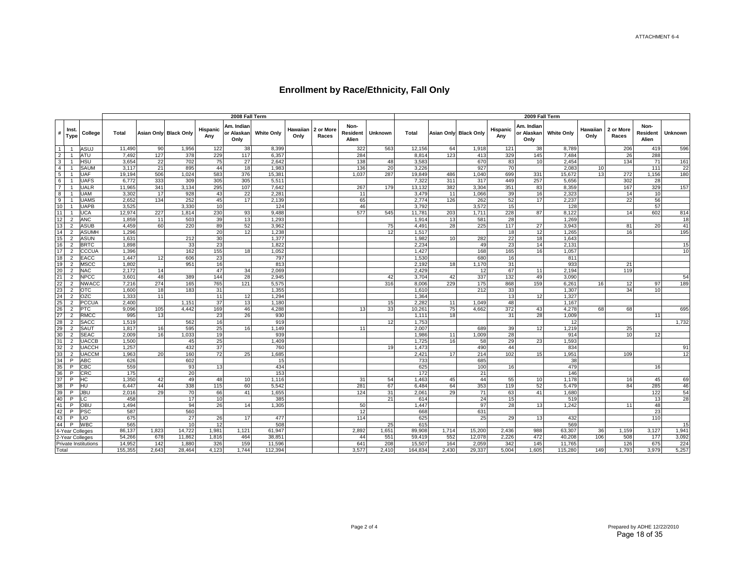# Enrollment by Race/Ethnicity, Fall Only

| # | Inst. Type | College | 2008 Fall Term | | | | | | | | | | 2009 Fall Term | | | | | | | | | |
|---|---|---|---|---|---|---|---|---|---|---|---|---|---|---|---|---|---|---|---|---|---|---|
| | | | Total | Asian Only | Black Only | Hispanic Any | Am. Indian or Alaskan Only | White Only | Hawaiian Only | 2 or More Races | Non-Resident Alien | Unknown | Total | Asian Only | Black Only | Hispanic Any | Am. Indian or Alaskan Only | White Only | Hawaiian Only | 2 or More Races | Non-Resident Alien | Unknown |
| 1 | 1 | ASUJ | 11,490 | 90 | 1,956 | 122 | 38 | 8,399 | | | 322 | 563 | 12,156 | 64 | 1,918 | 121 | 38 | 8,789 | | 206 | 419 | 596 |
| 2 | 1 | ATU | 7,492 | 127 | 378 | 229 | 117 | 6,357 | | | 284 | | 8,814 | 123 | 413 | 329 | 145 | 7,484 | | 26 | 288 | |
| 3 | 1 | HSU | 3,654 | 22 | 702 | 75 | 27 | 2,642 | | | 138 | 48 | 3,583 | | 670 | 83 | 10 | 2,454 | | 134 | 71 | 161 |
| 4 | 1 | SAUM | 3,117 | 21 | 895 | 44 | 18 | 1,983 | | | 136 | 20 | 3,226 | | 927 | 70 | | 2,083 | 10 | | 111 | 22 |
| 5 | 1 | UAF | 19,194 | 506 | 1,024 | 583 | 376 | 15,381 | | | 1,037 | 287 | 19,849 | 486 | 1,040 | 699 | 331 | 15,672 | 13 | 272 | 1,156 | 180 |
| 6 | 1 | UAFS | 6,772 | 333 | 309 | 305 | 305 | 5,511 | | | | | 7,322 | 311 | 317 | 449 | 257 | 5,656 | | 302 | 28 | |
| 7 | 1 | UALR | 11,965 | 341 | 3,134 | 295 | 107 | 7,642 | | | 267 | 179 | 13,132 | 382 | 3,304 | 351 | 83 | 8,359 | | 167 | 329 | 157 |
| 8 | 1 | UAM | 3,302 | 17 | 928 | 43 | 22 | 2,281 | | | 11 | | 3,479 | 11 | 1,066 | 39 | 16 | 2,323 | | 14 | 10 | |
| 9 | 1 | UAMS | 2,652 | 134 | 252 | 45 | 17 | 2,139 | | | 65 | | 2,774 | 126 | 262 | 52 | 17 | 2,237 | | 22 | 56 | |
| 10 | 1 | UAPB | 3,525 | | 3,330 | 10 | | 124 | | | 46 | | 3,792 | | 3,572 | 15 | | 128 | | | 57 | |
| 11 | 1 | UCA | 12,974 | 227 | 1,814 | 230 | 93 | 9,488 | | | 577 | 545 | 11,781 | 203 | 1,711 | 228 | 87 | 8,122 | | 14 | 602 | 814 |
| 12 | 2 | ANC | 1,859 | 11 | 503 | 39 | 13 | 1,293 | | | | | 1,914 | 13 | 581 | 28 | | 1,269 | | | | 18 |
| 13 | 2 | ASUB | 4,459 | 60 | 220 | 89 | 52 | 3,962 | | | | 75 | 4,491 | 28 | 225 | 117 | 27 | 3,943 | | 81 | 20 | 41 |
| 14 | 2 | ASUMH | 1,296 | | | 20 | 12 | 1,238 | | | | 12 | 1,517 | | | 18 | 12 | 1,265 | | 16 | | 195 |
| 15 | 2 | ASUN | 1,631 | | 212 | 30 | | 1,377 | | | | | 1,982 | 10 | 282 | 22 | 18 | 1,643 | | | | |
| 16 | 2 | BRTC | 1,898 | | 33 | 23 | | 1,822 | | | | | 2,234 | | 49 | 23 | 14 | 2,131 | | | | 15 |
| 17 | 2 | CCCUA | 1,396 | | 162 | 155 | 18 | 1,052 | | | | | 1,427 | | 168 | 165 | 16 | 1,057 | | | | 10 |
| 18 | 2 | EACC | 1,447 | 12 | 606 | 23 | | 797 | | | | | 1,530 | | 680 | 16 | | 811 | | | | |
| 19 | 2 | MSCC | 1,802 | | 951 | 16 | | 813 | | | | | 2,192 | 18 | 1,170 | 31 | | 933 | | 21 | | |
| 20 | 2 | NAC | 2,172 | 14 | | 47 | 34 | 2,069 | | | | | 2,429 | | 12 | 67 | 11 | 2,194 | | 119 | | |
| 21 | 2 | NPCC | 3,601 | 48 | 389 | 144 | 28 | 2,945 | | | | 42 | 3,704 | 42 | 337 | 132 | 49 | 3,090 | | | | 54 |
| 22 | 2 | NWACC | 7,216 | 274 | 165 | 765 | 121 | 5,575 | | | | 316 | 8,006 | 229 | 175 | 868 | 159 | 6,261 | 16 | 12 | 97 | 189 |
| 23 | 2 | OTC | 1,600 | 18 | 183 | 31 | | 1,355 | | | | | 1,610 | | 212 | 33 | | 1,307 | | 34 | 10 | |
| 24 | 2 | OZC | 1,333 | 11 | | 11 | 12 | 1,294 | | | | | 1,364 | | | 13 | 12 | 1,327 | | | | |
| 25 | 2 | PCCUA | 2,400 | | 1,151 | 37 | 13 | 1,180 | | | | 15 | 2,282 | 11 | 1,049 | 48 | | 1,167 | | | | |
| 26 | 2 | PTC | 9,096 | 105 | 4,442 | 169 | 46 | 4,288 | | | 13 | 33 | 10,261 | 75 | 4,662 | 372 | 43 | 4,278 | 68 | 68 | | 695 |
| 27 | 2 | RMCC | 995 | 13 | | 23 | 26 | 930 | | | | | 1,111 | 18 | | 31 | 28 | 1,009 | | | 11 | |
| 28 | 2 | SACC | 1,519 | | 562 | 16 | | 919 | | | | 12 | 1,753 | | | | | 12 | | | | 1,732 |
| 29 | 2 | SAUT | 1,817 | 16 | 595 | 25 | 16 | 1,149 | | | 11 | | 2,007 | | 689 | 39 | 12 | 1,219 | | 25 | | |
| 30 | 2 | SEAC | 2,009 | 16 | 1,033 | 19 | | 939 | | | | | 1,986 | 11 | 1,009 | 28 | | 914 | | 10 | 12 | |
| 31 | 2 | UACCB | 1,500 | | 45 | 25 | | 1,409 | | | | | 1,725 | 16 | 58 | 29 | 23 | 1,593 | | | | |
| 32 | 2 | UACCH | 1,257 | | 432 | 37 | | 760 | | | | 19 | 1,473 | | 490 | 44 | | 834 | | | | 91 |
| 33 | 2 | UACCM | 1,963 | 20 | 160 | 72 | 25 | 1,685 | | | | | 2,421 | 17 | 214 | 102 | 15 | 1,951 | | 109 | | 12 |
| 34 | P | ABC | 626 | | 602 | | | 15 | | | | | 733 | | 685 | | | 38 | | | | |
| 35 | P | CBC | 559 | | 93 | 13 | | 434 | | | | | 625 | | 100 | 16 | | 479 | | | 16 | |
| 36 | P | CRC | 175 | | 20 | | | 153 | | | | | 172 | | 21 | | | 146 | | | | |
| 37 | P | HC | 1,350 | 42 | 49 | 48 | 10 | 1,116 | | | 31 | 54 | 1,463 | 45 | 44 | 55 | 10 | 1,178 | | 16 | 45 | 69 |
| 38 | P | HU | 6,447 | 44 | 338 | 115 | 60 | 5,542 | | | 281 | 67 | 6,484 | 64 | 353 | 119 | 52 | 5,479 | | 84 | 285 | 46 |
| 39 | P | JBU | 2,016 | 29 | 70 | 66 | 41 | 1,655 | | | 124 | 31 | 2,061 | 29 | 71 | 63 | 41 | 1,680 | | | 122 | 54 |
| 40 | P | LC | 458 | | 17 | 10 | | 385 | | | | 21 | 614 | | 24 | 15 | | 519 | | | 13 | 28 |
| 41 | P | OBU | 1,494 | | 94 | 26 | 14 | 1,305 | | | 50 | | 1,447 | | 97 | 28 | 13 | 1,242 | | 11 | 48 | |
| 42 | P | PSC | 587 | | 560 | | | | | | 12 | | 668 | | 631 | | | | | | 23 | |
| 43 | P | UO | 675 | | 27 | 26 | 17 | 477 | | | 114 | | 625 | | 25 | 29 | 13 | 432 | | | 110 | |
| 44 | P | WBC | 565 | | 10 | 12 | | 508 | | | | 25 | 615 | | | | | 569 | | | | 15 |
| 4-Year Colleges | | | 86,137 | 1,823 | 14,722 | 1,981 | 1,121 | 61,947 | | | 2,892 | 1,651 | 89,908 | 1,714 | 15,200 | 2,436 | 988 | 63,307 | 36 | 1,159 | 3,127 | 1,941 |
| 2-Year Colleges | | | 54,266 | 678 | 11,862 | 1,816 | 464 | 38,851 | | | 44 | 551 | 59,419 | 552 | 12,078 | 2,226 | 472 | 40,208 | 106 | 508 | 177 | 3,092 |
| Private Institutions | | | 14,952 | 142 | 1,880 | 326 | 159 | 11,596 | | | 641 | 208 | 15,507 | 164 | 2,059 | 342 | 145 | 11,765 | | 126 | 675 | 224 |
| Total | | | 155,355 | 2,643 | 28,464 | 4,123 | 1,744 | 112,394 | | | 3,577 | 2,410 | 164,834 | 2,430 | 29,337 | 5,004 | 1,605 | 115,280 | 149 | 1,793 | 3,979 | 5,257 |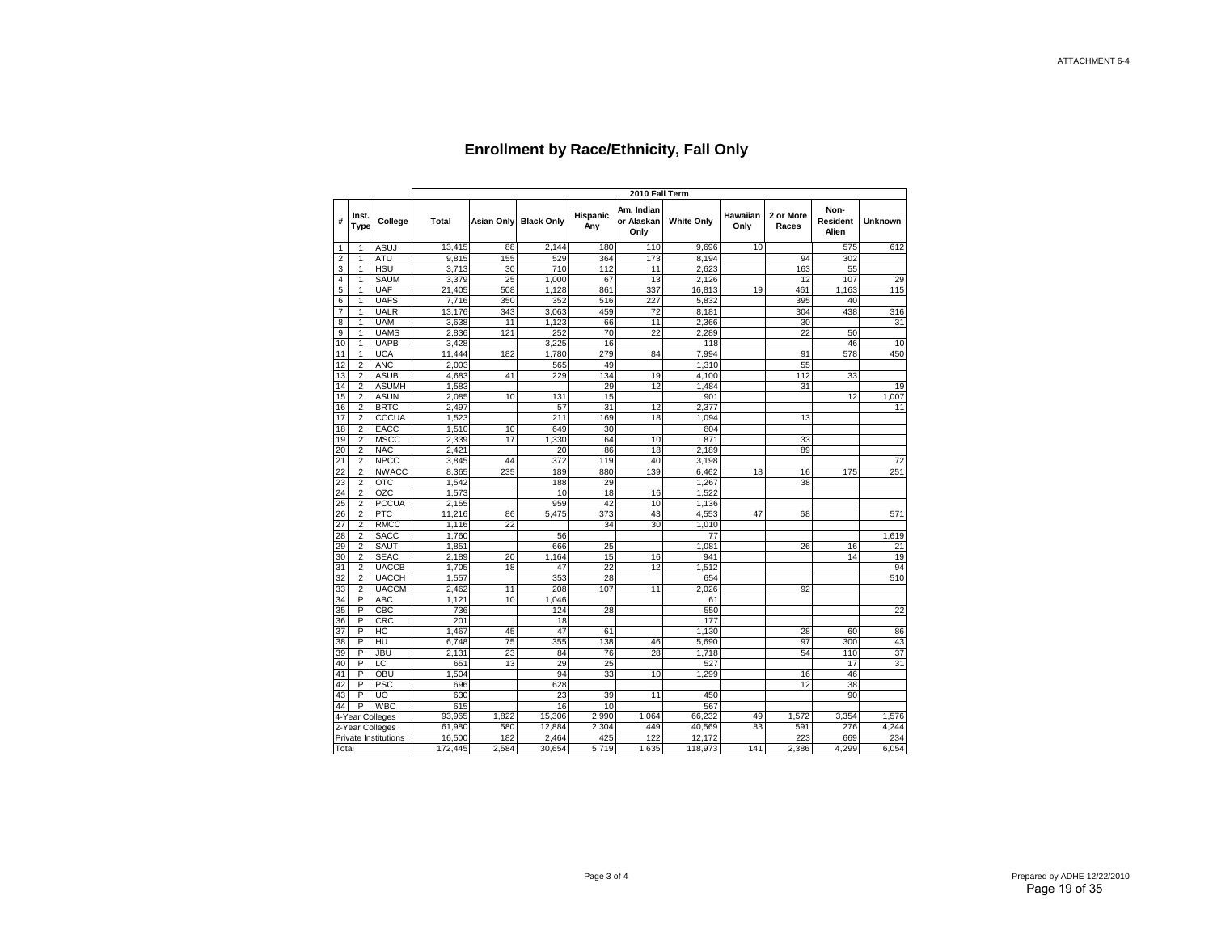ATTACHMENT 6-4

# Enrollment by Race/Ethnicity, Fall Only

| # | Inst. Type | College | 2010 Fall Term | | | | | | | | | |
|---|---|---|---|---|---|---|---|---|---|---|---|---|
| | | | Total | Asian Only | Black Only | Hispanic Any | Am. Indian or Alaskan Only | White Only | Hawaiian Only | 2 or More Races | Non-Resident Alien | Unknown |
| 1 | 1 | ASUJ | 13,415 | 88 | 2,144 | 180 | 110 | 9,696 | 10 | | 575 | 612 |
| 2 | 1 | ATU | 9,815 | 155 | 529 | 364 | 173 | 8,194 | | 94 | 302 | |
| 3 | 1 | HSU | 3,713 | 30 | 710 | 112 | 11 | 2,623 | | 163 | 55 | |
| 4 | 1 | SAUM | 3,379 | 25 | 1,000 | 67 | 13 | 2,126 | | 12 | 107 | 29 |
| 5 | 1 | UAF | 21,405 | 508 | 1,128 | 861 | 337 | 16,813 | 19 | 461 | 1,163 | 115 |
| 6 | 1 | UAFS | 7,716 | 350 | 352 | 516 | 227 | 5,832 | | 395 | 40 | |
| 7 | 1 | UALR | 13,176 | 343 | 3,063 | 459 | 72 | 8,181 | | 304 | 438 | 316 |
| 8 | 1 | UAM | 3,638 | 11 | 1,123 | 66 | 11 | 2,366 | | 30 | | 31 |
| 9 | 1 | UAMS | 2,836 | 121 | 252 | 70 | 22 | 2,289 | | 22 | 50 | |
| 10 | 1 | UAPB | 3,428 | | 3,225 | 16 | | 118 | | | 46 | 10 |
| 11 | 1 | UCA | 11,444 | 182 | 1,780 | 279 | 84 | 7,994 | | 91 | 578 | 450 |
| 12 | 2 | ANC | 2,003 | | 565 | 49 | | 1,310 | | 55 | | |
| 13 | 2 | ASUB | 4,683 | 41 | 229 | 134 | 19 | 4,100 | | 112 | 33 | |
| 14 | 2 | ASUMH | 1,583 | | | 29 | 12 | 1,484 | | 31 | | 19 |
| 15 | 2 | ASUN | 2,085 | 10 | 131 | 15 | | 901 | | | 12 | 1,007 |
| 16 | 2 | BRTC | 2,497 | | 57 | 31 | 12 | 2,377 | | | | 11 |
| 17 | 2 | CCCUA | 1,523 | | 211 | 169 | 18 | 1,094 | | 13 | | |
| 18 | 2 | EACC | 1,510 | 10 | 649 | 30 | | 804 | | | | |
| 19 | 2 | MSCC | 2,339 | 17 | 1,330 | 64 | 10 | 871 | | 33 | | |
| 20 | 2 | NAC | 2,421 | | 20 | 86 | 18 | 2,189 | | 89 | | |
| 21 | 2 | NPCC | 3,845 | 44 | 372 | 119 | 40 | 3,198 | | | | 72 |
| 22 | 2 | NWACC | 8,365 | 235 | 189 | 880 | 139 | 6,462 | 18 | 16 | 175 | 251 |
| 23 | 2 | OTC | 1,542 | | 188 | 29 | | 1,267 | | 38 | | |
| 24 | 2 | OZC | 1,573 | | 10 | 18 | 16 | 1,522 | | | | |
| 25 | 2 | PCCUA | 2,155 | | 959 | 42 | 10 | 1,136 | | | | |
| 26 | 2 | PTC | 11,216 | 86 | 5,475 | 373 | 43 | 4,553 | 47 | 68 | | 571 |
| 27 | 2 | RMCC | 1,116 | 22 | | 34 | 30 | 1,010 | | | | |
| 28 | 2 | SACC | 1,760 | | 56 | | | 77 | | | | 1,619 |
| 29 | 2 | SAUT | 1,851 | | 666 | 25 | | 1,081 | | 26 | 16 | 21 |
| 30 | 2 | SEAC | 2,189 | 20 | 1,164 | 15 | 16 | 941 | | | 14 | 19 |
| 31 | 2 | UACCB | 1,705 | 18 | 47 | 22 | 12 | 1,512 | | | | 94 |
| 32 | 2 | UACCH | 1,557 | | 353 | 28 | | 654 | | | | 510 |
| 33 | 2 | UACCM | 2,462 | 11 | 208 | 107 | 11 | 2,026 | | 92 | | |
| 34 | P | ABC | 1,121 | 10 | 1,046 | | | 61 | | | | |
| 35 | P | CBC | 736 | | 124 | 28 | | 550 | | | | 22 |
| 36 | P | CRC | 201 | | 18 | | | 177 | | | | |
| 37 | P | HC | 1,467 | 45 | 47 | 61 | | 1,130 | | 28 | 60 | 86 |
| 38 | P | HU | 6,748 | 75 | 355 | 138 | 46 | 5,690 | | 97 | 300 | 43 |
| 39 | P | JBU | 2,131 | 23 | 84 | 76 | 28 | 1,718 | | 54 | 110 | 37 |
| 40 | P | LC | 651 | 13 | 29 | 25 | | 527 | | | 17 | 31 |
| 41 | P | OBU | 1,504 | | 94 | 33 | 10 | 1,299 | | 16 | 46 | |
| 42 | P | PSC | 696 | | 628 | | | | | 12 | 38 | |
| 43 | P | UO | 630 | | 23 | 39 | 11 | 450 | | | 90 | |
| 44 | P | WBC | 615 | | 16 | 10 | | 567 | | | | |
| 4-Year Colleges | | | 93,965 | 1,822 | 15,306 | 2,990 | 1,064 | 66,232 | 49 | 1,572 | 3,354 | 1,576 |
| 2-Year Colleges | | | 61,980 | 580 | 12,884 | 2,304 | 449 | 40,569 | 83 | 591 | 276 | 4,244 |
| Private Institutions | | | 16,500 | 182 | 2,464 | 425 | 122 | 12,172 | | 223 | 669 | 234 |
| Total | | | 172,445 | 2,584 | 30,654 | 5,719 | 1,635 | 118,973 | 141 | 2,386 | 4,299 | 6,054 |

Page 3 of 4

Prepared by ADHE 12/22/2010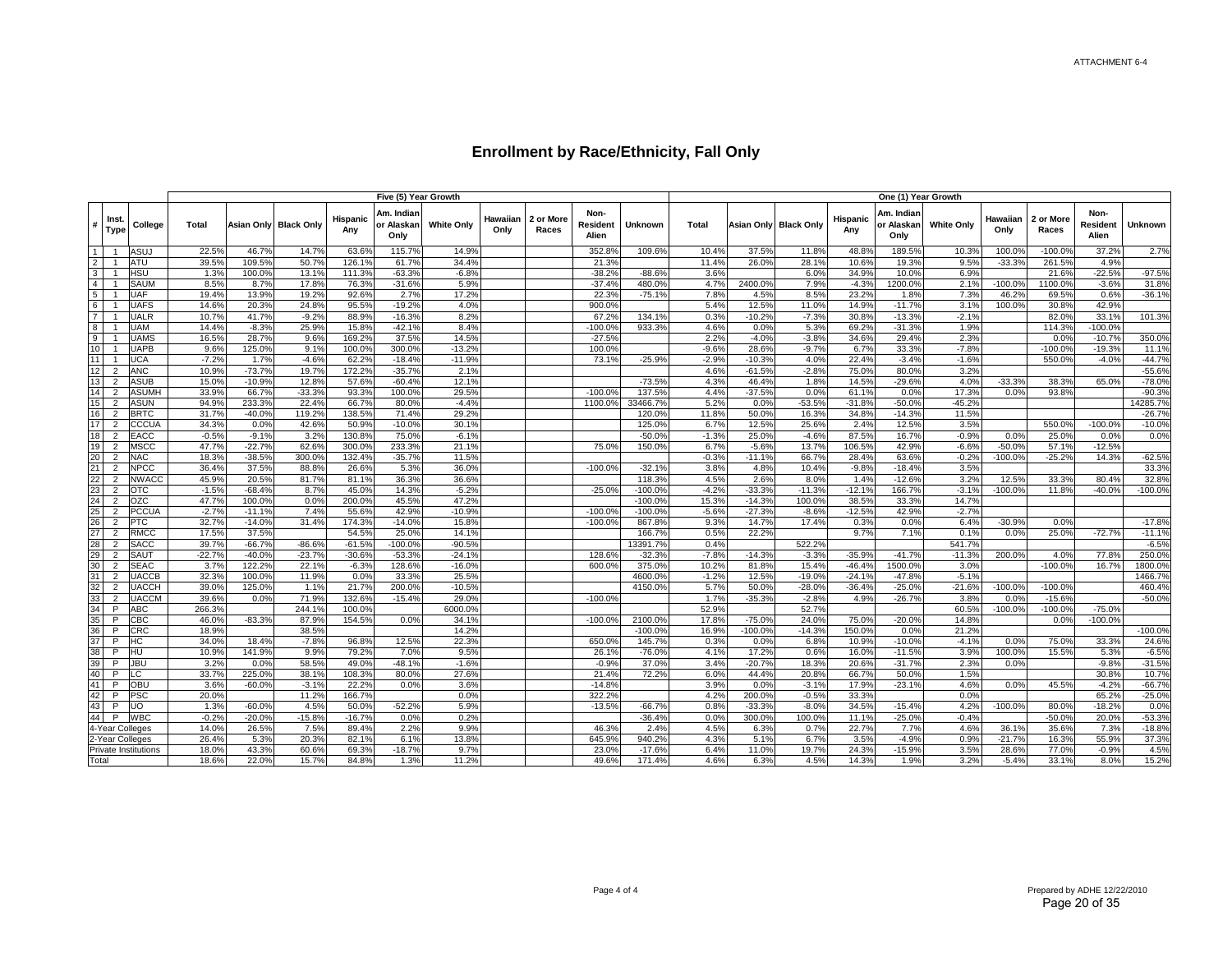ATTACHMENT 6-4

# Enrollment by Race/Ethnicity, Fall Only

| # | Inst. Type | College | Five (5) Year Growth | | | | | | | | | | One (1) Year Growth | | | | | | | | | |
|---|---|---|---|---|---|---|---|---|---|---|---|---|---|---|---|---|---|---|---|---|---|---|
| | | | Total | Asian Only | Black Only | Hispanic Any | Am. Indian or Alaskan Only | White Only | Hawaiian Only | 2 or More Races | Non-Resident Alien | Unknown | Total | Asian Only | Black Only | Hispanic Any | Am. Indian or Alaskan Only | White Only | Hawaiian Only | 2 or More Races | Non-Resident Alien | Unknown |
| 1 | 1 | ASUJ | 22.5% | 46.7% | 14.7% | 63.6% | 115.7% | 14.9% | | | 352.8% | 109.6% | 10.4% | 37.5% | 11.8% | 48.8% | 189.5% | 10.3% | 100.0% | -100.0% | 37.2% | 2.7% |
| 2 | 1 | ATU | 39.5% | 109.5% | 50.7% | 126.1% | 61.7% | 34.4% | | | 21.3% | | 11.4% | 26.0% | 28.1% | 10.6% | 19.3% | 9.5% | -33.3% | 261.5% | 4.9% | |
| 3 | 1 | HSU | 1.3% | 100.0% | 13.1% | 111.3% | -63.3% | -6.8% | | | -38.2% | -88.6% | 3.6% | | 6.0% | 34.9% | 10.0% | 6.9% | | 21.6% | -22.5% | -97.5% |
| 4 | 1 | SAUM | 8.5% | 8.7% | 17.8% | 76.3% | -31.6% | 5.9% | | | -37.4% | 480.0% | 4.7% | 2400.0% | 7.9% | -4.3% | 1200.0% | 2.1% | -100.0% | 1100.0% | -3.6% | 31.8% |
| 5 | 1 | UAF | 19.4% | 13.9% | 19.2% | 92.6% | 2.7% | 17.2% | | | 22.3% | -75.1% | 7.8% | 4.5% | 8.5% | 23.2% | 1.8% | 7.3% | 46.2% | 69.5% | 0.6% | -36.1% |
| 6 | 1 | UAFS | 14.6% | 20.3% | 24.8% | 95.5% | -19.2% | 4.0% | | | 900.0% | | 5.4% | 12.5% | 11.0% | 14.9% | -11.7% | 3.1% | 100.0% | 30.8% | 42.9% | |
| 7 | 1 | UALR | 10.7% | 41.7% | -9.2% | 88.9% | -16.3% | 8.2% | | | 67.2% | 134.1% | 0.3% | -10.2% | -7.3% | 30.8% | -13.3% | -2.1% | | 82.0% | 33.1% | 101.3% |
| 8 | 1 | UAM | 14.4% | -8.3% | 25.9% | 15.8% | -42.1% | 8.4% | | | -100.0% | 933.3% | 4.6% | 0.0% | 5.3% | 69.2% | -31.3% | 1.9% | | 114.3% | -100.0% | |
| 9 | 1 | UAMS | 16.5% | 28.7% | 9.6% | 169.2% | 37.5% | 14.5% | | | -27.5% | | 2.2% | -4.0% | -3.8% | 34.6% | 29.4% | 2.3% | | 0.0% | -10.7% | 350.0% |
| 10 | 1 | UAPB | 9.6% | 125.0% | 9.1% | 100.0% | 300.0% | -13.2% | | | 100.0% | | -9.6% | 28.6% | -9.7% | 6.7% | 33.3% | -7.8% | | -100.0% | -19.3% | 11.1% |
| 11 | 1 | UCA | -7.2% | 1.7% | -4.6% | 62.2% | -18.4% | -11.9% | | | 73.1% | -25.9% | -2.9% | -10.3% | 4.0% | 22.4% | -3.4% | -1.6% | | 550.0% | -4.0% | -44.7% |
| 12 | 2 | ANC | 10.9% | -73.7% | 19.7% | 172.2% | -35.7% | 2.1% | | | | | 4.6% | -61.5% | -2.8% | 75.0% | 80.0% | 3.2% | | | | -55.6% |
| 13 | 2 | ASUB | 15.0% | -10.9% | 12.8% | 57.6% | -60.4% | 12.1% | | | | -73.5% | 4.3% | 46.4% | 1.8% | 14.5% | -29.6% | 4.0% | -33.3% | 38.3% | 65.0% | -78.0% |
| 14 | 2 | ASUMH | 33.9% | 66.7% | -33.3% | 93.3% | 100.0% | 29.5% | | | -100.0% | 137.5% | 4.4% | -37.5% | 0.0% | 61.1% | 0.0% | 17.3% | 0.0% | 93.8% | | -90.3% |
| 15 | 2 | ASUN | 94.9% | 233.3% | 22.4% | 66.7% | 80.0% | -4.4% | | | 1100.0% | 33466.7% | 5.2% | 0.0% | -53.5% | -31.8% | -50.0% | -45.2% | | | | 14285.7% |
| 16 | 2 | BRTC | 31.7% | -40.0% | 119.2% | 138.5% | 71.4% | 29.2% | | | | 120.0% | 11.8% | 50.0% | 16.3% | 34.8% | -14.3% | 11.5% | | | | -26.7% |
| 17 | 2 | CCCUA | 34.3% | 0.0% | 42.6% | 50.9% | -10.0% | 30.1% | | | | 125.0% | 6.7% | 12.5% | 25.6% | 2.4% | 12.5% | 3.5% | | 550.0% | -100.0% | -10.0% |
| 18 | 2 | EACC | -0.5% | -9.1% | 3.2% | 130.8% | 75.0% | -6.1% | | | | -50.0% | -1.3% | 25.0% | -4.6% | 87.5% | 16.7% | -0.9% | 0.0% | 25.0% | 0.0% | 0.0% |
| 19 | 2 | MSCC | 47.7% | -22.7% | 62.6% | 300.0% | 233.3% | 21.1% | | | 75.0% | 150.0% | 6.7% | -5.6% | 13.7% | 106.5% | 42.9% | -6.6% | -50.0% | 57.1% | -12.5% | |
| 20 | 2 | NAC | 18.3% | -38.5% | 300.0% | 132.4% | -35.7% | 11.5% | | | | | -0.3% | -11.1% | 66.7% | 28.4% | 63.6% | -0.2% | -100.0% | -25.2% | 14.3% | -62.5% |
| 21 | 2 | NPCC | 36.4% | 37.5% | 88.8% | 26.6% | 5.3% | 36.0% | | | -100.0% | -32.1% | 3.8% | 4.8% | 10.4% | -9.8% | -18.4% | 3.5% | | | | 33.3% |
| 22 | 2 | NWACC | 45.9% | 20.5% | 81.7% | 81.1% | 36.3% | 36.6% | | | | 118.3% | 4.5% | 2.6% | 8.0% | 1.4% | -12.6% | 3.2% | 12.5% | 33.3% | 80.4% | 32.8% |
| 23 | 2 | OTC | -1.5% | -68.4% | 8.7% | 45.0% | 14.3% | -5.2% | | | -25.0% | -100.0% | -4.2% | -33.3% | -11.3% | -12.1% | 166.7% | -3.1% | -100.0% | 11.8% | -40.0% | -100.0% |
| 24 | 2 | OZC | 47.7% | 100.0% | 0.0% | 200.0% | 45.5% | 47.2% | | | | -100.0% | 15.3% | -14.3% | 100.0% | 38.5% | 33.3% | 14.7% | | | | |
| 25 | 2 | PCCUA | -2.7% | -11.1% | 7.4% | 55.6% | 42.9% | -10.9% | | | -100.0% | -100.0% | -5.6% | -27.3% | -8.6% | -12.5% | 42.9% | -2.7% | | | | |
| 26 | 2 | PTC | 32.7% | -14.0% | 31.4% | 174.3% | -14.0% | 15.8% | | | -100.0% | 867.8% | 9.3% | 14.7% | 17.4% | 0.3% | 0.0% | 6.4% | -30.9% | 0.0% | | -17.8% |
| 27 | 2 | RMCC | 17.5% | 37.5% | | 54.5% | 25.0% | 14.1% | | | | 166.7% | 0.5% | 22.2% | | 9.7% | 7.1% | 0.1% | 0.0% | 25.0% | -72.7% | -11.1% |
| 28 | 2 | SACC | 39.7% | -66.7% | -86.6% | -61.5% | -100.0% | -90.5% | | | | 13391.7% | 0.4% | | 522.2% | | | 541.7% | | | | -6.5% |
| 29 | 2 | SAUT | -22.7% | -40.0% | -23.7% | -30.6% | -53.3% | -24.1% | | | 128.6% | -32.3% | -7.8% | -14.3% | -3.3% | -35.9% | -41.7% | -11.3% | 200.0% | 4.0% | 77.8% | 250.0% |
| 30 | 2 | SEAC | 3.7% | 122.2% | 22.1% | -6.3% | 128.6% | -16.0% | | | 600.0% | 375.0% | 10.2% | 81.8% | 15.4% | -46.4% | 1500.0% | 3.0% | | -100.0% | 16.7% | 1800.0% |
| 31 | 2 | UACCB | 32.3% | 100.0% | 11.9% | 0.0% | 33.3% | 25.5% | | | | 4600.0% | -1.2% | 12.5% | -19.0% | -24.1% | -47.8% | -5.1% | | | | 1466.7% |
| 32 | 2 | UACCH | 39.0% | 125.0% | 1.1% | 21.7% | 200.0% | -10.5% | | | | 4150.0% | 5.7% | 50.0% | -28.0% | -36.4% | -25.0% | -21.6% | -100.0% | -100.0% | | 460.4% |
| 33 | 2 | UACCM | 39.6% | 0.0% | 71.9% | 132.6% | -15.4% | 29.0% | | | -100.0% | | 1.7% | -35.3% | -2.8% | 4.9% | -26.7% | 3.8% | 0.0% | -15.6% | | -50.0% |
| 34 | P | ABC | 266.3% | | 244.1% | 100.0% | | 6000.0% | | | | | 52.9% | | 52.7% | | | 60.5% | -100.0% | -100.0% | -75.0% | |
| 35 | P | CBC | 46.0% | -83.3% | 87.9% | 154.5% | 0.0% | 34.1% | | | -100.0% | 2100.0% | 17.8% | -75.0% | 24.0% | 75.0% | -20.0% | 14.8% | | 0.0% | -100.0% | |
| 36 | P | CRC | 18.9% | | 38.5% | | | 14.2% | | | | -100.0% | 16.9% | -100.0% | -14.3% | 150.0% | 0.0% | 21.2% | | | | -100.0% |
| 37 | P | HC | 34.0% | 18.4% | -7.8% | 96.8% | 12.5% | 22.3% | | | 650.0% | 145.7% | 0.3% | 0.0% | 6.8% | 10.9% | -10.0% | -4.1% | 0.0% | 75.0% | 33.3% | 24.6% |
| 38 | P | HU | 10.9% | 141.9% | 9.9% | 79.2% | 7.0% | 9.5% | | | 26.1% | -76.0% | 4.1% | 17.2% | 0.6% | 16.0% | -11.5% | 3.9% | 100.0% | 15.5% | 5.3% | -6.5% |
| 39 | P | JBU | 3.2% | 0.0% | 58.5% | 49.0% | -48.1% | -1.6% | | | -0.9% | 37.0% | 3.4% | -20.7% | 18.3% | 20.6% | -31.7% | 2.3% | 0.0% | | -9.8% | -31.5% |
| 40 | P | LC | 33.7% | 225.0% | 38.1% | 108.3% | 80.0% | 27.6% | | | 21.4% | 72.2% | 6.0% | 44.4% | 20.8% | 66.7% | 50.0% | 1.5% | | | 30.8% | 10.7% |
| 41 | P | OBU | 3.6% | -60.0% | -3.1% | 22.2% | 0.0% | 3.6% | | | -14.8% | | 3.9% | 0.0% | -3.1% | 17.9% | -23.1% | 4.6% | 0.0% | 45.5% | -4.2% | -66.7% |
| 42 | P | PSC | 20.0% | | 11.2% | 166.7% | | 0.0% | | | 322.2% | | 4.2% | 200.0% | -0.5% | 33.3% | | 0.0% | | | 65.2% | -25.0% |
| 43 | P | UO | 1.3% | -60.0% | 4.5% | 50.0% | -52.2% | 5.9% | | | -13.5% | -66.7% | 0.8% | -33.3% | -8.0% | 34.5% | -15.4% | 4.2% | -100.0% | 80.0% | -18.2% | 0.0% |
| 44 | P | WBC | -0.2% | -20.0% | -15.8% | -16.7% | 0.0% | 0.2% | | | | -36.4% | 0.0% | 300.0% | 100.0% | 11.1% | -25.0% | -0.4% | | -50.0% | 20.0% | -53.3% |
| 4-Year Colleges | | | 14.0% | 26.5% | 7.5% | 89.4% | 2.2% | 9.9% | | | 46.3% | 2.4% | 4.5% | 6.3% | 0.7% | 22.7% | 7.7% | 4.6% | 36.1% | 35.6% | 7.3% | -18.8% |
| 2-Year Colleges | | | 26.4% | 5.3% | 20.3% | 82.1% | 6.1% | 13.8% | | | 645.9% | 940.2% | 4.3% | 5.1% | 6.7% | 3.5% | -4.9% | 0.9% | -21.7% | 16.3% | 55.9% | 37.3% |
| Private Institutions | | | 18.0% | 43.3% | 60.6% | 69.3% | -18.7% | 9.7% | | | 23.0% | -17.6% | 6.4% | 11.0% | 19.7% | 24.3% | -15.9% | 3.5% | 28.6% | 77.0% | -0.9% | 4.5% |
| Total | | | 18.6% | 22.0% | 15.7% | 84.8% | 1.3% | 11.2% | | | 49.6% | 171.4% | 4.6% | 6.3% | 4.5% | 14.3% | 1.9% | 3.2% | -5.4% | 33.1% | 8.0% | 15.2% |

Page 4 of 4

Prepared by ADHE 12/22/2010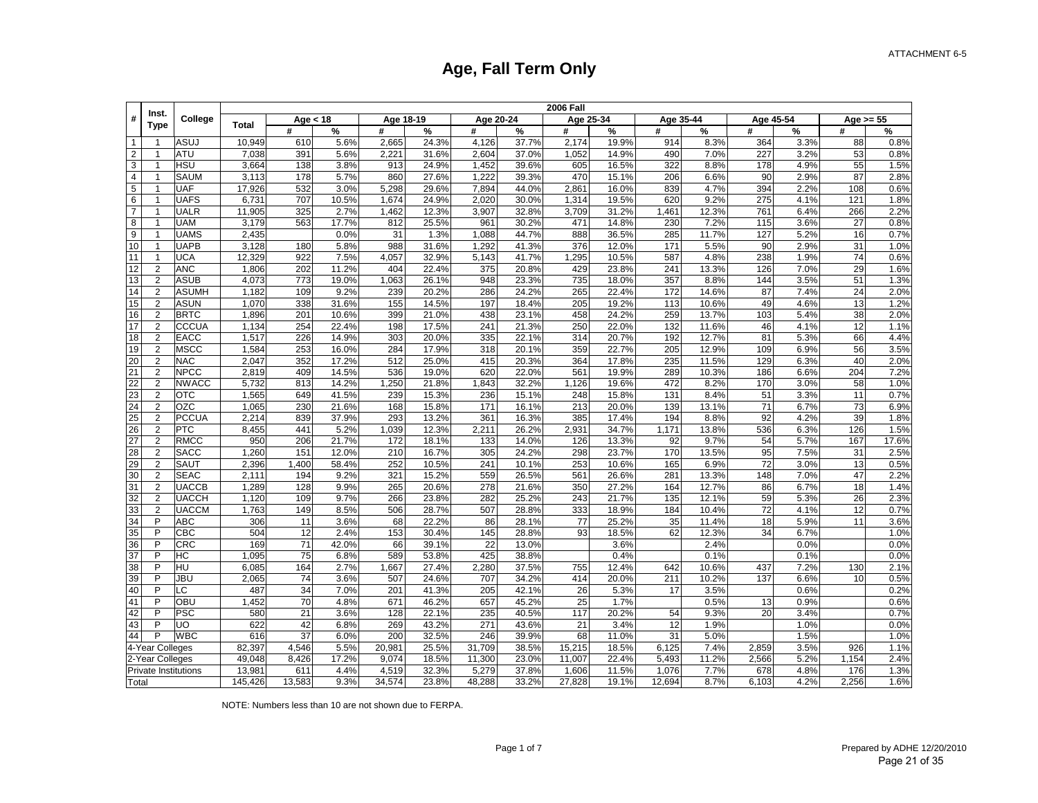ATTACHMENT 6-5

# Age, Fall Term Only

| # | Inst. Type | College | 2006 Fall | | | | | | | | | | | | | | |
|---|---|---|---|---|---|---|---|---|---|---|---|---|---|---|---|---|---|
| | | | Total | Age < 18 | | Age 18-19 | | Age 20-24 | | Age 25-34 | | Age 35-44 | | Age 45-54 | | Age >= 55 | |
| | | | | # | % | # | % | # | % | # | % | # | % | # | % | # | % |
| 1 | 1 | ASUJ | 10,949 | 610 | 5.6% | 2,665 | 24.3% | 4,126 | 37.7% | 2,174 | 19.9% | 914 | 8.3% | 364 | 3.3% | 88 | 0.8% |
| 2 | 1 | ATU | 7,038 | 391 | 5.6% | 2,221 | 31.6% | 2,604 | 37.0% | 1,052 | 14.9% | 490 | 7.0% | 227 | 3.2% | 53 | 0.8% |
| 3 | 1 | HSU | 3,664 | 138 | 3.8% | 913 | 24.9% | 1,452 | 39.6% | 605 | 16.5% | 322 | 8.8% | 178 | 4.9% | 55 | 1.5% |
| 4 | 1 | SAUM | 3,113 | 178 | 5.7% | 860 | 27.6% | 1,222 | 39.3% | 470 | 15.1% | 206 | 6.6% | 90 | 2.9% | 87 | 2.8% |
| 5 | 1 | UAF | 17,926 | 532 | 3.0% | 5,298 | 29.6% | 7,894 | 44.0% | 2,861 | 16.0% | 839 | 4.7% | 394 | 2.2% | 108 | 0.6% |
| 6 | 1 | UAFS | 6,731 | 707 | 10.5% | 1,674 | 24.9% | 2,020 | 30.0% | 1,314 | 19.5% | 620 | 9.2% | 275 | 4.1% | 121 | 1.8% |
| 7 | 1 | UALR | 11,905 | 325 | 2.7% | 1,462 | 12.3% | 3,907 | 32.8% | 3,709 | 31.2% | 1,461 | 12.3% | 761 | 6.4% | 266 | 2.2% |
| 8 | 1 | UAM | 3,179 | 563 | 17.7% | 812 | 25.5% | 961 | 30.2% | 471 | 14.8% | 230 | 7.2% | 115 | 3.6% | 27 | 0.8% |
| 9 | 1 | UAMS | 2,435 | | 0.0% | 31 | 1.3% | 1,088 | 44.7% | 888 | 36.5% | 285 | 11.7% | 127 | 5.2% | 16 | 0.7% |
| 10 | 1 | UAPB | 3,128 | 180 | 5.8% | 988 | 31.6% | 1,292 | 41.3% | 376 | 12.0% | 171 | 5.5% | 90 | 2.9% | 31 | 1.0% |
| 11 | 1 | UCA | 12,329 | 922 | 7.5% | 4,057 | 32.9% | 5,143 | 41.7% | 1,295 | 10.5% | 587 | 4.8% | 238 | 1.9% | 74 | 0.6% |
| 12 | 2 | ANC | 1,806 | 202 | 11.2% | 404 | 22.4% | 375 | 20.8% | 429 | 23.8% | 241 | 13.3% | 126 | 7.0% | 29 | 1.6% |
| 13 | 2 | ASUB | 4,073 | 773 | 19.0% | 1,063 | 26.1% | 948 | 23.3% | 735 | 18.0% | 357 | 8.8% | 144 | 3.5% | 51 | 1.3% |
| 14 | 2 | ASUMH | 1,182 | 109 | 9.2% | 239 | 20.2% | 286 | 24.2% | 265 | 22.4% | 172 | 14.6% | 87 | 7.4% | 24 | 2.0% |
| 15 | 2 | ASUN | 1,070 | 338 | 31.6% | 155 | 14.5% | 197 | 18.4% | 205 | 19.2% | 113 | 10.6% | 49 | 4.6% | 13 | 1.2% |
| 16 | 2 | BRTC | 1,896 | 201 | 10.6% | 399 | 21.0% | 438 | 23.1% | 458 | 24.2% | 259 | 13.7% | 103 | 5.4% | 38 | 2.0% |
| 17 | 2 | CCCUA | 1,134 | 254 | 22.4% | 198 | 17.5% | 241 | 21.3% | 250 | 22.0% | 132 | 11.6% | 46 | 4.1% | 12 | 1.1% |
| 18 | 2 | EACC | 1,517 | 226 | 14.9% | 303 | 20.0% | 335 | 22.1% | 314 | 20.7% | 192 | 12.7% | 81 | 5.3% | 66 | 4.4% |
| 19 | 2 | MSCC | 1,584 | 253 | 16.0% | 284 | 17.9% | 318 | 20.1% | 359 | 22.7% | 205 | 12.9% | 109 | 6.9% | 56 | 3.5% |
| 20 | 2 | NAC | 2,047 | 352 | 17.2% | 512 | 25.0% | 415 | 20.3% | 364 | 17.8% | 235 | 11.5% | 129 | 6.3% | 40 | 2.0% |
| 21 | 2 | NPCC | 2,819 | 409 | 14.5% | 536 | 19.0% | 620 | 22.0% | 561 | 19.9% | 289 | 10.3% | 186 | 6.6% | 204 | 7.2% |
| 22 | 2 | NWACC | 5,732 | 813 | 14.2% | 1,250 | 21.8% | 1,843 | 32.2% | 1,126 | 19.6% | 472 | 8.2% | 170 | 3.0% | 58 | 1.0% |
| 23 | 2 | OTC | 1,565 | 649 | 41.5% | 239 | 15.3% | 236 | 15.1% | 248 | 15.8% | 131 | 8.4% | 51 | 3.3% | 11 | 0.7% |
| 24 | 2 | OZC | 1,065 | 230 | 21.6% | 168 | 15.8% | 171 | 16.1% | 213 | 20.0% | 139 | 13.1% | 71 | 6.7% | 73 | 6.9% |
| 25 | 2 | PCCUA | 2,214 | 839 | 37.9% | 293 | 13.2% | 361 | 16.3% | 385 | 17.4% | 194 | 8.8% | 92 | 4.2% | 39 | 1.8% |
| 26 | 2 | PTC | 8,455 | 441 | 5.2% | 1,039 | 12.3% | 2,211 | 26.2% | 2,931 | 34.7% | 1,171 | 13.8% | 536 | 6.3% | 126 | 1.5% |
| 27 | 2 | RMCC | 950 | 206 | 21.7% | 172 | 18.1% | 133 | 14.0% | 126 | 13.3% | 92 | 9.7% | 54 | 5.7% | 167 | 17.6% |
| 28 | 2 | SACC | 1,260 | 151 | 12.0% | 210 | 16.7% | 305 | 24.2% | 298 | 23.7% | 170 | 13.5% | 95 | 7.5% | 31 | 2.5% |
| 29 | 2 | SAUT | 2,396 | 1,400 | 58.4% | 252 | 10.5% | 241 | 10.1% | 253 | 10.6% | 165 | 6.9% | 72 | 3.0% | 13 | 0.5% |
| 30 | 2 | SEAC | 2,111 | 194 | 9.2% | 321 | 15.2% | 559 | 26.5% | 561 | 26.6% | 281 | 13.3% | 148 | 7.0% | 47 | 2.2% |
| 31 | 2 | UACCB | 1,289 | 128 | 9.9% | 265 | 20.6% | 278 | 21.6% | 350 | 27.2% | 164 | 12.7% | 86 | 6.7% | 18 | 1.4% |
| 32 | 2 | UACCH | 1,120 | 109 | 9.7% | 266 | 23.8% | 282 | 25.2% | 243 | 21.7% | 135 | 12.1% | 59 | 5.3% | 26 | 2.3% |
| 33 | 2 | UACCM | 1,763 | 149 | 8.5% | 506 | 28.7% | 507 | 28.8% | 333 | 18.9% | 184 | 10.4% | 72 | 4.1% | 12 | 0.7% |
| 34 | P | ABC | 306 | 11 | 3.6% | 68 | 22.2% | 86 | 28.1% | 77 | 25.2% | 35 | 11.4% | 18 | 5.9% | 11 | 3.6% |
| 35 | P | CBC | 504 | 12 | 2.4% | 153 | 30.4% | 145 | 28.8% | 93 | 18.5% | 62 | 12.3% | 34 | 6.7% | | 1.0% |
| 36 | P | CRC | 169 | 71 | 42.0% | 66 | 39.1% | 22 | 13.0% | | 3.6% | | 2.4% | | 0.0% | | 0.0% |
| 37 | P | HC | 1,095 | 75 | 6.8% | 589 | 53.8% | 425 | 38.8% | | 0.4% | | 0.1% | | 0.1% | | 0.0% |
| 38 | P | HU | 6,085 | 164 | 2.7% | 1,667 | 27.4% | 2,280 | 37.5% | 755 | 12.4% | 642 | 10.6% | 437 | 7.2% | 130 | 2.1% |
| 39 | P | JBU | 2,065 | 74 | 3.6% | 507 | 24.6% | 707 | 34.2% | 414 | 20.0% | 211 | 10.2% | 137 | 6.6% | 10 | 0.5% |
| 40 | P | LC | 487 | 34 | 7.0% | 201 | 41.3% | 205 | 42.1% | 26 | 5.3% | 17 | 3.5% | | 0.6% | | 0.2% |
| 41 | P | OBU | 1,452 | 70 | 4.8% | 671 | 46.2% | 657 | 45.2% | 25 | 1.7% | | 0.5% | 13 | 0.9% | | 0.6% |
| 42 | P | PSC | 580 | 21 | 3.6% | 128 | 22.1% | 235 | 40.5% | 117 | 20.2% | 54 | 9.3% | 20 | 3.4% | | 0.7% |
| 43 | P | UO | 622 | 42 | 6.8% | 269 | 43.2% | 271 | 43.6% | 21 | 3.4% | 12 | 1.9% | | 1.0% | | 0.0% |
| 44 | P | WBC | 616 | 37 | 6.0% | 200 | 32.5% | 246 | 39.9% | 68 | 11.0% | 31 | 5.0% | | 1.5% | | 1.0% |
| 4-Year Colleges | | | 82,397 | 4,546 | 5.5% | 20,981 | 25.5% | 31,709 | 38.5% | 15,215 | 18.5% | 6,125 | 7.4% | 2,859 | 3.5% | 926 | 1.1% |
| 2-Year Colleges | | | 49,048 | 8,426 | 17.2% | 9,074 | 18.5% | 11,300 | 23.0% | 11,007 | 22.4% | 5,493 | 11.2% | 2,566 | 5.2% | 1,154 | 2.4% |
| Private Institutions | | | 13,981 | 611 | 4.4% | 4,519 | 32.3% | 5,279 | 37.8% | 1,606 | 11.5% | 1,076 | 7.7% | 678 | 4.8% | 176 | 1.3% |
| Total | | | 145,426 | 13,583 | 9.3% | 34,574 | 23.8% | 48,288 | 33.2% | 27,828 | 19.1% | 12,694 | 8.7% | 6,103 | 4.2% | 2,256 | 1.6% |

NOTE: Numbers less than 10 are not shown due to FERPA.

Prepared by ADHE 12/20/2010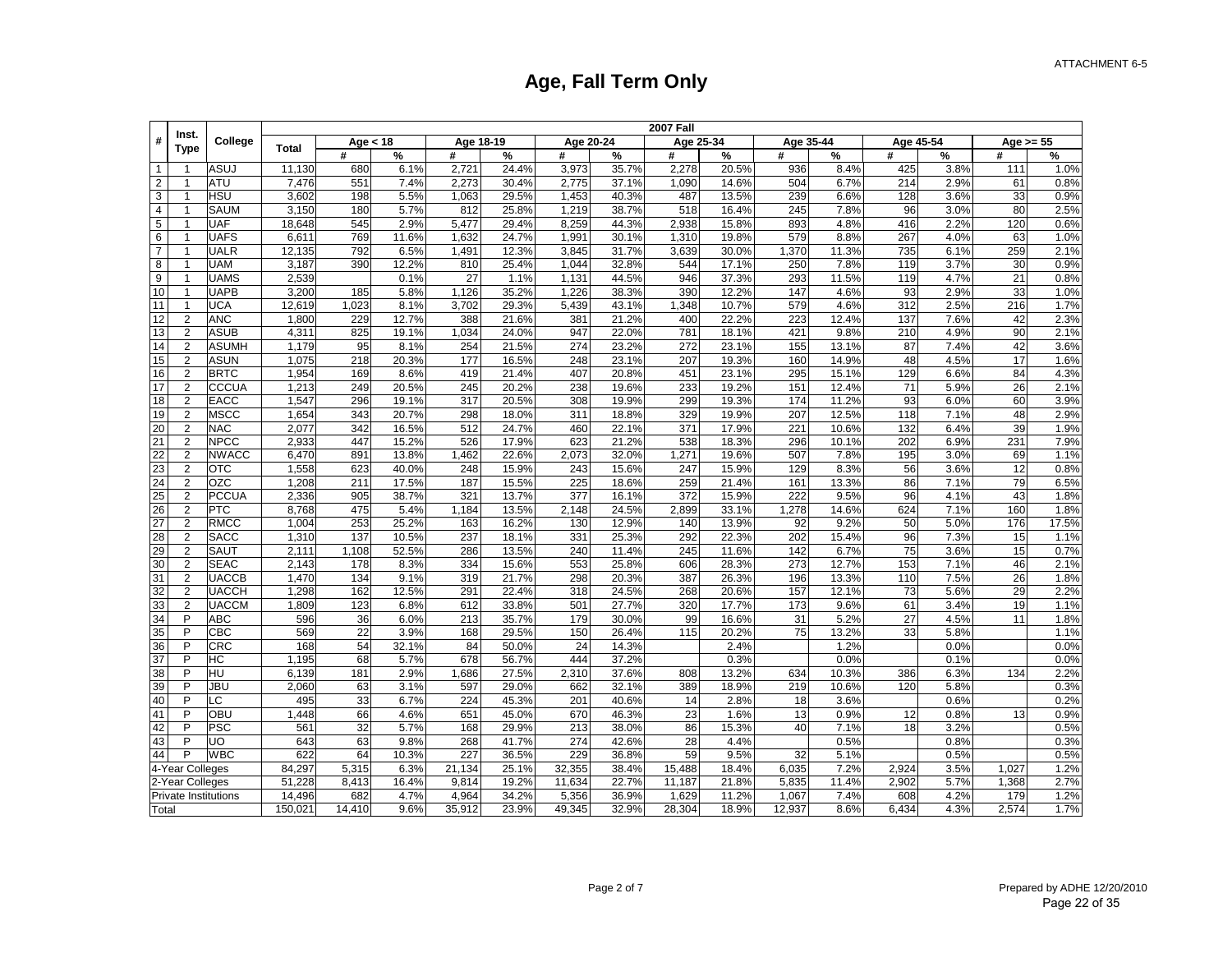ATTACHMENT 6-5

# Age, Fall Term Only

| # | Inst. Type | College | 2007 Fall | | | | | | | | | | | | | | | |
|---|---|---|---|---|---|---|---|---|---|---|---|---|---|---|---|---|---|---|
| | | | Total | Age < 18 | | Age 18-19 | | Age 20-24 | | Age 25-34 | | Age 35-44 | | Age 45-54 | | Age >= 55 | |
| | | | | # | % | # | % | # | % | # | % | # | % | # | % | # | % |
| 1 | 1 | ASUJ | 11,130 | 680 | 6.1% | 2,721 | 24.4% | 3,973 | 35.7% | 2,278 | 20.5% | 936 | 8.4% | 425 | 3.8% | 111 | 1.0% |
| 2 | 1 | ATU | 7,476 | 551 | 7.4% | 2,273 | 30.4% | 2,775 | 37.1% | 1,090 | 14.6% | 504 | 6.7% | 214 | 2.9% | 61 | 0.8% |
| 3 | 1 | HSU | 3,602 | 198 | 5.5% | 1,063 | 29.5% | 1,453 | 40.3% | 487 | 13.5% | 239 | 6.6% | 128 | 3.6% | 33 | 0.9% |
| 4 | 1 | SAUM | 3,150 | 180 | 5.7% | 812 | 25.8% | 1,219 | 38.7% | 518 | 16.4% | 245 | 7.8% | 96 | 3.0% | 80 | 2.5% |
| 5 | 1 | UAF | 18,648 | 545 | 2.9% | 5,477 | 29.4% | 8,259 | 44.3% | 2,938 | 15.8% | 893 | 4.8% | 416 | 2.2% | 120 | 0.6% |
| 6 | 1 | UAFS | 6,611 | 769 | 11.6% | 1,632 | 24.7% | 1,991 | 30.1% | 1,310 | 19.8% | 579 | 8.8% | 267 | 4.0% | 63 | 1.0% |
| 7 | 1 | UALR | 12,135 | 792 | 6.5% | 1,491 | 12.3% | 3,845 | 31.7% | 3,639 | 30.0% | 1,370 | 11.3% | 735 | 6.1% | 259 | 2.1% |
| 8 | 1 | UAM | 3,187 | 390 | 12.2% | 810 | 25.4% | 1,044 | 32.8% | 544 | 17.1% | 250 | 7.8% | 119 | 3.7% | 30 | 0.9% |
| 9 | 1 | UAMS | 2,539 | | 0.1% | 27 | 1.1% | 1,131 | 44.5% | 946 | 37.3% | 293 | 11.5% | 119 | 4.7% | 21 | 0.8% |
| 10 | 1 | UAPB | 3,200 | 185 | 5.8% | 1,126 | 35.2% | 1,226 | 38.3% | 390 | 12.2% | 147 | 4.6% | 93 | 2.9% | 33 | 1.0% |
| 11 | 1 | UCA | 12,619 | 1,023 | 8.1% | 3,702 | 29.3% | 5,439 | 43.1% | 1,348 | 10.7% | 579 | 4.6% | 312 | 2.5% | 216 | 1.7% |
| 12 | 2 | ANC | 1,800 | 229 | 12.7% | 388 | 21.6% | 381 | 21.2% | 400 | 22.2% | 223 | 12.4% | 137 | 7.6% | 42 | 2.3% |
| 13 | 2 | ASUB | 4,311 | 825 | 19.1% | 1,034 | 24.0% | 947 | 22.0% | 781 | 18.1% | 421 | 9.8% | 210 | 4.9% | 90 | 2.1% |
| 14 | 2 | ASUMH | 1,179 | 95 | 8.1% | 254 | 21.5% | 274 | 23.2% | 272 | 23.1% | 155 | 13.1% | 87 | 7.4% | 42 | 3.6% |
| 15 | 2 | ASUN | 1,075 | 218 | 20.3% | 177 | 16.5% | 248 | 23.1% | 207 | 19.3% | 160 | 14.9% | 48 | 4.5% | 17 | 1.6% |
| 16 | 2 | BRTC | 1,954 | 169 | 8.6% | 419 | 21.4% | 407 | 20.8% | 451 | 23.1% | 295 | 15.1% | 129 | 6.6% | 84 | 4.3% |
| 17 | 2 | CCCUA | 1,213 | 249 | 20.5% | 245 | 20.2% | 238 | 19.6% | 233 | 19.2% | 151 | 12.4% | 71 | 5.9% | 26 | 2.1% |
| 18 | 2 | EACC | 1,547 | 296 | 19.1% | 317 | 20.5% | 308 | 19.9% | 299 | 19.3% | 174 | 11.2% | 93 | 6.0% | 60 | 3.9% |
| 19 | 2 | MSCC | 1,654 | 343 | 20.7% | 298 | 18.0% | 311 | 18.8% | 329 | 19.9% | 207 | 12.5% | 118 | 7.1% | 48 | 2.9% |
| 20 | 2 | NAC | 2,077 | 342 | 16.5% | 512 | 24.7% | 460 | 22.1% | 371 | 17.9% | 221 | 10.6% | 132 | 6.4% | 39 | 1.9% |
| 21 | 2 | NPCC | 2,933 | 447 | 15.2% | 526 | 17.9% | 623 | 21.2% | 538 | 18.3% | 296 | 10.1% | 202 | 6.9% | 231 | 7.9% |
| 22 | 2 | NWACC | 6,470 | 891 | 13.8% | 1,462 | 22.6% | 2,073 | 32.0% | 1,271 | 19.6% | 507 | 7.8% | 195 | 3.0% | 69 | 1.1% |
| 23 | 2 | OTC | 1,558 | 623 | 40.0% | 248 | 15.9% | 243 | 15.6% | 247 | 15.9% | 129 | 8.3% | 56 | 3.6% | 12 | 0.8% |
| 24 | 2 | OZC | 1,208 | 211 | 17.5% | 187 | 15.5% | 225 | 18.6% | 259 | 21.4% | 161 | 13.3% | 86 | 7.1% | 79 | 6.5% |
| 25 | 2 | PCCUA | 2,336 | 905 | 38.7% | 321 | 13.7% | 377 | 16.1% | 372 | 15.9% | 222 | 9.5% | 96 | 4.1% | 43 | 1.8% |
| 26 | 2 | PTC | 8,768 | 475 | 5.4% | 1,184 | 13.5% | 2,148 | 24.5% | 2,899 | 33.1% | 1,278 | 14.6% | 624 | 7.1% | 160 | 1.8% |
| 27 | 2 | RMCC | 1,004 | 253 | 25.2% | 163 | 16.2% | 130 | 12.9% | 140 | 13.9% | 92 | 9.2% | 50 | 5.0% | 176 | 17.5% |
| 28 | 2 | SACC | 1,310 | 137 | 10.5% | 237 | 18.1% | 331 | 25.3% | 292 | 22.3% | 202 | 15.4% | 96 | 7.3% | 15 | 1.1% |
| 29 | 2 | SAUT | 2,111 | 1,108 | 52.5% | 286 | 13.5% | 240 | 11.4% | 245 | 11.6% | 142 | 6.7% | 75 | 3.6% | 15 | 0.7% |
| 30 | 2 | SEAC | 2,143 | 178 | 8.3% | 334 | 15.6% | 553 | 25.8% | 606 | 28.3% | 273 | 12.7% | 153 | 7.1% | 46 | 2.1% |
| 31 | 2 | UACCB | 1,470 | 134 | 9.1% | 319 | 21.7% | 298 | 20.3% | 387 | 26.3% | 196 | 13.3% | 110 | 7.5% | 26 | 1.8% |
| 32 | 2 | UACCH | 1,298 | 162 | 12.5% | 291 | 22.4% | 318 | 24.5% | 268 | 20.6% | 157 | 12.1% | 73 | 5.6% | 29 | 2.2% |
| 33 | 2 | UACCM | 1,809 | 123 | 6.8% | 612 | 33.8% | 501 | 27.7% | 320 | 17.7% | 173 | 9.6% | 61 | 3.4% | 19 | 1.1% |
| 34 | P | ABC | 596 | 36 | 6.0% | 213 | 35.7% | 179 | 30.0% | 99 | 16.6% | 31 | 5.2% | 27 | 4.5% | 11 | 1.8% |
| 35 | P | CBC | 569 | 22 | 3.9% | 168 | 29.5% | 150 | 26.4% | 115 | 20.2% | 75 | 13.2% | 33 | 5.8% | | 1.1% |
| 36 | P | CRC | 168 | 54 | 32.1% | 84 | 50.0% | 24 | 14.3% | | 2.4% | | 1.2% | | 0.0% | | 0.0% |
| 37 | P | HC | 1,195 | 68 | 5.7% | 678 | 56.7% | 444 | 37.2% | | 0.3% | | 0.0% | | 0.1% | | 0.0% |
| 38 | P | HU | 6,139 | 181 | 2.9% | 1,686 | 27.5% | 2,310 | 37.6% | 808 | 13.2% | 634 | 10.3% | 386 | 6.3% | 134 | 2.2% |
| 39 | P | JBU | 2,060 | 63 | 3.1% | 597 | 29.0% | 662 | 32.1% | 389 | 18.9% | 219 | 10.6% | 120 | 5.8% | | 0.3% |
| 40 | P | LC | 495 | 33 | 6.7% | 224 | 45.3% | 201 | 40.6% | 14 | 2.8% | 18 | 3.6% | | 0.6% | | 0.2% |
| 41 | P | OBU | 1,448 | 66 | 4.6% | 651 | 45.0% | 670 | 46.3% | 23 | 1.6% | 13 | 0.9% | 12 | 0.8% | 13 | 0.9% |
| 42 | P | PSC | 561 | 32 | 5.7% | 168 | 29.9% | 213 | 38.0% | 86 | 15.3% | 40 | 7.1% | 18 | 3.2% | | 0.5% |
| 43 | P | UO | 643 | 63 | 9.8% | 268 | 41.7% | 274 | 42.6% | 28 | 4.4% | | 0.5% | | 0.8% | | 0.3% |
| 44 | P | WBC | 622 | 64 | 10.3% | 227 | 36.5% | 229 | 36.8% | 59 | 9.5% | 32 | 5.1% | | 0.5% | | 0.5% |
| 4-Year Colleges | | | 84,297 | 5,315 | 6.3% | 21,134 | 25.1% | 32,355 | 38.4% | 15,488 | 18.4% | 6,035 | 7.2% | 2,924 | 3.5% | 1,027 | 1.2% |
| 2-Year Colleges | | | 51,228 | 8,413 | 16.4% | 9,814 | 19.2% | 11,634 | 22.7% | 11,187 | 21.8% | 5,835 | 11.4% | 2,902 | 5.7% | 1,368 | 2.7% |
| Private Institutions | | | 14,496 | 682 | 4.7% | 4,964 | 34.2% | 5,356 | 36.9% | 1,629 | 11.2% | 1,067 | 7.4% | 608 | 4.2% | 179 | 1.2% |
| Total | | | 150,021 | 14,410 | 9.6% | 35,912 | 23.9% | 49,345 | 32.9% | 28,304 | 18.9% | 12,937 | 8.6% | 6,434 | 4.3% | 2,574 | 1.7% |

Prepared by ADHE 12/20/2010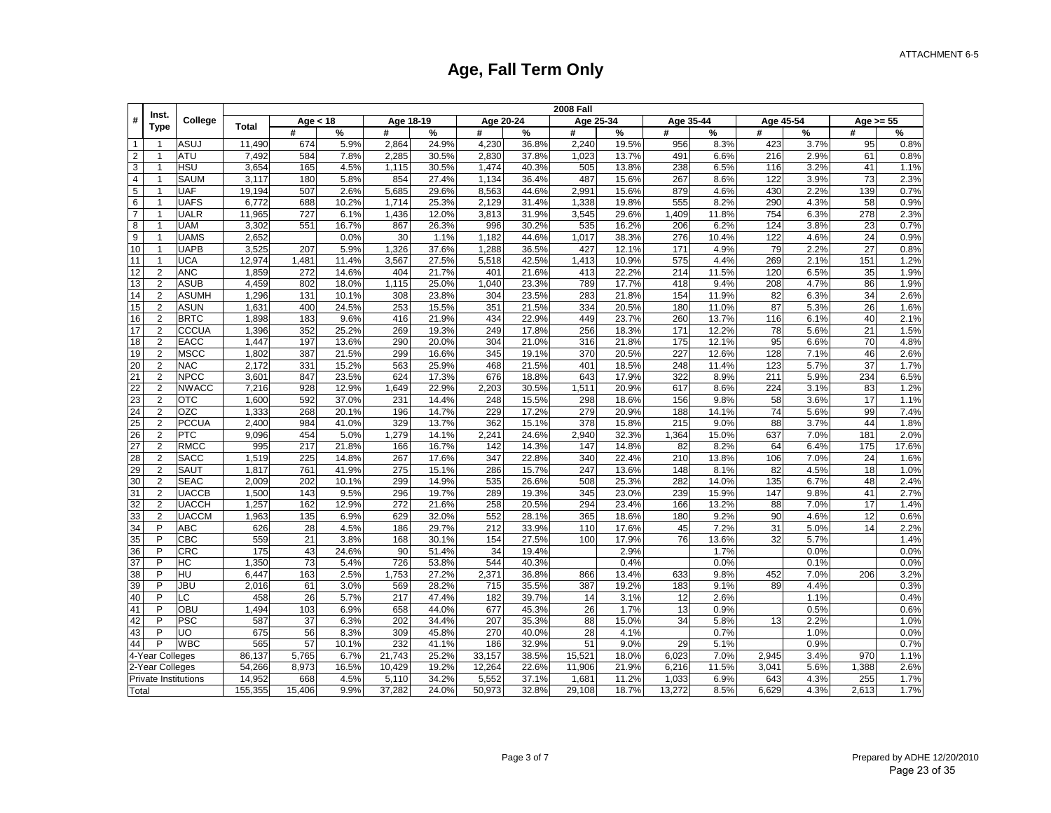ATTACHMENT 6-5

# Age, Fall Term Only

| # | Inst. Type | College | 2008 Fall | | | | | | | | | | | | | | | |
|---|---|---|---|---|---|---|---|---|---|---|---|---|---|---|---|---|---|---|
| | | | Total | Age < 18 | | Age 18-19 | | Age 20-24 | | Age 25-34 | | Age 35-44 | | Age 45-54 | | Age >= 55 | |
| | | | | # | % | # | % | # | % | # | % | # | % | # | % | # | % |
| 1 | 1 | ASUJ | 11,490 | 674 | 5.9% | 2,864 | 24.9% | 4,230 | 36.8% | 2,240 | 19.5% | 956 | 8.3% | 423 | 3.7% | 95 | 0.8% |
| 2 | 1 | ATU | 7,492 | 584 | 7.8% | 2,285 | 30.5% | 2,830 | 37.8% | 1,023 | 13.7% | 491 | 6.6% | 216 | 2.9% | 61 | 0.8% |
| 3 | 1 | HSU | 3,654 | 165 | 4.5% | 1,115 | 30.5% | 1,474 | 40.3% | 505 | 13.8% | 238 | 6.5% | 116 | 3.2% | 41 | 1.1% |
| 4 | 1 | SAUM | 3,117 | 180 | 5.8% | 854 | 27.4% | 1,134 | 36.4% | 487 | 15.6% | 267 | 8.6% | 122 | 3.9% | 73 | 2.3% |
| 5 | 1 | UAF | 19,194 | 507 | 2.6% | 5,685 | 29.6% | 8,563 | 44.6% | 2,991 | 15.6% | 879 | 4.6% | 430 | 2.2% | 139 | 0.7% |
| 6 | 1 | UAFS | 6,772 | 688 | 10.2% | 1,714 | 25.3% | 2,129 | 31.4% | 1,338 | 19.8% | 555 | 8.2% | 290 | 4.3% | 58 | 0.9% |
| 7 | 1 | UALR | 11,965 | 727 | 6.1% | 1,436 | 12.0% | 3,813 | 31.9% | 3,545 | 29.6% | 1,409 | 11.8% | 754 | 6.3% | 278 | 2.3% |
| 8 | 1 | UAM | 3,302 | 551 | 16.7% | 867 | 26.3% | 996 | 30.2% | 535 | 16.2% | 206 | 6.2% | 124 | 3.8% | 23 | 0.7% |
| 9 | 1 | UAMS | 2,652 | | 0.0% | 30 | 1.1% | 1,182 | 44.6% | 1,017 | 38.3% | 276 | 10.4% | 122 | 4.6% | 24 | 0.9% |
| 10 | 1 | UAPB | 3,525 | 207 | 5.9% | 1,326 | 37.6% | 1,288 | 36.5% | 427 | 12.1% | 171 | 4.9% | 79 | 2.2% | 27 | 0.8% |
| 11 | 1 | UCA | 12,974 | 1,481 | 11.4% | 3,567 | 27.5% | 5,518 | 42.5% | 1,413 | 10.9% | 575 | 4.4% | 269 | 2.1% | 151 | 1.2% |
| 12 | 2 | ANC | 1,859 | 272 | 14.6% | 404 | 21.7% | 401 | 21.6% | 413 | 22.2% | 214 | 11.5% | 120 | 6.5% | 35 | 1.9% |
| 13 | 2 | ASUB | 4,459 | 802 | 18.0% | 1,115 | 25.0% | 1,040 | 23.3% | 789 | 17.7% | 418 | 9.4% | 208 | 4.7% | 86 | 1.9% |
| 14 | 2 | ASUMH | 1,296 | 131 | 10.1% | 308 | 23.8% | 304 | 23.5% | 283 | 21.8% | 154 | 11.9% | 82 | 6.3% | 34 | 2.6% |
| 15 | 2 | ASUN | 1,631 | 400 | 24.5% | 253 | 15.5% | 351 | 21.5% | 334 | 20.5% | 180 | 11.0% | 87 | 5.3% | 26 | 1.6% |
| 16 | 2 | BRTC | 1,898 | 183 | 9.6% | 416 | 21.9% | 434 | 22.9% | 449 | 23.7% | 260 | 13.7% | 116 | 6.1% | 40 | 2.1% |
| 17 | 2 | CCCUA | 1,396 | 352 | 25.2% | 269 | 19.3% | 249 | 17.8% | 256 | 18.3% | 171 | 12.2% | 78 | 5.6% | 21 | 1.5% |
| 18 | 2 | EACC | 1,447 | 197 | 13.6% | 290 | 20.0% | 304 | 21.0% | 316 | 21.8% | 175 | 12.1% | 95 | 6.6% | 70 | 4.8% |
| 19 | 2 | MSCC | 1,802 | 387 | 21.5% | 299 | 16.6% | 345 | 19.1% | 370 | 20.5% | 227 | 12.6% | 128 | 7.1% | 46 | 2.6% |
| 20 | 2 | NAC | 2,172 | 331 | 15.2% | 563 | 25.9% | 468 | 21.5% | 401 | 18.5% | 248 | 11.4% | 123 | 5.7% | 37 | 1.7% |
| 21 | 2 | NPCC | 3,601 | 847 | 23.5% | 624 | 17.3% | 676 | 18.8% | 643 | 17.9% | 322 | 8.9% | 211 | 5.9% | 234 | 6.5% |
| 22 | 2 | NWACC | 7,216 | 928 | 12.9% | 1,649 | 22.9% | 2,203 | 30.5% | 1,511 | 20.9% | 617 | 8.6% | 224 | 3.1% | 83 | 1.2% |
| 23 | 2 | OTC | 1,600 | 592 | 37.0% | 231 | 14.4% | 248 | 15.5% | 298 | 18.6% | 156 | 9.8% | 58 | 3.6% | 17 | 1.1% |
| 24 | 2 | OZC | 1,333 | 268 | 20.1% | 196 | 14.7% | 229 | 17.2% | 279 | 20.9% | 188 | 14.1% | 74 | 5.6% | 99 | 7.4% |
| 25 | 2 | PCCUA | 2,400 | 984 | 41.0% | 329 | 13.7% | 362 | 15.1% | 378 | 15.8% | 215 | 9.0% | 88 | 3.7% | 44 | 1.8% |
| 26 | 2 | PTC | 9,096 | 454 | 5.0% | 1,279 | 14.1% | 2,241 | 24.6% | 2,940 | 32.3% | 1,364 | 15.0% | 637 | 7.0% | 181 | 2.0% |
| 27 | 2 | RMCC | 995 | 217 | 21.8% | 166 | 16.7% | 142 | 14.3% | 147 | 14.8% | 82 | 8.2% | 64 | 6.4% | 175 | 17.6% |
| 28 | 2 | SACC | 1,519 | 225 | 14.8% | 267 | 17.6% | 347 | 22.8% | 340 | 22.4% | 210 | 13.8% | 106 | 7.0% | 24 | 1.6% |
| 29 | 2 | SAUT | 1,817 | 761 | 41.9% | 275 | 15.1% | 286 | 15.7% | 247 | 13.6% | 148 | 8.1% | 82 | 4.5% | 18 | 1.0% |
| 30 | 2 | SEAC | 2,009 | 202 | 10.1% | 299 | 14.9% | 535 | 26.6% | 508 | 25.3% | 282 | 14.0% | 135 | 6.7% | 48 | 2.4% |
| 31 | 2 | UACCB | 1,500 | 143 | 9.5% | 296 | 19.7% | 289 | 19.3% | 345 | 23.0% | 239 | 15.9% | 147 | 9.8% | 41 | 2.7% |
| 32 | 2 | UACCH | 1,257 | 162 | 12.9% | 272 | 21.6% | 258 | 20.5% | 294 | 23.4% | 166 | 13.2% | 88 | 7.0% | 17 | 1.4% |
| 33 | 2 | UACCM | 1,963 | 135 | 6.9% | 629 | 32.0% | 552 | 28.1% | 365 | 18.6% | 180 | 9.2% | 90 | 4.6% | 12 | 0.6% |
| 34 | P | ABC | 626 | 28 | 4.5% | 186 | 29.7% | 212 | 33.9% | 110 | 17.6% | 45 | 7.2% | 31 | 5.0% | 14 | 2.2% |
| 35 | P | CBC | 559 | 21 | 3.8% | 168 | 30.1% | 154 | 27.5% | 100 | 17.9% | 76 | 13.6% | 32 | 5.7% | | 1.4% |
| 36 | P | CRC | 175 | 43 | 24.6% | 90 | 51.4% | 34 | 19.4% | | 2.9% | | 1.7% | | 0.0% | | 0.0% |
| 37 | P | HC | 1,350 | 73 | 5.4% | 726 | 53.8% | 544 | 40.3% | | 0.4% | | 0.0% | | 0.1% | | 0.0% |
| 38 | P | HU | 6,447 | 163 | 2.5% | 1,753 | 27.2% | 2,371 | 36.8% | 866 | 13.4% | 633 | 9.8% | 452 | 7.0% | 206 | 3.2% |
| 39 | P | JBU | 2,016 | 61 | 3.0% | 569 | 28.2% | 715 | 35.5% | 387 | 19.2% | 183 | 9.1% | 89 | 4.4% | | 0.3% |
| 40 | P | LC | 458 | 26 | 5.7% | 217 | 47.4% | 182 | 39.7% | 14 | 3.1% | 12 | 2.6% | | 1.1% | | 0.4% |
| 41 | P | OBU | 1,494 | 103 | 6.9% | 658 | 44.0% | 677 | 45.3% | 26 | 1.7% | 13 | 0.9% | | 0.5% | | 0.6% |
| 42 | P | PSC | 587 | 37 | 6.3% | 202 | 34.4% | 207 | 35.3% | 88 | 15.0% | 34 | 5.8% | 13 | 2.2% | | 1.0% |
| 43 | P | UO | 675 | 56 | 8.3% | 309 | 45.8% | 270 | 40.0% | 28 | 4.1% | | 0.7% | | 1.0% | | 0.0% |
| 44 | P | WBC | 565 | 57 | 10.1% | 232 | 41.1% | 186 | 32.9% | 51 | 9.0% | 29 | 5.1% | | 0.9% | | 0.7% |
| 4-Year Colleges | | | 86,137 | 5,765 | 6.7% | 21,743 | 25.2% | 33,157 | 38.5% | 15,521 | 18.0% | 6,023 | 7.0% | 2,945 | 3.4% | 970 | 1.1% |
| 2-Year Colleges | | | 54,266 | 8,973 | 16.5% | 10,429 | 19.2% | 12,264 | 22.6% | 11,906 | 21.9% | 6,216 | 11.5% | 3,041 | 5.6% | 1,388 | 2.6% |
| Private Institutions | | | 14,952 | 668 | 4.5% | 5,110 | 34.2% | 5,552 | 37.1% | 1,681 | 11.2% | 1,033 | 6.9% | 643 | 4.3% | 255 | 1.7% |
| Total | | | 155,355 | 15,406 | 9.9% | 37,282 | 24.0% | 50,973 | 32.8% | 29,108 | 18.7% | 13,272 | 8.5% | 6,629 | 4.3% | 2,613 | 1.7% |

Prepared by ADHE 12/20/2010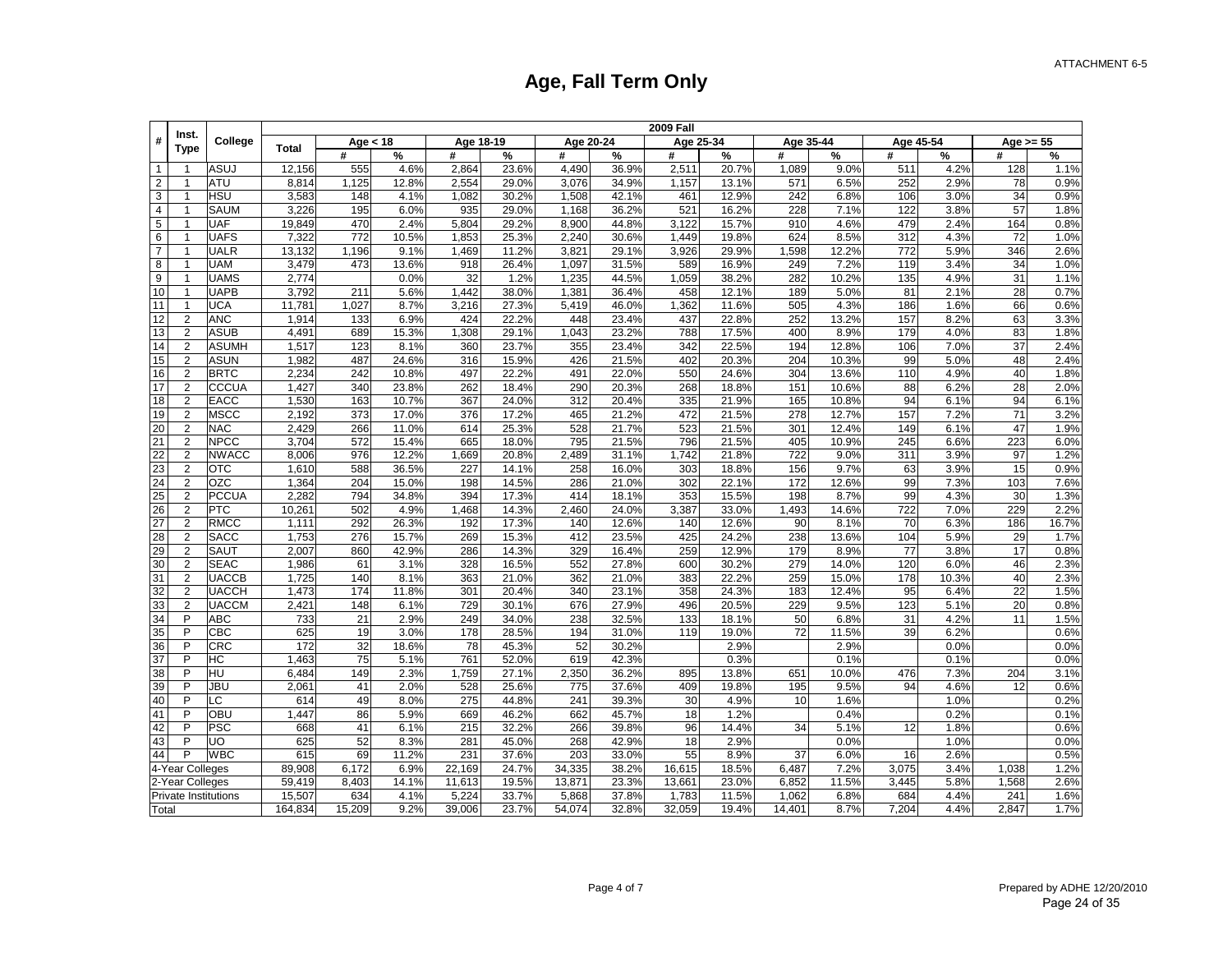ATTACHMENT 6-5

# Age, Fall Term Only

| # | Inst. Type | College | 2009 Fall | | | | | | | | | | | | | | | |
|---|---|---|---|---|---|---|---|---|---|---|---|---|---|---|---|---|---|---|
| | | | Total | Age < 18 | | Age 18-19 | | Age 20-24 | | Age 25-34 | | Age 35-44 | | Age 45-54 | | Age >= 55 | |
| | | | | # | % | # | % | # | % | # | % | # | % | # | % | # | % |
| 1 | 1 | ASUJ | 12,156 | 555 | 4.6% | 2,864 | 23.6% | 4,490 | 36.9% | 2,511 | 20.7% | 1,089 | 9.0% | 511 | 4.2% | 128 | 1.1% |
| 2 | 1 | ATU | 8,814 | 1,125 | 12.8% | 2,554 | 29.0% | 3,076 | 34.9% | 1,157 | 13.1% | 571 | 6.5% | 252 | 2.9% | 78 | 0.9% |
| 3 | 1 | HSU | 3,583 | 148 | 4.1% | 1,082 | 30.2% | 1,508 | 42.1% | 461 | 12.9% | 242 | 6.8% | 106 | 3.0% | 34 | 0.9% |
| 4 | 1 | SAUM | 3,226 | 195 | 6.0% | 935 | 29.0% | 1,168 | 36.2% | 521 | 16.2% | 228 | 7.1% | 122 | 3.8% | 57 | 1.8% |
| 5 | 1 | UAF | 19,849 | 470 | 2.4% | 5,804 | 29.2% | 8,900 | 44.8% | 3,122 | 15.7% | 910 | 4.6% | 479 | 2.4% | 164 | 0.8% |
| 6 | 1 | UAFS | 7,322 | 772 | 10.5% | 1,853 | 25.3% | 2,240 | 30.6% | 1,449 | 19.8% | 624 | 8.5% | 312 | 4.3% | 72 | 1.0% |
| 7 | 1 | UALR | 13,132 | 1,196 | 9.1% | 1,469 | 11.2% | 3,821 | 29.1% | 3,926 | 29.9% | 1,598 | 12.2% | 772 | 5.9% | 346 | 2.6% |
| 8 | 1 | UAM | 3,479 | 473 | 13.6% | 918 | 26.4% | 1,097 | 31.5% | 589 | 16.9% | 249 | 7.2% | 119 | 3.4% | 34 | 1.0% |
| 9 | 1 | UAMS | 2,774 | | 0.0% | 32 | 1.2% | 1,235 | 44.5% | 1,059 | 38.2% | 282 | 10.2% | 135 | 4.9% | 31 | 1.1% |
| 10 | 1 | UAPB | 3,792 | 211 | 5.6% | 1,442 | 38.0% | 1,381 | 36.4% | 458 | 12.1% | 189 | 5.0% | 81 | 2.1% | 28 | 0.7% |
| 11 | 1 | UCA | 11,781 | 1,027 | 8.7% | 3,216 | 27.3% | 5,419 | 46.0% | 1,362 | 11.6% | 505 | 4.3% | 186 | 1.6% | 66 | 0.6% |
| 12 | 2 | ANC | 1,914 | 133 | 6.9% | 424 | 22.2% | 448 | 23.4% | 437 | 22.8% | 252 | 13.2% | 157 | 8.2% | 63 | 3.3% |
| 13 | 2 | ASUB | 4,491 | 689 | 15.3% | 1,308 | 29.1% | 1,043 | 23.2% | 788 | 17.5% | 400 | 8.9% | 179 | 4.0% | 83 | 1.8% |
| 14 | 2 | ASUMH | 1,517 | 123 | 8.1% | 360 | 23.7% | 355 | 23.4% | 342 | 22.5% | 194 | 12.8% | 106 | 7.0% | 37 | 2.4% |
| 15 | 2 | ASUN | 1,982 | 487 | 24.6% | 316 | 15.9% | 426 | 21.5% | 402 | 20.3% | 204 | 10.3% | 99 | 5.0% | 48 | 2.4% |
| 16 | 2 | BRTC | 2,234 | 242 | 10.8% | 497 | 22.2% | 491 | 22.0% | 550 | 24.6% | 304 | 13.6% | 110 | 4.9% | 40 | 1.8% |
| 17 | 2 | CCCUA | 1,427 | 340 | 23.8% | 262 | 18.4% | 290 | 20.3% | 268 | 18.8% | 151 | 10.6% | 88 | 6.2% | 28 | 2.0% |
| 18 | 2 | EACC | 1,530 | 163 | 10.7% | 367 | 24.0% | 312 | 20.4% | 335 | 21.9% | 165 | 10.8% | 94 | 6.1% | 94 | 6.1% |
| 19 | 2 | MSCC | 2,192 | 373 | 17.0% | 376 | 17.2% | 465 | 21.2% | 472 | 21.5% | 278 | 12.7% | 157 | 7.2% | 71 | 3.2% |
| 20 | 2 | NAC | 2,429 | 266 | 11.0% | 614 | 25.3% | 528 | 21.7% | 523 | 21.5% | 301 | 12.4% | 149 | 6.1% | 47 | 1.9% |
| 21 | 2 | NPCC | 3,704 | 572 | 15.4% | 665 | 18.0% | 795 | 21.5% | 796 | 21.5% | 405 | 10.9% | 245 | 6.6% | 223 | 6.0% |
| 22 | 2 | NWACC | 8,006 | 976 | 12.2% | 1,669 | 20.8% | 2,489 | 31.1% | 1,742 | 21.8% | 722 | 9.0% | 311 | 3.9% | 97 | 1.2% |
| 23 | 2 | OTC | 1,610 | 588 | 36.5% | 227 | 14.1% | 258 | 16.0% | 303 | 18.8% | 156 | 9.7% | 63 | 3.9% | 15 | 0.9% |
| 24 | 2 | OZC | 1,364 | 204 | 15.0% | 198 | 14.5% | 286 | 21.0% | 302 | 22.1% | 172 | 12.6% | 99 | 7.3% | 103 | 7.6% |
| 25 | 2 | PCCUA | 2,282 | 794 | 34.8% | 394 | 17.3% | 414 | 18.1% | 353 | 15.5% | 198 | 8.7% | 99 | 4.3% | 30 | 1.3% |
| 26 | 2 | PTC | 10,261 | 502 | 4.9% | 1,468 | 14.3% | 2,460 | 24.0% | 3,387 | 33.0% | 1,493 | 14.6% | 722 | 7.0% | 229 | 2.2% |
| 27 | 2 | RMCC | 1,111 | 292 | 26.3% | 192 | 17.3% | 140 | 12.6% | 140 | 12.6% | 90 | 8.1% | 70 | 6.3% | 186 | 16.7% |
| 28 | 2 | SACC | 1,753 | 276 | 15.7% | 269 | 15.3% | 412 | 23.5% | 425 | 24.2% | 238 | 13.6% | 104 | 5.9% | 29 | 1.7% |
| 29 | 2 | SAUT | 2,007 | 860 | 42.9% | 286 | 14.3% | 329 | 16.4% | 259 | 12.9% | 179 | 8.9% | 77 | 3.8% | 17 | 0.8% |
| 30 | 2 | SEAC | 1,986 | 61 | 3.1% | 328 | 16.5% | 552 | 27.8% | 600 | 30.2% | 279 | 14.0% | 120 | 6.0% | 46 | 2.3% |
| 31 | 2 | UACCB | 1,725 | 140 | 8.1% | 363 | 21.0% | 362 | 21.0% | 383 | 22.2% | 259 | 15.0% | 178 | 10.3% | 40 | 2.3% |
| 32 | 2 | UACCH | 1,473 | 174 | 11.8% | 301 | 20.4% | 340 | 23.1% | 358 | 24.3% | 183 | 12.4% | 95 | 6.4% | 22 | 1.5% |
| 33 | 2 | UACCM | 2,421 | 148 | 6.1% | 729 | 30.1% | 676 | 27.9% | 496 | 20.5% | 229 | 9.5% | 123 | 5.1% | 20 | 0.8% |
| 34 | P | ABC | 733 | 21 | 2.9% | 249 | 34.0% | 238 | 32.5% | 133 | 18.1% | 50 | 6.8% | 31 | 4.2% | 11 | 1.5% |
| 35 | P | CBC | 625 | 19 | 3.0% | 178 | 28.5% | 194 | 31.0% | 119 | 19.0% | 72 | 11.5% | 39 | 6.2% | | 0.6% |
| 36 | P | CRC | 172 | 32 | 18.6% | 78 | 45.3% | 52 | 30.2% | | 2.9% | | 2.9% | | 0.0% | | 0.0% |
| 37 | P | HC | 1,463 | 75 | 5.1% | 761 | 52.0% | 619 | 42.3% | | 0.3% | | 0.1% | | 0.1% | | 0.0% |
| 38 | P | HU | 6,484 | 149 | 2.3% | 1,759 | 27.1% | 2,350 | 36.2% | 895 | 13.8% | 651 | 10.0% | 476 | 7.3% | 204 | 3.1% |
| 39 | P | JBU | 2,061 | 41 | 2.0% | 528 | 25.6% | 775 | 37.6% | 409 | 19.8% | 195 | 9.5% | 94 | 4.6% | 12 | 0.6% |
| 40 | P | LC | 614 | 49 | 8.0% | 275 | 44.8% | 241 | 39.3% | 30 | 4.9% | 10 | 1.6% | | 1.0% | | 0.2% |
| 41 | P | OBU | 1,447 | 86 | 5.9% | 669 | 46.2% | 662 | 45.7% | 18 | 1.2% | | 0.4% | | 0.2% | | 0.1% |
| 42 | P | PSC | 668 | 41 | 6.1% | 215 | 32.2% | 266 | 39.8% | 96 | 14.4% | 34 | 5.1% | 12 | 1.8% | | 0.6% |
| 43 | P | UO | 625 | 52 | 8.3% | 281 | 45.0% | 268 | 42.9% | 18 | 2.9% | | 0.0% | | 1.0% | | 0.0% |
| 44 | P | WBC | 615 | 69 | 11.2% | 231 | 37.6% | 203 | 33.0% | 55 | 8.9% | 37 | 6.0% | 16 | 2.6% | | 0.5% |
| 4-Year Colleges | | | 89,908 | 6,172 | 6.9% | 22,169 | 24.7% | 34,335 | 38.2% | 16,615 | 18.5% | 6,487 | 7.2% | 3,075 | 3.4% | 1,038 | 1.2% |
| 2-Year Colleges | | | 59,419 | 8,403 | 14.1% | 11,613 | 19.5% | 13,871 | 23.3% | 13,661 | 23.0% | 6,852 | 11.5% | 3,445 | 5.8% | 1,568 | 2.6% |
| Private Institutions | | | 15,507 | 634 | 4.1% | 5,224 | 33.7% | 5,868 | 37.8% | 1,783 | 11.5% | 1,062 | 6.8% | 684 | 4.4% | 241 | 1.6% |
| Total | | | 164,834 | 15,209 | 9.2% | 39,006 | 23.7% | 54,074 | 32.8% | 32,059 | 19.4% | 14,401 | 8.7% | 7,204 | 4.4% | 2,847 | 1.7% |

Prepared by ADHE 12/20/2010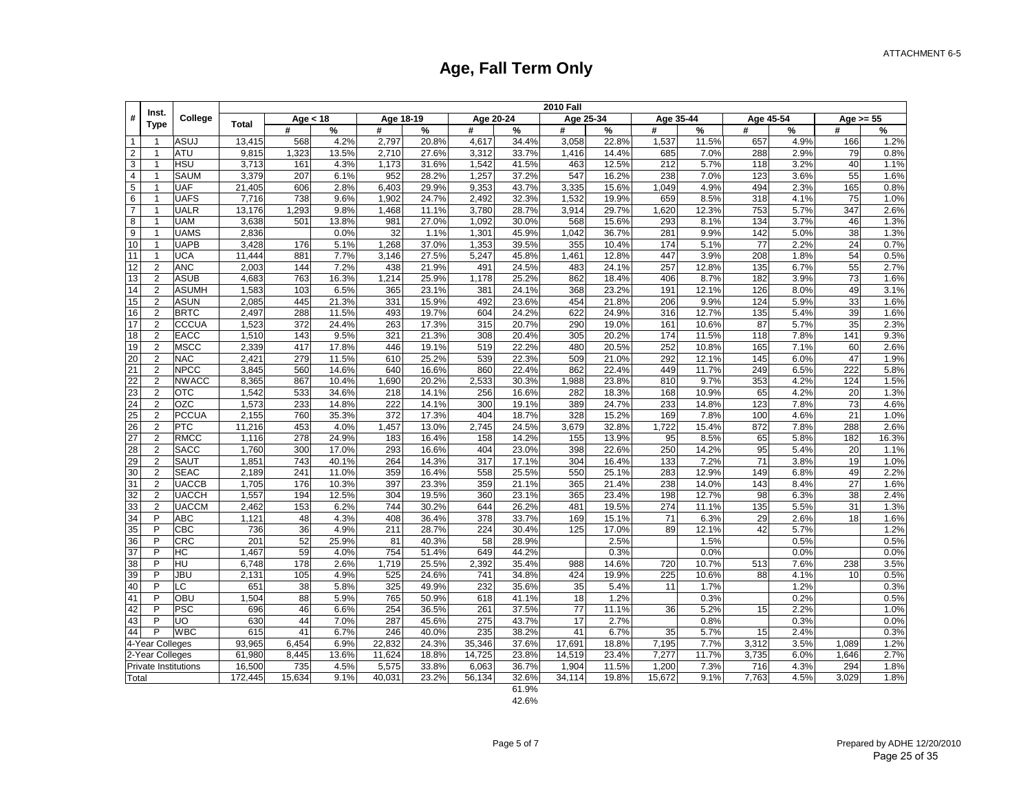ATTACHMENT 6-5

# Age, Fall Term Only

| # | Inst. Type | College | 2010 Fall | | | | | | | | | | | | | | | |
|---|---|---|---|---|---|---|---|---|---|---|---|---|---|---|---|---|---|---|
| | | | Total | Age < 18 | | Age 18-19 | | Age 20-24 | | Age 25-34 | | Age 35-44 | | Age 45-54 | | Age >= 55 | | |
| | | | | # | % | # | % | # | % | # | % | # | % | # | % | # | % | |
| 1 | 1 | ASUJ | 13,415 | 568 | 4.2% | 2,797 | 20.8% | 4,617 | 34.4% | 3,058 | 22.8% | 1,537 | 11.5% | 657 | 4.9% | 166 | 1.2% | |
| 2 | 1 | ATU | 9,815 | 1,323 | 13.5% | 2,710 | 27.6% | 3,312 | 33.7% | 1,416 | 14.4% | 685 | 7.0% | 288 | 2.9% | 79 | 0.8% | |
| 3 | 1 | HSU | 3,713 | 161 | 4.3% | 1,173 | 31.6% | 1,542 | 41.5% | 463 | 12.5% | 212 | 5.7% | 118 | 3.2% | 40 | 1.1% | |
| 4 | 1 | SAUM | 3,379 | 207 | 6.1% | 952 | 28.2% | 1,257 | 37.2% | 547 | 16.2% | 238 | 7.0% | 123 | 3.6% | 55 | 1.6% | |
| 5 | 1 | UAF | 21,405 | 606 | 2.8% | 6,403 | 29.9% | 9,353 | 43.7% | 3,335 | 15.6% | 1,049 | 4.9% | 494 | 2.3% | 165 | 0.8% | |
| 6 | 1 | UAFS | 7,716 | 738 | 9.6% | 1,902 | 24.7% | 2,492 | 32.3% | 1,532 | 19.9% | 659 | 8.5% | 318 | 4.1% | 75 | 1.0% | |
| 7 | 1 | UALR | 13,176 | 1,293 | 9.8% | 1,468 | 11.1% | 3,780 | 28.7% | 3,914 | 29.7% | 1,620 | 12.3% | 753 | 5.7% | 347 | 2.6% | |
| 8 | 1 | UAM | 3,638 | 501 | 13.8% | 981 | 27.0% | 1,092 | 30.0% | 568 | 15.6% | 293 | 8.1% | 134 | 3.7% | 46 | 1.3% | |
| 9 | 1 | UAMS | 2,836 | | 0.0% | 32 | 1.1% | 1,301 | 45.9% | 1,042 | 36.7% | 281 | 9.9% | 142 | 5.0% | 38 | 1.3% | |
| 10 | 1 | UAPB | 3,428 | 176 | 5.1% | 1,268 | 37.0% | 1,353 | 39.5% | 355 | 10.4% | 174 | 5.1% | 77 | 2.2% | 24 | 0.7% | |
| 11 | 1 | UCA | 11,444 | 881 | 7.7% | 3,146 | 27.5% | 5,247 | 45.8% | 1,461 | 12.8% | 447 | 3.9% | 208 | 1.8% | 54 | 0.5% | |
| 12 | 2 | ANC | 2,003 | 144 | 7.2% | 438 | 21.9% | 491 | 24.5% | 483 | 24.1% | 257 | 12.8% | 135 | 6.7% | 55 | 2.7% | |
| 13 | 2 | ASUB | 4,683 | 763 | 16.3% | 1,214 | 25.9% | 1,178 | 25.2% | 862 | 18.4% | 406 | 8.7% | 182 | 3.9% | 73 | 1.6% | |
| 14 | 2 | ASUMH | 1,583 | 103 | 6.5% | 365 | 23.1% | 381 | 24.1% | 368 | 23.2% | 191 | 12.1% | 126 | 8.0% | 49 | 3.1% | |
| 15 | 2 | ASUN | 2,085 | 445 | 21.3% | 331 | 15.9% | 492 | 23.6% | 454 | 21.8% | 206 | 9.9% | 124 | 5.9% | 33 | 1.6% | |
| 16 | 2 | BRTC | 2,497 | 288 | 11.5% | 493 | 19.7% | 604 | 24.2% | 622 | 24.9% | 316 | 12.7% | 135 | 5.4% | 39 | 1.6% | |
| 17 | 2 | CCCUA | 1,523 | 372 | 24.4% | 263 | 17.3% | 315 | 20.7% | 290 | 19.0% | 161 | 10.6% | 87 | 5.7% | 35 | 2.3% | |
| 18 | 2 | EACC | 1,510 | 143 | 9.5% | 321 | 21.3% | 308 | 20.4% | 305 | 20.2% | 174 | 11.5% | 118 | 7.8% | 141 | 9.3% | |
| 19 | 2 | MSCC | 2,339 | 417 | 17.8% | 446 | 19.1% | 519 | 22.2% | 480 | 20.5% | 252 | 10.8% | 165 | 7.1% | 60 | 2.6% | |
| 20 | 2 | NAC | 2,421 | 279 | 11.5% | 610 | 25.2% | 539 | 22.3% | 509 | 21.0% | 292 | 12.1% | 145 | 6.0% | 47 | 1.9% | |
| 21 | 2 | NPCC | 3,845 | 560 | 14.6% | 640 | 16.6% | 860 | 22.4% | 862 | 22.4% | 449 | 11.7% | 249 | 6.5% | 222 | 5.8% | |
| 22 | 2 | NWACC | 8,365 | 867 | 10.4% | 1,690 | 20.2% | 2,533 | 30.3% | 1,988 | 23.8% | 810 | 9.7% | 353 | 4.2% | 124 | 1.5% | |
| 23 | 2 | OTC | 1,542 | 533 | 34.6% | 218 | 14.1% | 256 | 16.6% | 282 | 18.3% | 168 | 10.9% | 65 | 4.2% | 20 | 1.3% | |
| 24 | 2 | OZC | 1,573 | 233 | 14.8% | 222 | 14.1% | 300 | 19.1% | 389 | 24.7% | 233 | 14.8% | 123 | 7.8% | 73 | 4.6% | |
| 25 | 2 | PCCUA | 2,155 | 760 | 35.3% | 372 | 17.3% | 404 | 18.7% | 328 | 15.2% | 169 | 7.8% | 100 | 4.6% | 21 | 1.0% | |
| 26 | 2 | PTC | 11,216 | 453 | 4.0% | 1,457 | 13.0% | 2,745 | 24.5% | 3,679 | 32.8% | 1,722 | 15.4% | 872 | 7.8% | 288 | 2.6% | |
| 27 | 2 | RMCC | 1,116 | 278 | 24.9% | 183 | 16.4% | 158 | 14.2% | 155 | 13.9% | 95 | 8.5% | 65 | 5.8% | 182 | 16.3% | |
| 28 | 2 | SACC | 1,760 | 300 | 17.0% | 293 | 16.6% | 404 | 23.0% | 398 | 22.6% | 250 | 14.2% | 95 | 5.4% | 20 | 1.1% | |
| 29 | 2 | SAUT | 1,851 | 743 | 40.1% | 264 | 14.3% | 317 | 17.1% | 304 | 16.4% | 133 | 7.2% | 71 | 3.8% | 19 | 1.0% | |
| 30 | 2 | SEAC | 2,189 | 241 | 11.0% | 359 | 16.4% | 558 | 25.5% | 550 | 25.1% | 283 | 12.9% | 149 | 6.8% | 49 | 2.2% | |
| 31 | 2 | UACCB | 1,705 | 176 | 10.3% | 397 | 23.3% | 359 | 21.1% | 365 | 21.4% | 238 | 14.0% | 143 | 8.4% | 27 | 1.6% | |
| 32 | 2 | UACCH | 1,557 | 194 | 12.5% | 304 | 19.5% | 360 | 23.1% | 365 | 23.4% | 198 | 12.7% | 98 | 6.3% | 38 | 2.4% | |
| 33 | 2 | UACCM | 2,462 | 153 | 6.2% | 744 | 30.2% | 644 | 26.2% | 481 | 19.5% | 274 | 11.1% | 135 | 5.5% | 31 | 1.3% | |
| 34 | P | ABC | 1,121 | 48 | 4.3% | 408 | 36.4% | 378 | 33.7% | 169 | 15.1% | 71 | 6.3% | 29 | 2.6% | 18 | 1.6% | |
| 35 | P | CBC | 736 | 36 | 4.9% | 211 | 28.7% | 224 | 30.4% | 125 | 17.0% | 89 | 12.1% | 42 | 5.7% | | 1.2% | |
| 36 | P | CRC | 201 | 52 | 25.9% | 81 | 40.3% | 58 | 28.9% | | 2.5% | | 1.5% | | 0.5% | | 0.5% | |
| 37 | P | HC | 1,467 | 59 | 4.0% | 754 | 51.4% | 649 | 44.2% | | 0.3% | | 0.0% | | 0.0% | | 0.0% | |
| 38 | P | HU | 6,748 | 178 | 2.6% | 1,719 | 25.5% | 2,392 | 35.4% | 988 | 14.6% | 720 | 10.7% | 513 | 7.6% | 238 | 3.5% | |
| 39 | P | JBU | 2,131 | 105 | 4.9% | 525 | 24.6% | 741 | 34.8% | 424 | 19.9% | 225 | 10.6% | 88 | 4.1% | 10 | 0.5% | |
| 40 | P | LC | 651 | 38 | 5.8% | 325 | 49.9% | 232 | 35.6% | 35 | 5.4% | 11 | 1.7% | | 1.2% | | 0.3% | |
| 41 | P | OBU | 1,504 | 88 | 5.9% | 765 | 50.9% | 618 | 41.1% | 18 | 1.2% | | 0.3% | | 0.2% | | 0.5% | |
| 42 | P | PSC | 696 | 46 | 6.6% | 254 | 36.5% | 261 | 37.5% | 77 | 11.1% | 36 | 5.2% | 15 | 2.2% | | 1.0% | |
| 43 | P | UO | 630 | 44 | 7.0% | 287 | 45.6% | 275 | 43.7% | 17 | 2.7% | | 0.8% | | 0.3% | | 0.0% | |
| 44 | P | WBC | 615 | 41 | 6.7% | 246 | 40.0% | 235 | 38.2% | 41 | 6.7% | 35 | 5.7% | 15 | 2.4% | | 0.3% | |
| 4-Year Colleges | | | 93,965 | 6,454 | 6.9% | 22,832 | 24.3% | 35,346 | 37.6% | 17,691 | 18.8% | 7,195 | 7.7% | 3,312 | 3.5% | 1,089 | 1.2% | |
| 2-Year Colleges | | | 61,980 | 8,445 | 13.6% | 11,624 | 18.8% | 14,725 | 23.8% | 14,519 | 23.4% | 7,277 | 11.7% | 3,735 | 6.0% | 1,646 | 2.7% | |
| Private Institutions | | | 16,500 | 735 | 4.5% | 5,575 | 33.8% | 6,063 | 36.7% | 1,904 | 11.5% | 1,200 | 7.3% | 716 | 4.3% | 294 | 1.8% | |
| Total | | | 172,445 | 15,634 | 9.1% | 40,031 | 23.2% | 56,134 | 32.6% | 34,114 | 19.8% | 15,672 | 9.1% | 7,763 | 4.5% | 3,029 | 1.8% | |
| | | | | | | | | | 61.9% | | | | | | | | | |
| | | | | | | | | | 42.6% | | | | | | | | | |

Prepared by ADHE 12/20/2010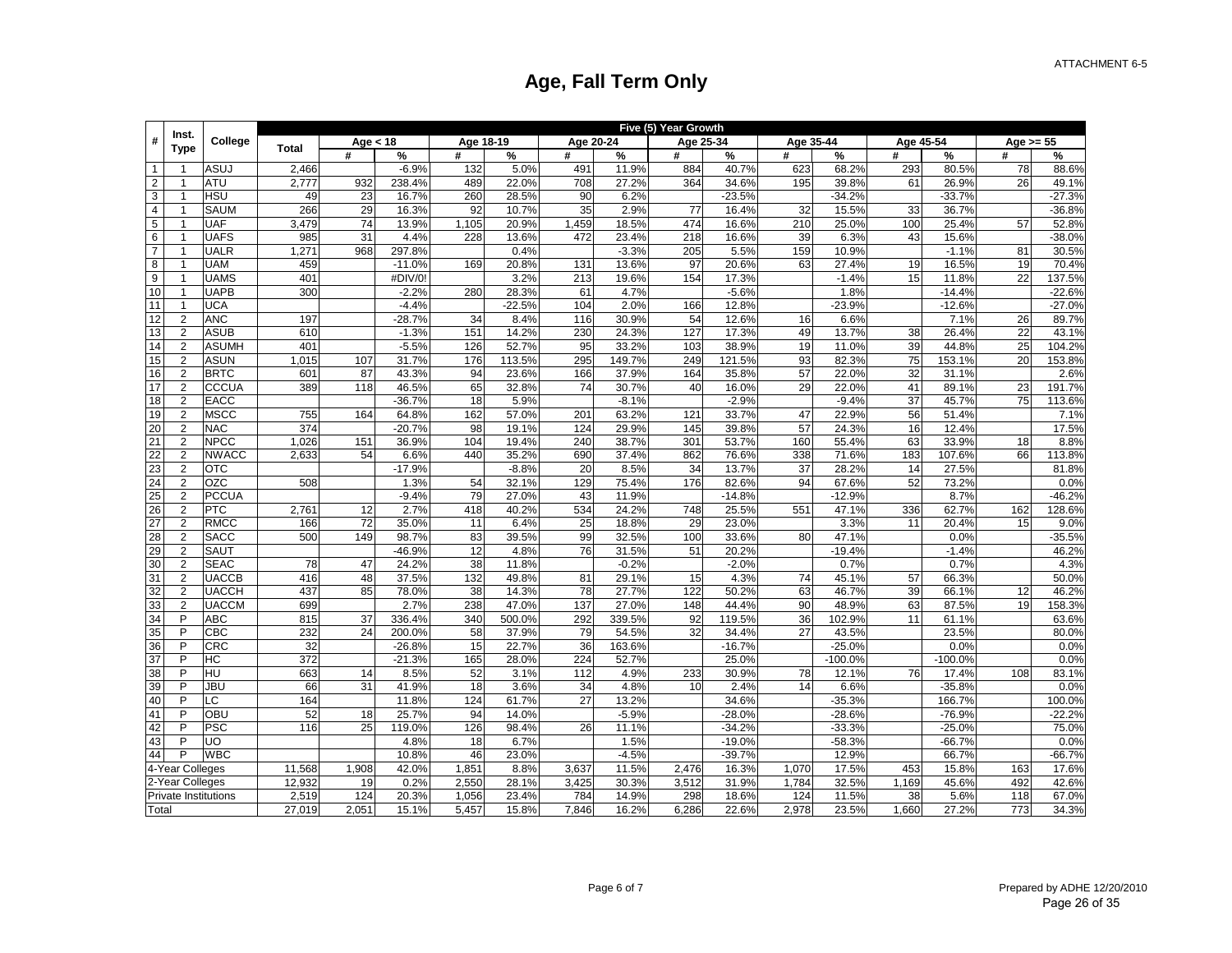ATTACHMENT 6-5

# Age, Fall Term Only

| # | Inst. Type | College | Five (5) Year Growth | | | | | | | | | | | | | | | |
|---|---|---|---|---|---|---|---|---|---|---|---|---|---|---|---|---|---|---|
| | | | Total | Age < 18 | | Age 18-19 | | Age 20-24 | | Age 25-34 | | Age 35-44 | | Age 45-54 | | Age >= 55 | |
| | | | | # | % | # | % | # | % | # | % | # | % | # | % | # | % |
| 1 | 1 | ASUJ | 2,466 | | -6.9% | 132 | 5.0% | 491 | 11.9% | 884 | 40.7% | 623 | 68.2% | 293 | 80.5% | 78 | 88.6% |
| 2 | 1 | ATU | 2,777 | 932 | 238.4% | 489 | 22.0% | 708 | 27.2% | 364 | 34.6% | 195 | 39.8% | 61 | 26.9% | 26 | 49.1% |
| 3 | 1 | HSU | 49 | 23 | 16.7% | 260 | 28.5% | 90 | 6.2% | | -23.5% | | -34.2% | | -33.7% | | -27.3% |
| 4 | 1 | SAUM | 266 | 29 | 16.3% | 92 | 10.7% | 35 | 2.9% | 77 | 16.4% | 32 | 15.5% | 33 | 36.7% | | -36.8% |
| 5 | 1 | UAF | 3,479 | 74 | 13.9% | 1,105 | 20.9% | 1,459 | 18.5% | 474 | 16.6% | 210 | 25.0% | 100 | 25.4% | 57 | 52.8% |
| 6 | 1 | UAFS | 985 | 31 | 4.4% | 228 | 13.6% | 472 | 23.4% | 218 | 16.6% | 39 | 6.3% | 43 | 15.6% | | -38.0% |
| 7 | 1 | UALR | 1,271 | 968 | 297.8% | | 0.4% | | -3.3% | 205 | 5.5% | 159 | 10.9% | | -1.1% | 81 | 30.5% |
| 8 | 1 | UAM | 459 | | -11.0% | 169 | 20.8% | 131 | 13.6% | 97 | 20.6% | 63 | 27.4% | 19 | 16.5% | 19 | 70.4% |
| 9 | 1 | UAMS | 401 | | #DIV/0! | | 3.2% | 213 | 19.6% | 154 | 17.3% | | -1.4% | 15 | 11.8% | 22 | 137.5% |
| 10 | 1 | UAPB | 300 | | -2.2% | 280 | 28.3% | 61 | 4.7% | | -5.6% | | 1.8% | | -14.4% | | -22.6% |
| 11 | 1 | UCA | | | -4.4% | | -22.5% | 104 | 2.0% | 166 | 12.8% | | -23.9% | | -12.6% | | -27.0% |
| 12 | 2 | ANC | 197 | | -28.7% | 34 | 8.4% | 116 | 30.9% | 54 | 12.6% | 16 | 6.6% | | 7.1% | 26 | 89.7% |
| 13 | 2 | ASUB | 610 | | -1.3% | 151 | 14.2% | 230 | 24.3% | 127 | 17.3% | 49 | 13.7% | 38 | 26.4% | 22 | 43.1% |
| 14 | 2 | ASUMH | 401 | | -5.5% | 126 | 52.7% | 95 | 33.2% | 103 | 38.9% | 19 | 11.0% | 39 | 44.8% | 25 | 104.2% |
| 15 | 2 | ASUN | 1,015 | 107 | 31.7% | 176 | 113.5% | 295 | 149.7% | 249 | 121.5% | 93 | 82.3% | 75 | 153.1% | 20 | 153.8% |
| 16 | 2 | BRTC | 601 | 87 | 43.3% | 94 | 23.6% | 166 | 37.9% | 164 | 35.8% | 57 | 22.0% | 32 | 31.1% | | 2.6% |
| 17 | 2 | CCCUA | 389 | 118 | 46.5% | 65 | 32.8% | 74 | 30.7% | 40 | 16.0% | 29 | 22.0% | 41 | 89.1% | 23 | 191.7% |
| 18 | 2 | EACC | | | -36.7% | 18 | 5.9% | | -8.1% | | -2.9% | | -9.4% | 37 | 45.7% | 75 | 113.6% |
| 19 | 2 | MSCC | 755 | 164 | 64.8% | 162 | 57.0% | 201 | 63.2% | 121 | 33.7% | 47 | 22.9% | 56 | 51.4% | | 7.1% |
| 20 | 2 | NAC | 374 | | -20.7% | 98 | 19.1% | 124 | 29.9% | 145 | 39.8% | 57 | 24.3% | 16 | 12.4% | | 17.5% |
| 21 | 2 | NPCC | 1,026 | 151 | 36.9% | 104 | 19.4% | 240 | 38.7% | 301 | 53.7% | 160 | 55.4% | 63 | 33.9% | 18 | 8.8% |
| 22 | 2 | NWACC | 2,633 | 54 | 6.6% | 440 | 35.2% | 690 | 37.4% | 862 | 76.6% | 338 | 71.6% | 183 | 107.6% | 66 | 113.8% |
| 23 | 2 | OTC | | | -17.9% | | -8.8% | 20 | 8.5% | 34 | 13.7% | 37 | 28.2% | 14 | 27.5% | | 81.8% |
| 24 | 2 | OZC | 508 | | 1.3% | 54 | 32.1% | 129 | 75.4% | 176 | 82.6% | 94 | 67.6% | 52 | 73.2% | | 0.0% |
| 25 | 2 | PCCUA | | | -9.4% | 79 | 27.0% | 43 | 11.9% | | -14.8% | | -12.9% | | 8.7% | | -46.2% |
| 26 | 2 | PTC | 2,761 | 12 | 2.7% | 418 | 40.2% | 534 | 24.2% | 748 | 25.5% | 551 | 47.1% | 336 | 62.7% | 162 | 128.6% |
| 27 | 2 | RMCC | 166 | 72 | 35.0% | 11 | 6.4% | 25 | 18.8% | 29 | 23.0% | | 3.3% | 11 | 20.4% | 15 | 9.0% |
| 28 | 2 | SACC | 500 | 149 | 98.7% | 83 | 39.5% | 99 | 32.5% | 100 | 33.6% | 80 | 47.1% | | 0.0% | | -35.5% |
| 29 | 2 | SAUT | | | -46.9% | 12 | 4.8% | 76 | 31.5% | 51 | 20.2% | | -19.4% | | -1.4% | | 46.2% |
| 30 | 2 | SEAC | 78 | 47 | 24.2% | 38 | 11.8% | | -0.2% | | -2.0% | | 0.7% | | 0.7% | | 4.3% |
| 31 | 2 | UACCB | 416 | 48 | 37.5% | 132 | 49.8% | 81 | 29.1% | 15 | 4.3% | 74 | 45.1% | 57 | 66.3% | | 50.0% |
| 32 | 2 | UACCH | 437 | 85 | 78.0% | 38 | 14.3% | 78 | 27.7% | 122 | 50.2% | 63 | 46.7% | 39 | 66.1% | 12 | 46.2% |
| 33 | 2 | UACCM | 699 | | 2.7% | 238 | 47.0% | 137 | 27.0% | 148 | 44.4% | 90 | 48.9% | 63 | 87.5% | 19 | 158.3% |
| 34 | P | ABC | 815 | 37 | 336.4% | 340 | 500.0% | 292 | 339.5% | 92 | 119.5% | 36 | 102.9% | 11 | 61.1% | | 63.6% |
| 35 | P | CBC | 232 | 24 | 200.0% | 58 | 37.9% | 79 | 54.5% | 32 | 34.4% | 27 | 43.5% | | 23.5% | | 80.0% |
| 36 | P | CRC | 32 | | -26.8% | 15 | 22.7% | 36 | 163.6% | | -16.7% | | -25.0% | | 0.0% | | 0.0% |
| 37 | P | HC | 372 | | -21.3% | 165 | 28.0% | 224 | 52.7% | | 25.0% | | -100.0% | | -100.0% | | 0.0% |
| 38 | P | HU | 663 | 14 | 8.5% | 52 | 3.1% | 112 | 4.9% | 233 | 30.9% | 78 | 12.1% | 76 | 17.4% | 108 | 83.1% |
| 39 | P | JBU | 66 | 31 | 41.9% | 18 | 3.6% | 34 | 4.8% | 10 | 2.4% | 14 | 6.6% | | -35.8% | | 0.0% |
| 40 | P | LC | 164 | | 11.8% | 124 | 61.7% | 27 | 13.2% | | 34.6% | | -35.3% | | 166.7% | | 100.0% |
| 41 | P | OBU | 52 | 18 | 25.7% | 94 | 14.0% | | -5.9% | | -28.0% | | -28.6% | | -76.9% | | -22.2% |
| 42 | P | PSC | 116 | 25 | 119.0% | 126 | 98.4% | 26 | 11.1% | | -34.2% | | -33.3% | | -25.0% | | 75.0% |
| 43 | P | UO | | | 4.8% | 18 | 6.7% | | 1.5% | | -19.0% | | -58.3% | | -66.7% | | 0.0% |
| 44 | P | WBC | | | 10.8% | 46 | 23.0% | | -4.5% | | -39.7% | | 12.9% | | 66.7% | | -66.7% |
| 4-Year Colleges | | | 11,568 | 1,908 | 42.0% | 1,851 | 8.8% | 3,637 | 11.5% | 2,476 | 16.3% | 1,070 | 17.5% | 453 | 15.8% | 163 | 17.6% |
| 2-Year Colleges | | | 12,932 | 19 | 0.2% | 2,550 | 28.1% | 3,425 | 30.3% | 3,512 | 31.9% | 1,784 | 32.5% | 1,169 | 45.6% | 492 | 42.6% |
| Private Institutions | | | 2,519 | 124 | 20.3% | 1,056 | 23.4% | 784 | 14.9% | 298 | 18.6% | 124 | 11.5% | 38 | 5.6% | 118 | 67.0% |
| Total | | | 27,019 | 2,051 | 15.1% | 5,457 | 15.8% | 7,846 | 16.2% | 6,286 | 22.6% | 2,978 | 23.5% | 1,660 | 27.2% | 773 | 34.3% |

Prepared by ADHE 12/20/2010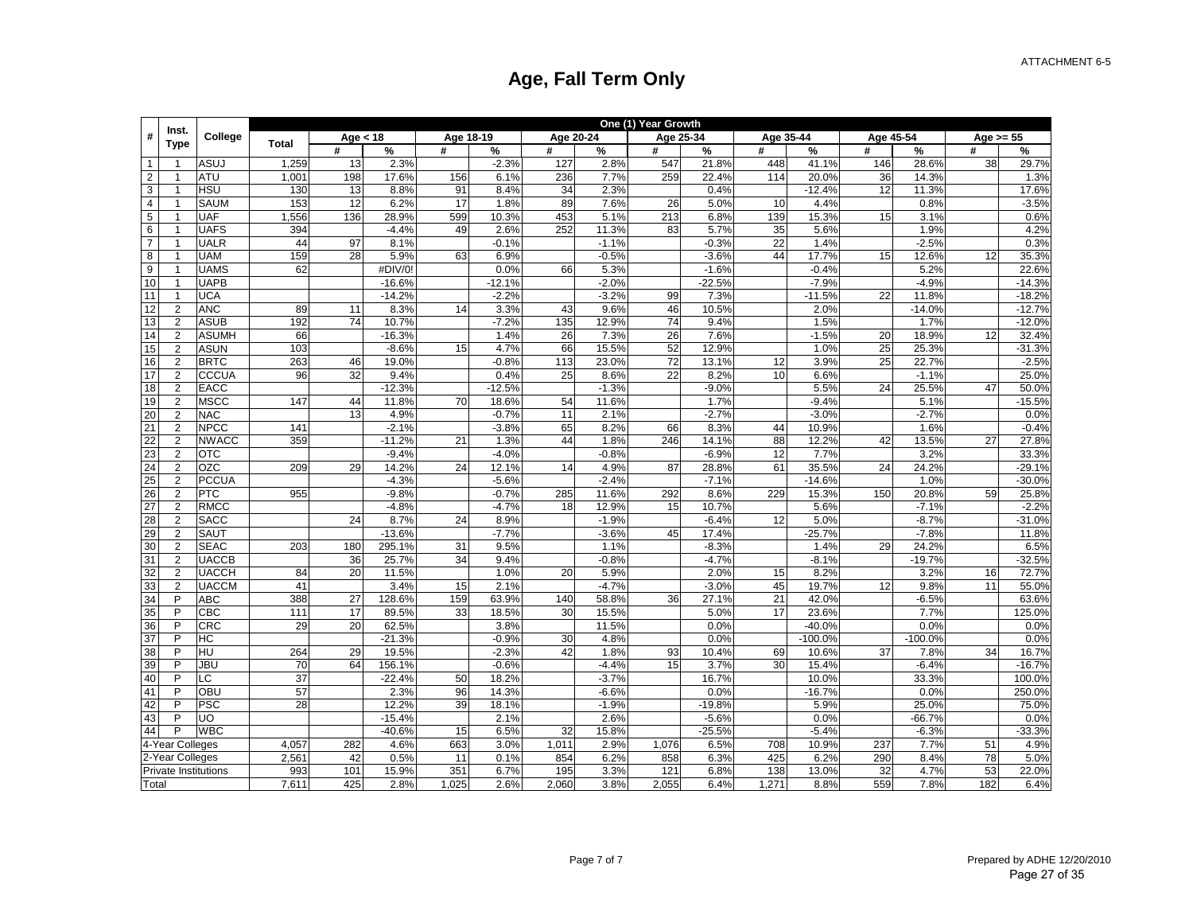ATTACHMENT 6-5

# Age, Fall Term Only

| # | Inst. Type | College | One (1) Year Growth | | | | | | | | | | | | | | | |
|---|---|---|---|---|---|---|---|---|---|---|---|---|---|---|---|---|---|---|
| | | | Total | Age < 18 | | Age 18-19 | | Age 20-24 | | Age 25-34 | | Age 35-44 | | Age 45-54 | | Age >= 55 | |
| | | | | # | % | # | % | # | % | # | % | # | % | # | % | # | % |
| 1 | 1 | ASUJ | 1,259 | 13 | 2.3% | | -2.3% | 127 | 2.8% | 547 | 21.8% | 448 | 41.1% | 146 | 28.6% | 38 | 29.7% |
| 2 | 1 | ATU | 1,001 | 198 | 17.6% | 156 | 6.1% | 236 | 7.7% | 259 | 22.4% | 114 | 20.0% | 36 | 14.3% | | 1.3% |
| 3 | 1 | HSU | 130 | 13 | 8.8% | 91 | 8.4% | 34 | 2.3% | | 0.4% | | -12.4% | 12 | 11.3% | | 17.6% |
| 4 | 1 | SAUM | 153 | 12 | 6.2% | 17 | 1.8% | 89 | 7.6% | 26 | 5.0% | 10 | 4.4% | | 0.8% | | -3.5% |
| 5 | 1 | UAF | 1,556 | 136 | 28.9% | 599 | 10.3% | 453 | 5.1% | 213 | 6.8% | 139 | 15.3% | 15 | 3.1% | | 0.6% |
| 6 | 1 | UAFS | 394 | | -4.4% | 49 | 2.6% | 252 | 11.3% | 83 | 5.7% | 35 | 5.6% | | 1.9% | | 4.2% |
| 7 | 1 | UALR | 44 | 97 | 8.1% | | -0.1% | | -1.1% | | -0.3% | 22 | 1.4% | | -2.5% | | 0.3% |
| 8 | 1 | UAM | 159 | 28 | 5.9% | 63 | 6.9% | | -0.5% | | -3.6% | 44 | 17.7% | 15 | 12.6% | 12 | 35.3% |
| 9 | 1 | UAMS | 62 | | #DIV/0! | | 0.0% | 66 | 5.3% | | -1.6% | | -0.4% | | 5.2% | | 22.6% |
| 10 | 1 | UAPB | | | -16.6% | | -12.1% | | -2.0% | | -22.5% | | -7.9% | | -4.9% | | -14.3% |
| 11 | 1 | UCA | | | -14.2% | | -2.2% | | -3.2% | 99 | 7.3% | | -11.5% | 22 | 11.8% | | -18.2% |
| 12 | 2 | ANC | 89 | 11 | 8.3% | 14 | 3.3% | 43 | 9.6% | 46 | 10.5% | | 2.0% | | -14.0% | | -12.7% |
| 13 | 2 | ASUB | 192 | 74 | 10.7% | | -7.2% | 135 | 12.9% | 74 | 9.4% | | 1.5% | | 1.7% | | -12.0% |
| 14 | 2 | ASUMH | 66 | | -16.3% | | 1.4% | 26 | 7.3% | 26 | 7.6% | | -1.5% | 20 | 18.9% | 12 | 32.4% |
| 15 | 2 | ASUN | 103 | | -8.6% | 15 | 4.7% | 66 | 15.5% | 52 | 12.9% | | 1.0% | 25 | 25.3% | | -31.3% |
| 16 | 2 | BRTC | 263 | 46 | 19.0% | | -0.8% | 113 | 23.0% | 72 | 13.1% | 12 | 3.9% | 25 | 22.7% | | -2.5% |
| 17 | 2 | CCCUA | 96 | 32 | 9.4% | | 0.4% | 25 | 8.6% | 22 | 8.2% | 10 | 6.6% | | -1.1% | | 25.0% |
| 18 | 2 | EACC | | | -12.3% | | -12.5% | | -1.3% | | -9.0% | | 5.5% | 24 | 25.5% | 47 | 50.0% |
| 19 | 2 | MSCC | 147 | 44 | 11.8% | 70 | 18.6% | 54 | 11.6% | | 1.7% | | -9.4% | | 5.1% | | -15.5% |
| 20 | 2 | NAC | | 13 | 4.9% | | -0.7% | 11 | 2.1% | | -2.7% | | -3.0% | | -2.7% | | 0.0% |
| 21 | 2 | NPCC | 141 | | -2.1% | | -3.8% | 65 | 8.2% | 66 | 8.3% | 44 | 10.9% | | 1.6% | | -0.4% |
| 22 | 2 | NWACC | 359 | | -11.2% | 21 | 1.3% | 44 | 1.8% | 246 | 14.1% | 88 | 12.2% | 42 | 13.5% | 27 | 27.8% |
| 23 | 2 | OTC | | | -9.4% | | -4.0% | | -0.8% | | -6.9% | 12 | 7.7% | | 3.2% | | 33.3% |
| 24 | 2 | OZC | 209 | 29 | 14.2% | 24 | 12.1% | 14 | 4.9% | 87 | 28.8% | 61 | 35.5% | 24 | 24.2% | | -29.1% |
| 25 | 2 | PCCUA | | | -4.3% | | -5.6% | | -2.4% | | -7.1% | | -14.6% | | 1.0% | | -30.0% |
| 26 | 2 | PTC | 955 | | -9.8% | | -0.7% | 285 | 11.6% | 292 | 8.6% | 229 | 15.3% | 150 | 20.8% | 59 | 25.8% |
| 27 | 2 | RMCC | | | -4.8% | | -4.7% | 18 | 12.9% | 15 | 10.7% | | 5.6% | | -7.1% | | -2.2% |
| 28 | 2 | SACC | | 24 | 8.7% | 24 | 8.9% | | -1.9% | | -6.4% | 12 | 5.0% | | -8.7% | | -31.0% |
| 29 | 2 | SAUT | | | -13.6% | | -7.7% | | -3.6% | 45 | 17.4% | | -25.7% | | -7.8% | | 11.8% |
| 30 | 2 | SEAC | 203 | 180 | 295.1% | 31 | 9.5% | | 1.1% | | -8.3% | | 1.4% | 29 | 24.2% | | 6.5% |
| 31 | 2 | UACCB | | 36 | 25.7% | 34 | 9.4% | | -0.8% | | -4.7% | | -8.1% | | -19.7% | | -32.5% |
| 32 | 2 | UACCH | 84 | 20 | 11.5% | | 1.0% | 20 | 5.9% | | 2.0% | 15 | 8.2% | | 3.2% | 16 | 72.7% |
| 33 | 2 | UACCM | 41 | | 3.4% | 15 | 2.1% | | -4.7% | | -3.0% | 45 | 19.7% | 12 | 9.8% | 11 | 55.0% |
| 34 | P | ABC | 388 | 27 | 128.6% | 159 | 63.9% | 140 | 58.8% | 36 | 27.1% | 21 | 42.0% | | -6.5% | | 63.6% |
| 35 | P | CBC | 111 | 17 | 89.5% | 33 | 18.5% | 30 | 15.5% | | 5.0% | 17 | 23.6% | | 7.7% | | 125.0% |
| 36 | P | CRC | 29 | 20 | 62.5% | | 3.8% | | 11.5% | | 0.0% | | -40.0% | | 0.0% | | 0.0% |
| 37 | P | HC | | | -21.3% | | -0.9% | 30 | 4.8% | | 0.0% | | -100.0% | | -100.0% | | 0.0% |
| 38 | P | HU | 264 | 29 | 19.5% | | -2.3% | 42 | 1.8% | 93 | 10.4% | 69 | 10.6% | 37 | 7.8% | 34 | 16.7% |
| 39 | P | JBU | 70 | 64 | 156.1% | | -0.6% | | -4.4% | 15 | 3.7% | 30 | 15.4% | | -6.4% | | -16.7% |
| 40 | P | LC | 37 | | -22.4% | 50 | 18.2% | | -3.7% | | 16.7% | | 10.0% | | 33.3% | | 100.0% |
| 41 | P | OBU | 57 | | 2.3% | 96 | 14.3% | | -6.6% | | 0.0% | | -16.7% | | 0.0% | | 250.0% |
| 42 | P | PSC | 28 | | 12.2% | 39 | 18.1% | | -1.9% | | -19.8% | | 5.9% | | 25.0% | | 75.0% |
| 43 | P | UO | | | -15.4% | | 2.1% | | 2.6% | | -5.6% | | 0.0% | | -66.7% | | 0.0% |
| 44 | P | WBC | | | -40.6% | 15 | 6.5% | 32 | 15.8% | | -25.5% | | -5.4% | | -6.3% | | -33.3% |
| 4-Year Colleges | | | 4,057 | 282 | 4.6% | 663 | 3.0% | 1,011 | 2.9% | 1,076 | 6.5% | 708 | 10.9% | 237 | 7.7% | 51 | 4.9% |
| 2-Year Colleges | | | 2,561 | 42 | 0.5% | 11 | 0.1% | 854 | 6.2% | 858 | 6.3% | 425 | 6.2% | 290 | 8.4% | 78 | 5.0% |
| Private Institutions | | | 993 | 101 | 15.9% | 351 | 6.7% | 195 | 3.3% | 121 | 6.8% | 138 | 13.0% | 32 | 4.7% | 53 | 22.0% |
| Total | | | 7,611 | 425 | 2.8% | 1,025 | 2.6% | 2,060 | 3.8% | 2,055 | 6.4% | 1,271 | 8.8% | 559 | 7.8% | 182 | 6.4% |

Prepared by ADHE 12/20/2010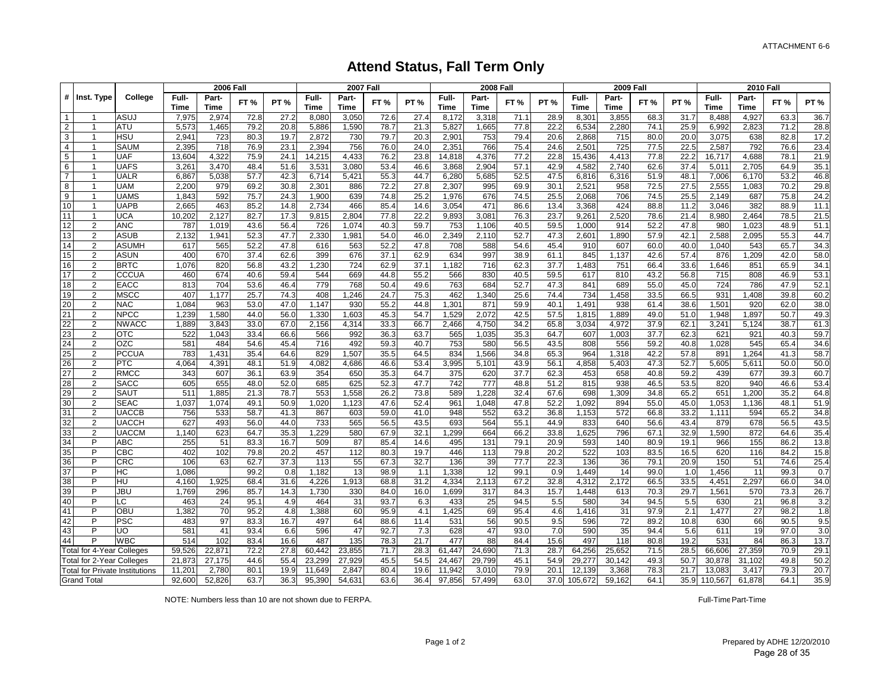ATTACHMENT 6-6

# Attend Status, Fall Term Only

| # | Inst. Type | College | 2006 Fall | | | | 2007 Fall | | | | 2008 Fall | | | | 2009 Fall | | | | 2010 Fall | | | |
|---|---|---|---|---|---|---|---|---|---|---|---|---|---|---|---|---|---|---|---|---|---|---|
| | | | Full-Time | Part-Time | FT % | PT % | Full-Time | Part-Time | FT % | PT % | Full-Time | Part-Time | FT % | PT % | Full-Time | Part-Time | FT % | PT % | Full-Time | Part-Time | FT % | PT % |
| 1 | 1 | ASUJ | 7,975 | 2,974 | 72.8 | 27.2 | 8,080 | 3,050 | 72.6 | 27.4 | 8,172 | 3,318 | 71.1 | 28.9 | 8,301 | 3,855 | 68.3 | 31.7 | 8,488 | 4,927 | 63.3 | 36.7 |
| 2 | 1 | ATU | 5,573 | 1,465 | 79.2 | 20.8 | 5,886 | 1,590 | 78.7 | 21.3 | 5,827 | 1,665 | 77.8 | 22.2 | 6,534 | 2,280 | 74.1 | 25.9 | 6,992 | 2,823 | 71.2 | 28.8 |
| 3 | 1 | HSU | 2,941 | 723 | 80.3 | 19.7 | 2,872 | 730 | 79.7 | 20.3 | 2,901 | 753 | 79.4 | 20.6 | 2,868 | 715 | 80.0 | 20.0 | 3,075 | 638 | 82.8 | 17.2 |
| 4 | 1 | SAUM | 2,395 | 718 | 76.9 | 23.1 | 2,394 | 756 | 76.0 | 24.0 | 2,351 | 766 | 75.4 | 24.6 | 2,501 | 725 | 77.5 | 22.5 | 2,587 | 792 | 76.6 | 23.4 |
| 5 | 1 | UAF | 13,604 | 4,322 | 75.9 | 24.1 | 14,215 | 4,433 | 76.2 | 23.8 | 14,818 | 4,376 | 77.2 | 22.8 | 15,436 | 4,413 | 77.8 | 22.2 | 16,717 | 4,688 | 78.1 | 21.9 |
| 6 | 1 | UAFS | 3,261 | 3,470 | 48.4 | 51.6 | 3,531 | 3,080 | 53.4 | 46.6 | 3,868 | 2,904 | 57.1 | 42.9 | 4,582 | 2,740 | 62.6 | 37.4 | 5,011 | 2,705 | 64.9 | 35.1 |
| 7 | 1 | UALR | 6,867 | 5,038 | 57.7 | 42.3 | 6,714 | 5,421 | 55.3 | 44.7 | 6,280 | 5,685 | 52.5 | 47.5 | 6,816 | 6,316 | 51.9 | 48.1 | 7,006 | 6,170 | 53.2 | 46.8 |
| 8 | 1 | UAM | 2,200 | 979 | 69.2 | 30.8 | 2,301 | 886 | 72.2 | 27.8 | 2,307 | 995 | 69.9 | 30.1 | 2,521 | 958 | 72.5 | 27.5 | 2,555 | 1,083 | 70.2 | 29.8 |
| 9 | 1 | UAMS | 1,843 | 592 | 75.7 | 24.3 | 1,900 | 639 | 74.8 | 25.2 | 1,976 | 676 | 74.5 | 25.5 | 2,068 | 706 | 74.5 | 25.5 | 2,149 | 687 | 75.8 | 24.2 |
| 10 | 1 | UAPB | 2,665 | 463 | 85.2 | 14.8 | 2,734 | 466 | 85.4 | 14.6 | 3,054 | 471 | 86.6 | 13.4 | 3,368 | 424 | 88.8 | 11.2 | 3,046 | 382 | 88.9 | 11.1 |
| 11 | 1 | UCA | 10,202 | 2,127 | 82.7 | 17.3 | 9,815 | 2,804 | 77.8 | 22.2 | 9,893 | 3,081 | 76.3 | 23.7 | 9,261 | 2,520 | 78.6 | 21.4 | 8,980 | 2,464 | 78.5 | 21.5 |
| 12 | 2 | ANC | 787 | 1,019 | 43.6 | 56.4 | 726 | 1,074 | 40.3 | 59.7 | 753 | 1,106 | 40.5 | 59.5 | 1,000 | 914 | 52.2 | 47.8 | 980 | 1,023 | 48.9 | 51.1 |
| 13 | 2 | ASUB | 2,132 | 1,941 | 52.3 | 47.7 | 2,330 | 1,981 | 54.0 | 46.0 | 2,349 | 2,110 | 52.7 | 47.3 | 2,601 | 1,890 | 57.9 | 42.1 | 2,588 | 2,095 | 55.3 | 44.7 |
| 14 | 2 | ASUMH | 617 | 565 | 52.2 | 47.8 | 616 | 563 | 52.2 | 47.8 | 708 | 588 | 54.6 | 45.4 | 910 | 607 | 60.0 | 40.0 | 1,040 | 543 | 65.7 | 34.3 |
| 15 | 2 | ASUN | 400 | 670 | 37.4 | 62.6 | 399 | 676 | 37.1 | 62.9 | 634 | 997 | 38.9 | 61.1 | 845 | 1,137 | 42.6 | 57.4 | 876 | 1,209 | 42.0 | 58.0 |
| 16 | 2 | BRTC | 1,076 | 820 | 56.8 | 43.2 | 1,230 | 724 | 62.9 | 37.1 | 1,182 | 716 | 62.3 | 37.7 | 1,483 | 751 | 66.4 | 33.6 | 1,646 | 851 | 65.9 | 34.1 |
| 17 | 2 | CCCUA | 460 | 674 | 40.6 | 59.4 | 544 | 669 | 44.8 | 55.2 | 566 | 830 | 40.5 | 59.5 | 617 | 810 | 43.2 | 56.8 | 715 | 808 | 46.9 | 53.1 |
| 18 | 2 | EACC | 813 | 704 | 53.6 | 46.4 | 779 | 768 | 50.4 | 49.6 | 763 | 684 | 52.7 | 47.3 | 841 | 689 | 55.0 | 45.0 | 724 | 786 | 47.9 | 52.1 |
| 19 | 2 | MSCC | 407 | 1,177 | 25.7 | 74.3 | 408 | 1,246 | 24.7 | 75.3 | 462 | 1,340 | 25.6 | 74.4 | 734 | 1,458 | 33.5 | 66.5 | 931 | 1,408 | 39.8 | 60.2 |
| 20 | 2 | NAC | 1,084 | 963 | 53.0 | 47.0 | 1,147 | 930 | 55.2 | 44.8 | 1,301 | 871 | 59.9 | 40.1 | 1,491 | 938 | 61.4 | 38.6 | 1,501 | 920 | 62.0 | 38.0 |
| 21 | 2 | NPCC | 1,239 | 1,580 | 44.0 | 56.0 | 1,330 | 1,603 | 45.3 | 54.7 | 1,529 | 2,072 | 42.5 | 57.5 | 1,815 | 1,889 | 49.0 | 51.0 | 1,948 | 1,897 | 50.7 | 49.3 |
| 22 | 2 | NWACC | 1,889 | 3,843 | 33.0 | 67.0 | 2,156 | 4,314 | 33.3 | 66.7 | 2,466 | 4,750 | 34.2 | 65.8 | 3,034 | 4,972 | 37.9 | 62.1 | 3,241 | 5,124 | 38.7 | 61.3 |
| 23 | 2 | OTC | 522 | 1,043 | 33.4 | 66.6 | 566 | 992 | 36.3 | 63.7 | 565 | 1,035 | 35.3 | 64.7 | 607 | 1,003 | 37.7 | 62.3 | 621 | 921 | 40.3 | 59.7 |
| 24 | 2 | OZC | 581 | 484 | 54.6 | 45.4 | 716 | 492 | 59.3 | 40.7 | 753 | 580 | 56.5 | 43.5 | 808 | 556 | 59.2 | 40.8 | 1,028 | 545 | 65.4 | 34.6 |
| 25 | 2 | PCCUA | 783 | 1,431 | 35.4 | 64.6 | 829 | 1,507 | 35.5 | 64.5 | 834 | 1,566 | 34.8 | 65.3 | 964 | 1,318 | 42.2 | 57.8 | 891 | 1,264 | 41.3 | 58.7 |
| 26 | 2 | PTC | 4,064 | 4,391 | 48.1 | 51.9 | 4,082 | 4,686 | 46.6 | 53.4 | 3,995 | 5,101 | 43.9 | 56.1 | 4,858 | 5,403 | 47.3 | 52.7 | 5,605 | 5,611 | 50.0 | 50.0 |
| 27 | 2 | RMCC | 343 | 607 | 36.1 | 63.9 | 354 | 650 | 35.3 | 64.7 | 375 | 620 | 37.7 | 62.3 | 453 | 658 | 40.8 | 59.2 | 439 | 677 | 39.3 | 60.7 |
| 28 | 2 | SACC | 605 | 655 | 48.0 | 52.0 | 685 | 625 | 52.3 | 47.7 | 742 | 777 | 48.8 | 51.2 | 815 | 938 | 46.5 | 53.5 | 820 | 940 | 46.6 | 53.4 |
| 29 | 2 | SAUT | 511 | 1,885 | 21.3 | 78.7 | 553 | 1,558 | 26.2 | 73.8 | 589 | 1,228 | 32.4 | 67.6 | 698 | 1,309 | 34.8 | 65.2 | 651 | 1,200 | 35.2 | 64.8 |
| 30 | 2 | SEAC | 1,037 | 1,074 | 49.1 | 50.9 | 1,020 | 1,123 | 47.6 | 52.4 | 961 | 1,048 | 47.8 | 52.2 | 1,092 | 894 | 55.0 | 45.0 | 1,053 | 1,136 | 48.1 | 51.9 |
| 31 | 2 | UACCB | 756 | 533 | 58.7 | 41.3 | 867 | 603 | 59.0 | 41.0 | 948 | 552 | 63.2 | 36.8 | 1,153 | 572 | 66.8 | 33.2 | 1,111 | 594 | 65.2 | 34.8 |
| 32 | 2 | UACCH | 627 | 493 | 56.0 | 44.0 | 733 | 565 | 56.5 | 43.5 | 693 | 564 | 55.1 | 44.9 | 833 | 640 | 56.6 | 43.4 | 879 | 678 | 56.5 | 43.5 |
| 33 | 2 | UACCM | 1,140 | 623 | 64.7 | 35.3 | 1,229 | 580 | 67.9 | 32.1 | 1,299 | 664 | 66.2 | 33.8 | 1,625 | 796 | 67.1 | 32.9 | 1,590 | 872 | 64.6 | 35.4 |
| 34 | P | ABC | 255 | 51 | 83.3 | 16.7 | 509 | 87 | 85.4 | 14.6 | 495 | 131 | 79.1 | 20.9 | 593 | 140 | 80.9 | 19.1 | 966 | 155 | 86.2 | 13.8 |
| 35 | P | CBC | 402 | 102 | 79.8 | 20.2 | 457 | 112 | 80.3 | 19.7 | 446 | 113 | 79.8 | 20.2 | 522 | 103 | 83.5 | 16.5 | 620 | 116 | 84.2 | 15.8 |
| 36 | P | CRC | 106 | 63 | 62.7 | 37.3 | 113 | 55 | 67.3 | 32.7 | 136 | 39 | 77.7 | 22.3 | 136 | 36 | 79.1 | 20.9 | 150 | 51 | 74.6 | 25.4 |
| 37 | P | HC | 1,086 | | 99.2 | 0.8 | 1,182 | 13 | 98.9 | 1.1 | 1,338 | 12 | 99.1 | 0.9 | 1,449 | 14 | 99.0 | 1.0 | 1,456 | 11 | 99.3 | 0.7 |
| 38 | P | HU | 4,160 | 1,925 | 68.4 | 31.6 | 4,226 | 1,913 | 68.8 | 31.2 | 4,334 | 2,113 | 67.2 | 32.8 | 4,312 | 2,172 | 66.5 | 33.5 | 4,451 | 2,297 | 66.0 | 34.0 |
| 39 | P | JBU | 1,769 | 296 | 85.7 | 14.3 | 1,730 | 330 | 84.0 | 16.0 | 1,699 | 317 | 84.3 | 15.7 | 1,448 | 613 | 70.3 | 29.7 | 1,561 | 570 | 73.3 | 26.7 |
| 40 | P | LC | 463 | 24 | 95.1 | 4.9 | 464 | 31 | 93.7 | 6.3 | 433 | 25 | 94.5 | 5.5 | 580 | 34 | 94.5 | 5.5 | 630 | 21 | 96.8 | 3.2 |
| 41 | P | OBU | 1,382 | 70 | 95.2 | 4.8 | 1,388 | 60 | 95.9 | 4.1 | 1,425 | 69 | 95.4 | 4.6 | 1,416 | 31 | 97.9 | 2.1 | 1,477 | 27 | 98.2 | 1.8 |
| 42 | P | PSC | 483 | 97 | 83.3 | 16.7 | 497 | 64 | 88.6 | 11.4 | 531 | 56 | 90.5 | 9.5 | 596 | 72 | 89.2 | 10.8 | 630 | 66 | 90.5 | 9.5 |
| 43 | P | UO | 581 | 41 | 93.4 | 6.6 | 596 | 47 | 92.7 | 7.3 | 628 | 47 | 93.0 | 7.0 | 590 | 35 | 94.4 | 5.6 | 611 | 19 | 97.0 | 3.0 |
| 44 | P | WBC | 514 | 102 | 83.4 | 16.6 | 487 | 135 | 78.3 | 21.7 | 477 | 88 | 84.4 | 15.6 | 497 | 118 | 80.8 | 19.2 | 531 | 84 | 86.3 | 13.7 |
| Total for 4-Year Colleges | | | 59,526 | 22,871 | 72.2 | 27.8 | 60,442 | 23,855 | 71.7 | 28.3 | 61,447 | 24,690 | 71.3 | 28.7 | 64,256 | 25,652 | 71.5 | 28.5 | 66,606 | 27,359 | 70.9 | 29.1 |
| Total for 2-Year Colleges | | | 21,873 | 27,175 | 44.6 | 55.4 | 23,299 | 27,929 | 45.5 | 54.5 | 24,467 | 29,799 | 45.1 | 54.9 | 29,277 | 30,142 | 49.3 | 50.7 | 30,878 | 31,102 | 49.8 | 50.2 |
| Total for Private Institutions | | | 11,201 | 2,780 | 80.1 | 19.9 | 11,649 | 2,847 | 80.4 | 19.6 | 11,942 | 3,010 | 79.9 | 20.1 | 12,139 | 3,368 | 78.3 | 21.7 | 13,083 | 3,417 | 79.3 | 20.7 |
| Grand Total | | | 92,600 | 52,826 | 63.7 | 36.3 | 95,390 | 54,631 | 63.6 | 36.4 | 97,856 | 57,499 | 63.0 | 37.0 | 105,672 | 59,162 | 64.1 | 35.9 | 110,567 | 61,878 | 64.1 | 35.9 |

NOTE: Numbers less than 10 are not shown due to FERPA.

Full-Time Part-Time

Prepared by ADHE 12/20/2010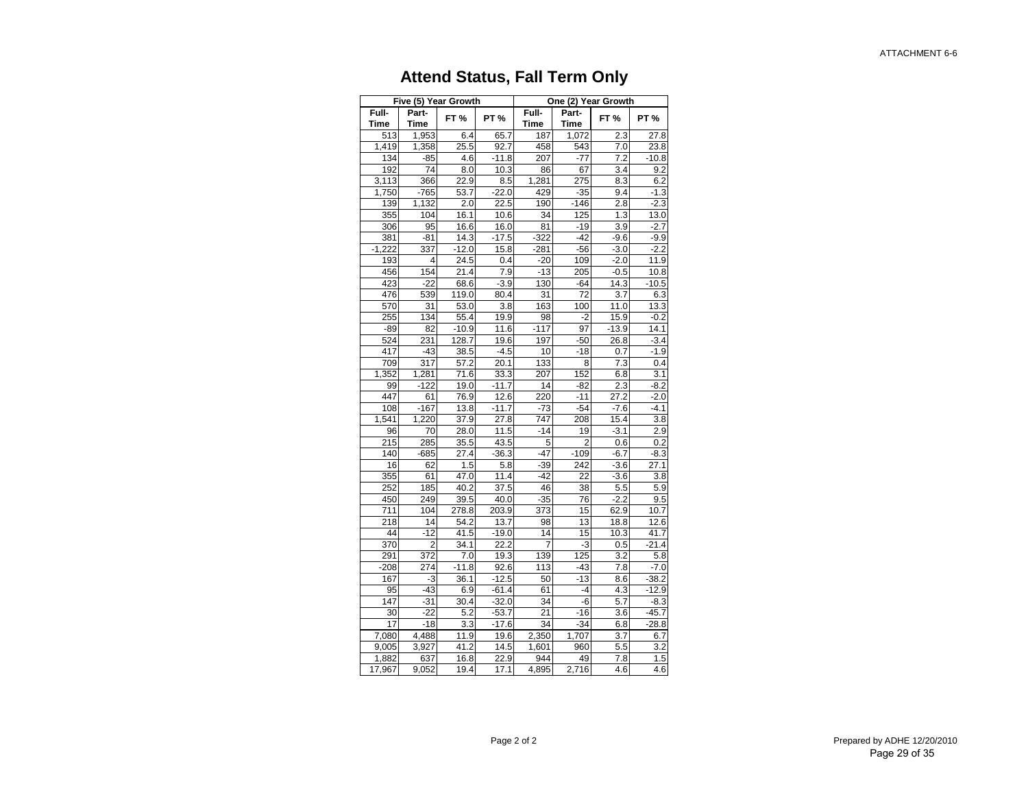ATTACHMENT 6-6

# Attend Status, Fall Term Only

| Five (5) Year Growth | | | | One (2) Year Growth | | | |
|---|---|---|---|---|---|---|---|
| Full-Time | Part-Time | FT % | PT % | Full-Time | Part-Time | FT % | PT % |
| 513 | 1,953 | 6.4 | 65.7 | 187 | 1,072 | 2.3 | 27.8 |
| 1,419 | 1,358 | 25.5 | 92.7 | 458 | 543 | 7.0 | 23.8 |
| 134 | -85 | 4.6 | -11.8 | 207 | -77 | 7.2 | -10.8 |
| 192 | 74 | 8.0 | 10.3 | 86 | 67 | 3.4 | 9.2 |
| 3,113 | 366 | 22.9 | 8.5 | 1,281 | 275 | 8.3 | 6.2 |
| 1,750 | -765 | 53.7 | -22.0 | 429 | -35 | 9.4 | -1.3 |
| 139 | 1,132 | 2.0 | 22.5 | 190 | -146 | 2.8 | -2.3 |
| 355 | 104 | 16.1 | 10.6 | 34 | 125 | 1.3 | 13.0 |
| 306 | 95 | 16.6 | 16.0 | 81 | -19 | 3.9 | -2.7 |
| 381 | -81 | 14.3 | -17.5 | -322 | -42 | -9.6 | -9.9 |
| -1,222 | 337 | -12.0 | 15.8 | -281 | -56 | -3.0 | -2.2 |
| 193 | 4 | 24.5 | 0.4 | -20 | 109 | -2.0 | 11.9 |
| 456 | 154 | 21.4 | 7.9 | -13 | 205 | -0.5 | 10.8 |
| 423 | -22 | 68.6 | -3.9 | 130 | -64 | 14.3 | -10.5 |
| 476 | 539 | 119.0 | 80.4 | 31 | 72 | 3.7 | 6.3 |
| 570 | 31 | 53.0 | 3.8 | 163 | 100 | 11.0 | 13.3 |
| 255 | 134 | 55.4 | 19.9 | 98 | -2 | 15.9 | -0.2 |
| -89 | 82 | -10.9 | 11.6 | -117 | 97 | -13.9 | 14.1 |
| 524 | 231 | 128.7 | 19.6 | 197 | -50 | 26.8 | -3.4 |
| 417 | -43 | 38.5 | -4.5 | 10 | -18 | 0.7 | -1.9 |
| 709 | 317 | 57.2 | 20.1 | 133 | 8 | 7.3 | 0.4 |
| 1,352 | 1,281 | 71.6 | 33.3 | 207 | 152 | 6.8 | 3.1 |
| 99 | -122 | 19.0 | -11.7 | 14 | -82 | 2.3 | -8.2 |
| 447 | 61 | 76.9 | 12.6 | 220 | -11 | 27.2 | -2.0 |
| 108 | -167 | 13.8 | -11.7 | -73 | -54 | -7.6 | -4.1 |
| 1,541 | 1,220 | 37.9 | 27.8 | 747 | 208 | 15.4 | 3.8 |
| 96 | 70 | 28.0 | 11.5 | -14 | 19 | -3.1 | 2.9 |
| 215 | 285 | 35.5 | 43.5 | 5 | 2 | 0.6 | 0.2 |
| 140 | -685 | 27.4 | -36.3 | -47 | -109 | -6.7 | -8.3 |
| 16 | 62 | 1.5 | 5.8 | -39 | 242 | -3.6 | 27.1 |
| 355 | 61 | 47.0 | 11.4 | -42 | 22 | -3.6 | 3.8 |
| 252 | 185 | 40.2 | 37.5 | 46 | 38 | 5.5 | 5.9 |
| 450 | 249 | 39.5 | 40.0 | -35 | 76 | -2.2 | 9.5 |
| 711 | 104 | 278.8 | 203.9 | 373 | 15 | 62.9 | 10.7 |
| 218 | 14 | 54.2 | 13.7 | 98 | 13 | 18.8 | 12.6 |
| 44 | -12 | 41.5 | -19.0 | 14 | 15 | 10.3 | 41.7 |
| 370 | 2 | 34.1 | 22.2 | 7 | -3 | 0.5 | -21.4 |
| 291 | 372 | 7.0 | 19.3 | 139 | 125 | 3.2 | 5.8 |
| -208 | 274 | -11.8 | 92.6 | 113 | -43 | 7.8 | -7.0 |
| 167 | -3 | 36.1 | -12.5 | 50 | -13 | 8.6 | -38.2 |
| 95 | -43 | 6.9 | -61.4 | 61 | -4 | 4.3 | -12.9 |
| 147 | -31 | 30.4 | -32.0 | 34 | -6 | 5.7 | -8.3 |
| 30 | -22 | 5.2 | -53.7 | 21 | -16 | 3.6 | -45.7 |
| 17 | -18 | 3.3 | -17.6 | 34 | -34 | 6.8 | -28.8 |
| 7,080 | 4,488 | 11.9 | 19.6 | 2,350 | 1,707 | 3.7 | 6.7 |
| 9,005 | 3,927 | 41.2 | 14.5 | 1,601 | 960 | 5.5 | 3.2 |
| 1,882 | 637 | 16.8 | 22.9 | 944 | 49 | 7.8 | 1.5 |
| 17,967 | 9,052 | 19.4 | 17.1 | 4,895 | 2,716 | 4.6 | 4.6 |

Prepared by ADHE 12/20/2010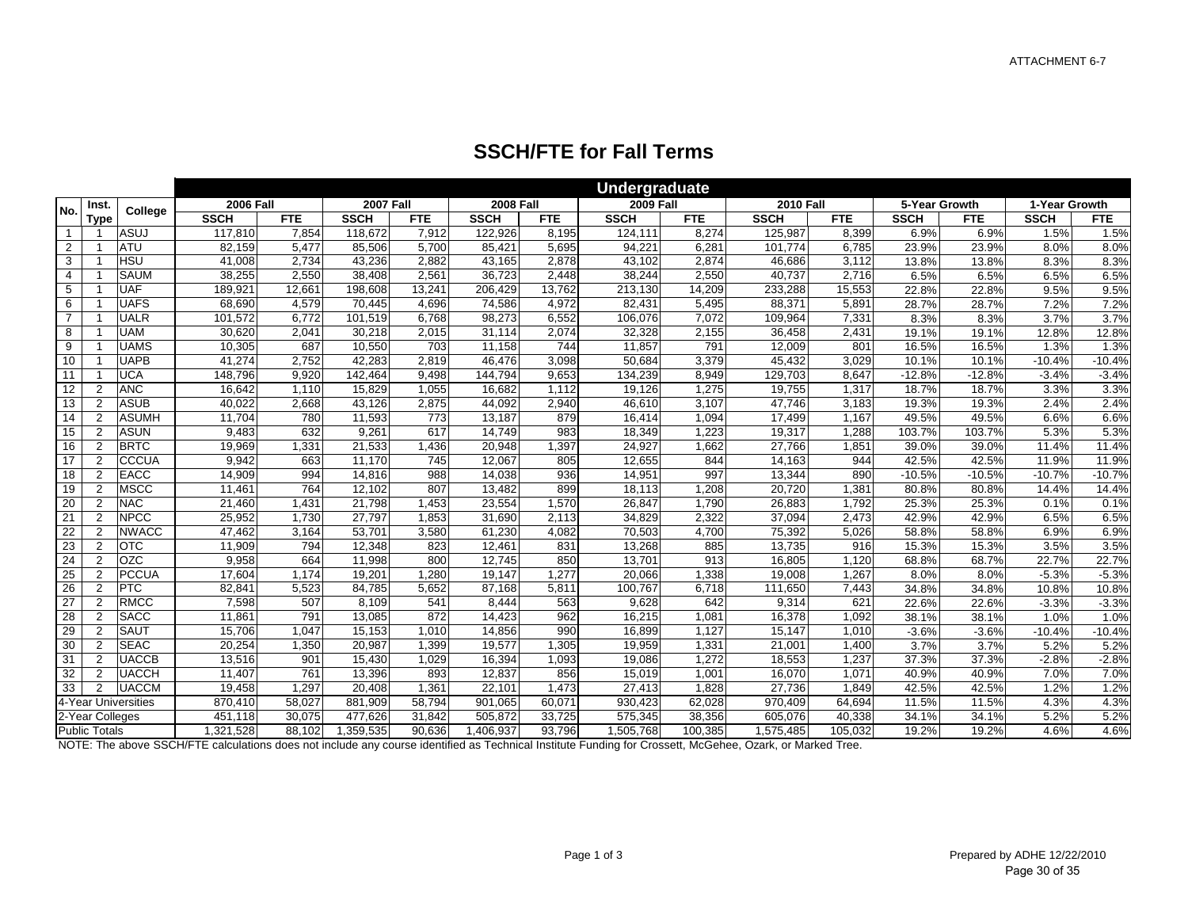ATTACHMENT 6-7

# SSCH/FTE for Fall Terms

| No. | Inst. Type | College | Undergraduate | | | | | | | | | | | | | |
|---|---|---|---|---|---|---|---|---|---|---|---|---|---|---|---|---|
| | | | 2006 Fall | | 2007 Fall | | 2008 Fall | | 2009 Fall | | 2010 Fall | | 5-Year Growth | | 1-Year Growth | |
| | | | SSCH | FTE | SSCH | FTE | SSCH | FTE | SSCH | FTE | SSCH | FTE | SSCH | FTE | SSCH | FTE |
| 1 | 1 | ASUJ | 117,810 | 7,854 | 118,672 | 7,912 | 122,926 | 8,195 | 124,111 | 8,274 | 125,987 | 8,399 | 6.9% | 6.9% | 1.5% | 1.5% |
| 2 | 1 | ATU | 82,159 | 5,477 | 85,506 | 5,700 | 85,421 | 5,695 | 94,221 | 6,281 | 101,774 | 6,785 | 23.9% | 23.9% | 8.0% | 8.0% |
| 3 | 1 | HSU | 41,008 | 2,734 | 43,236 | 2,882 | 43,165 | 2,878 | 43,102 | 2,874 | 46,686 | 3,112 | 13.8% | 13.8% | 8.3% | 8.3% |
| 4 | 1 | SAUM | 38,255 | 2,550 | 38,408 | 2,561 | 36,723 | 2,448 | 38,244 | 2,550 | 40,737 | 2,716 | 6.5% | 6.5% | 6.5% | 6.5% |
| 5 | 1 | UAF | 189,921 | 12,661 | 198,608 | 13,241 | 206,429 | 13,762 | 213,130 | 14,209 | 233,288 | 15,553 | 22.8% | 22.8% | 9.5% | 9.5% |
| 6 | 1 | UAFS | 68,690 | 4,579 | 70,445 | 4,696 | 74,586 | 4,972 | 82,431 | 5,495 | 88,371 | 5,891 | 28.7% | 28.7% | 7.2% | 7.2% |
| 7 | 1 | UALR | 101,572 | 6,772 | 101,519 | 6,768 | 98,273 | 6,552 | 106,076 | 7,072 | 109,964 | 7,331 | 8.3% | 8.3% | 3.7% | 3.7% |
| 8 | 1 | UAM | 30,620 | 2,041 | 30,218 | 2,015 | 31,114 | 2,074 | 32,328 | 2,155 | 36,458 | 2,431 | 19.1% | 19.1% | 12.8% | 12.8% |
| 9 | 1 | UAMS | 10,305 | 687 | 10,550 | 703 | 11,158 | 744 | 11,857 | 791 | 12,009 | 801 | 16.5% | 16.5% | 1.3% | 1.3% |
| 10 | 1 | UAPB | 41,274 | 2,752 | 42,283 | 2,819 | 46,476 | 3,098 | 50,684 | 3,379 | 45,432 | 3,029 | 10.1% | 10.1% | -10.4% | -10.4% |
| 11 | 1 | UCA | 148,796 | 9,920 | 142,464 | 9,498 | 144,794 | 9,653 | 134,239 | 8,949 | 129,703 | 8,647 | -12.8% | -12.8% | -3.4% | -3.4% |
| 12 | 2 | ANC | 16,642 | 1,110 | 15,829 | 1,055 | 16,682 | 1,112 | 19,126 | 1,275 | 19,755 | 1,317 | 18.7% | 18.7% | 3.3% | 3.3% |
| 13 | 2 | ASUB | 40,022 | 2,668 | 43,126 | 2,875 | 44,092 | 2,940 | 46,610 | 3,107 | 47,746 | 3,183 | 19.3% | 19.3% | 2.4% | 2.4% |
| 14 | 2 | ASUMH | 11,704 | 780 | 11,593 | 773 | 13,187 | 879 | 16,414 | 1,094 | 17,499 | 1,167 | 49.5% | 49.5% | 6.6% | 6.6% |
| 15 | 2 | ASUN | 9,483 | 632 | 9,261 | 617 | 14,749 | 983 | 18,349 | 1,223 | 19,317 | 1,288 | 103.7% | 103.7% | 5.3% | 5.3% |
| 16 | 2 | BRTC | 19,969 | 1,331 | 21,533 | 1,436 | 20,948 | 1,397 | 24,927 | 1,662 | 27,766 | 1,851 | 39.0% | 39.0% | 11.4% | 11.4% |
| 17 | 2 | CCCUA | 9,942 | 663 | 11,170 | 745 | 12,067 | 805 | 12,655 | 844 | 14,163 | 944 | 42.5% | 42.5% | 11.9% | 11.9% |
| 18 | 2 | EACC | 14,909 | 994 | 14,816 | 988 | 14,038 | 936 | 14,951 | 997 | 13,344 | 890 | -10.5% | -10.5% | -10.7% | -10.7% |
| 19 | 2 | MSCC | 11,461 | 764 | 12,102 | 807 | 13,482 | 899 | 18,113 | 1,208 | 20,720 | 1,381 | 80.8% | 80.8% | 14.4% | 14.4% |
| 20 | 2 | NAC | 21,460 | 1,431 | 21,798 | 1,453 | 23,554 | 1,570 | 26,847 | 1,790 | 26,883 | 1,792 | 25.3% | 25.3% | 0.1% | 0.1% |
| 21 | 2 | NPCC | 25,952 | 1,730 | 27,797 | 1,853 | 31,690 | 2,113 | 34,829 | 2,322 | 37,094 | 2,473 | 42.9% | 42.9% | 6.5% | 6.5% |
| 22 | 2 | NWACC | 47,462 | 3,164 | 53,701 | 3,580 | 61,230 | 4,082 | 70,503 | 4,700 | 75,392 | 5,026 | 58.8% | 58.8% | 6.9% | 6.9% |
| 23 | 2 | OTC | 11,909 | 794 | 12,348 | 823 | 12,461 | 831 | 13,268 | 885 | 13,735 | 916 | 15.3% | 15.3% | 3.5% | 3.5% |
| 24 | 2 | OZC | 9,958 | 664 | 11,998 | 800 | 12,745 | 850 | 13,701 | 913 | 16,805 | 1,120 | 68.8% | 68.7% | 22.7% | 22.7% |
| 25 | 2 | PCCUA | 17,604 | 1,174 | 19,201 | 1,280 | 19,147 | 1,277 | 20,066 | 1,338 | 19,008 | 1,267 | 8.0% | 8.0% | -5.3% | -5.3% |
| 26 | 2 | PTC | 82,841 | 5,523 | 84,785 | 5,652 | 87,168 | 5,811 | 100,767 | 6,718 | 111,650 | 7,443 | 34.8% | 34.8% | 10.8% | 10.8% |
| 27 | 2 | RMCC | 7,598 | 507 | 8,109 | 541 | 8,444 | 563 | 9,628 | 642 | 9,314 | 621 | 22.6% | 22.6% | -3.3% | -3.3% |
| 28 | 2 | SACC | 11,861 | 791 | 13,085 | 872 | 14,423 | 962 | 16,215 | 1,081 | 16,378 | 1,092 | 38.1% | 38.1% | 1.0% | 1.0% |
| 29 | 2 | SAUT | 15,706 | 1,047 | 15,153 | 1,010 | 14,856 | 990 | 16,899 | 1,127 | 15,147 | 1,010 | -3.6% | -3.6% | -10.4% | -10.4% |
| 30 | 2 | SEAC | 20,254 | 1,350 | 20,987 | 1,399 | 19,577 | 1,305 | 19,959 | 1,331 | 21,001 | 1,400 | 3.7% | 3.7% | 5.2% | 5.2% |
| 31 | 2 | UACCB | 13,516 | 901 | 15,430 | 1,029 | 16,394 | 1,093 | 19,086 | 1,272 | 18,553 | 1,237 | 37.3% | 37.3% | -2.8% | -2.8% |
| 32 | 2 | UACCH | 11,407 | 761 | 13,396 | 893 | 12,837 | 856 | 15,019 | 1,001 | 16,070 | 1,071 | 40.9% | 40.9% | 7.0% | 7.0% |
| 33 | 2 | UACCM | 19,458 | 1,297 | 20,408 | 1,361 | 22,101 | 1,473 | 27,413 | 1,828 | 27,736 | 1,849 | 42.5% | 42.5% | 1.2% | 1.2% |
| 4-Year Universities | | | 870,410 | 58,027 | 881,909 | 58,794 | 901,065 | 60,071 | 930,423 | 62,028 | 970,409 | 64,694 | 11.5% | 11.5% | 4.3% | 4.3% |
| 2-Year Colleges | | | 451,118 | 30,075 | 477,626 | 31,842 | 505,872 | 33,725 | 575,345 | 38,356 | 605,076 | 40,338 | 34.1% | 34.1% | 5.2% | 5.2% |
| Public Totals | | | 1,321,528 | 88,102 | 1,359,535 | 90,636 | 1,406,937 | 93,796 | 1,505,768 | 100,385 | 1,575,485 | 105,032 | 19.2% | 19.2% | 4.6% | 4.6% |

NOTE: The above SSCH/FTE calculations does not include any course identified as Technical Institute Funding for Crossett, McGehee, Ozark, or Marked Tree.

Prepared by ADHE 12/22/2010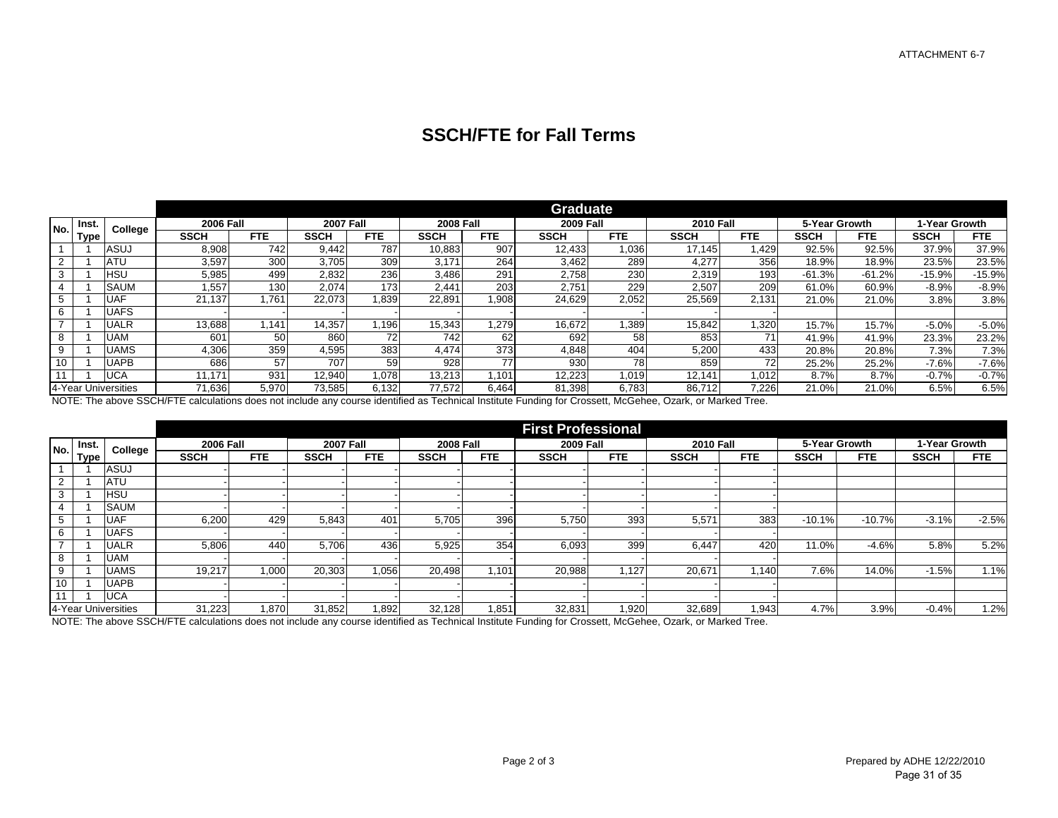ATTACHMENT 6-7

# SSCH/FTE for Fall Terms

| No. | Inst. Type | College | Graduate | | | | | | | | | | | | | |
|---|---|---|---|---|---|---|---|---|---|---|---|---|---|---|---|---|
| | | | 2006 Fall | | 2007 Fall | | 2008 Fall | | 2009 Fall | | 2010 Fall | | 5-Year Growth | | 1-Year Growth | |
| | | | SSCH | FTE | SSCH | FTE | SSCH | FTE | SSCH | FTE | SSCH | FTE | SSCH | FTE | SSCH | FTE |
| 1 | 1 | ASUJ | 8,908 | 742 | 9,442 | 787 | 10,883 | 907 | 12,433 | 1,036 | 17,145 | 1,429 | 92.5% | 92.5% | 37.9% | 37.9% |
| 2 | 1 | ATU | 3,597 | 300 | 3,705 | 309 | 3,171 | 264 | 3,462 | 289 | 4,277 | 356 | 18.9% | 18.9% | 23.5% | 23.5% |
| 3 | 1 | HSU | 5,985 | 499 | 2,832 | 236 | 3,486 | 291 | 2,758 | 230 | 2,319 | 193 | -61.3% | -61.2% | -15.9% | -15.9% |
| 4 | 1 | SAUM | 1,557 | 130 | 2,074 | 173 | 2,441 | 203 | 2,751 | 229 | 2,507 | 209 | 61.0% | 60.9% | -8.9% | -8.9% |
| 5 | 1 | UAF | 21,137 | 1,761 | 22,073 | 1,839 | 22,891 | 1,908 | 24,629 | 2,052 | 25,569 | 2,131 | 21.0% | 21.0% | 3.8% | 3.8% |
| 6 | 1 | UAFS | - | - | - | - | - | - | - | - | - | - | | | | |
| 7 | 1 | UALR | 13,688 | 1,141 | 14,357 | 1,196 | 15,343 | 1,279 | 16,672 | 1,389 | 15,842 | 1,320 | 15.7% | 15.7% | -5.0% | -5.0% |
| 8 | 1 | UAM | 601 | 50 | 860 | 72 | 742 | 62 | 692 | 58 | 853 | 71 | 41.9% | 41.9% | 23.3% | 23.2% |
| 9 | 1 | UAMS | 4,306 | 359 | 4,595 | 383 | 4,474 | 373 | 4,848 | 404 | 5,200 | 433 | 20.8% | 20.8% | 7.3% | 7.3% |
| 10 | 1 | UAPB | 686 | 57 | 707 | 59 | 928 | 77 | 930 | 78 | 859 | 72 | 25.2% | 25.2% | -7.6% | -7.6% |
| 11 | 1 | UCA | 11,171 | 931 | 12,940 | 1,078 | 13,213 | 1,101 | 12,223 | 1,019 | 12,141 | 1,012 | 8.7% | 8.7% | -0.7% | -0.7% |
| 4-Year Universities | | | 71,636 | 5,970 | 73,585 | 6,132 | 77,572 | 6,464 | 81,398 | 6,783 | 86,712 | 7,226 | 21.0% | 21.0% | 6.5% | 6.5% |

NOTE: The above SSCH/FTE calculations does not include any course identified as Technical Institute Funding for Crossett, McGehee, Ozark, or Marked Tree.

| No. | Inst. Type | College | First Professional | | | | | | | | | | | | | |
|---|---|---|---|---|---|---|---|---|---|---|---|---|---|---|---|---|
| | | | 2006 Fall | | 2007 Fall | | 2008 Fall | | 2009 Fall | | 2010 Fall | | 5-Year Growth | | 1-Year Growth | |
| | | | SSCH | FTE | SSCH | FTE | SSCH | FTE | SSCH | FTE | SSCH | FTE | SSCH | FTE | SSCH | FTE |
| 1 | 1 | ASUJ | - | - | - | - | - | - | - | - | - | - | | | | |
| 2 | 1 | ATU | - | - | - | - | - | - | - | - | - | - | | | | |
| 3 | 1 | HSU | - | - | - | - | - | - | - | - | - | - | | | | |
| 4 | 1 | SAUM | - | - | - | - | - | - | - | - | - | - | | | | |
| 5 | 1 | UAF | 6,200 | 429 | 5,843 | 401 | 5,705 | 396 | 5,750 | 393 | 5,571 | 383 | -10.1% | -10.7% | -3.1% | -2.5% |
| 6 | 1 | UAFS | - | - | - | - | - | - | - | - | - | - | | | | |
| 7 | 1 | UALR | 5,806 | 440 | 5,706 | 436 | 5,925 | 354 | 6,093 | 399 | 6,447 | 420 | 11.0% | -4.6% | 5.8% | 5.2% |
| 8 | 1 | UAM | - | - | - | - | - | - | - | - | - | - | | | | |
| 9 | 1 | UAMS | 19,217 | 1,000 | 20,303 | 1,056 | 20,498 | 1,101 | 20,988 | 1,127 | 20,671 | 1,140 | 7.6% | 14.0% | -1.5% | 1.1% |
| 10 | 1 | UAPB | - | - | - | - | - | - | - | - | - | - | | | | |
| 11 | 1 | UCA | - | - | - | - | - | - | - | - | - | - | | | | |
| 4-Year Universities | | | 31,223 | 1,870 | 31,852 | 1,892 | 32,128 | 1,851 | 32,831 | 1,920 | 32,689 | 1,943 | 4.7% | 3.9% | -0.4% | 1.2% |

NOTE: The above SSCH/FTE calculations does not include any course identified as Technical Institute Funding for Crossett, McGehee, Ozark, or Marked Tree.

Prepared by ADHE 12/22/2010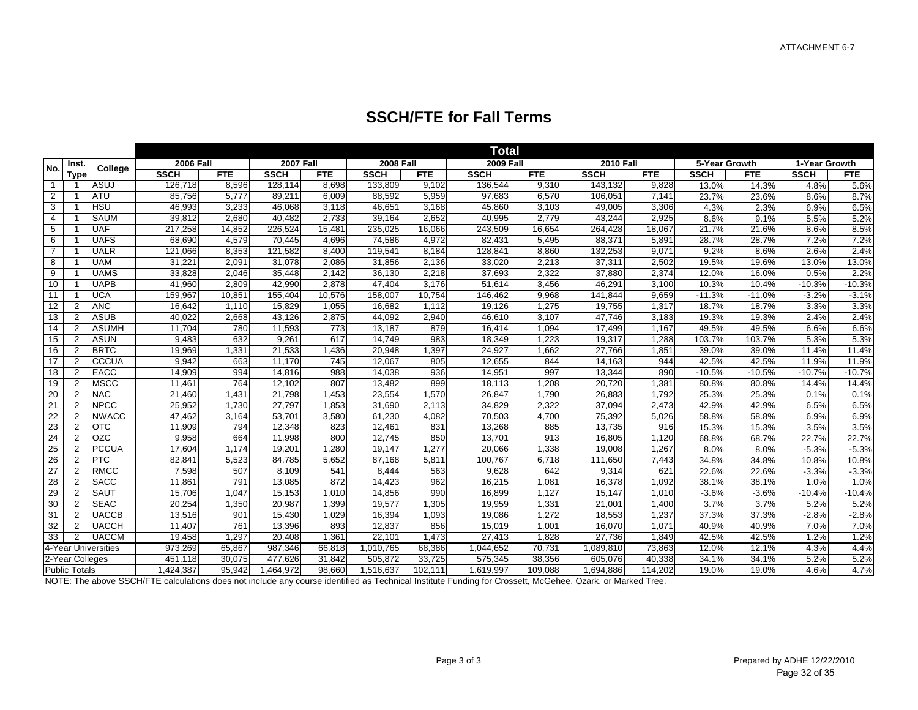ATTACHMENT 6-7

# SSCH/FTE for Fall Terms

| No. | Inst. Type | College | Total | | | | | | | | | | | | | |
|---|---|---|---|---|---|---|---|---|---|---|---|---|---|---|---|---|
| | | | 2006 Fall | | 2007 Fall | | 2008 Fall | | 2009 Fall | | 2010 Fall | | 5-Year Growth | | 1-Year Growth | |
| | | | SSCH | FTE | SSCH | FTE | SSCH | FTE | SSCH | FTE | SSCH | FTE | SSCH | FTE | SSCH | FTE |
| 1 | 1 | ASUJ | 126,718 | 8,596 | 128,114 | 8,698 | 133,809 | 9,102 | 136,544 | 9,310 | 143,132 | 9,828 | 13.0% | 14.3% | 4.8% | 5.6% |
| 2 | 1 | ATU | 85,756 | 5,777 | 89,211 | 6,009 | 88,592 | 5,959 | 97,683 | 6,570 | 106,051 | 7,141 | 23.7% | 23.6% | 8.6% | 8.7% |
| 3 | 1 | HSU | 46,993 | 3,233 | 46,068 | 3,118 | 46,651 | 3,168 | 45,860 | 3,103 | 49,005 | 3,306 | 4.3% | 2.3% | 6.9% | 6.5% |
| 4 | 1 | SAUM | 39,812 | 2,680 | 40,482 | 2,733 | 39,164 | 2,652 | 40,995 | 2,779 | 43,244 | 2,925 | 8.6% | 9.1% | 5.5% | 5.2% |
| 5 | 1 | UAF | 217,258 | 14,852 | 226,524 | 15,481 | 235,025 | 16,066 | 243,509 | 16,654 | 264,428 | 18,067 | 21.7% | 21.6% | 8.6% | 8.5% |
| 6 | 1 | UAFS | 68,690 | 4,579 | 70,445 | 4,696 | 74,586 | 4,972 | 82,431 | 5,495 | 88,371 | 5,891 | 28.7% | 28.7% | 7.2% | 7.2% |
| 7 | 1 | UALR | 121,066 | 8,353 | 121,582 | 8,400 | 119,541 | 8,184 | 128,841 | 8,860 | 132,253 | 9,071 | 9.2% | 8.6% | 2.6% | 2.4% |
| 8 | 1 | UAM | 31,221 | 2,091 | 31,078 | 2,086 | 31,856 | 2,136 | 33,020 | 2,213 | 37,311 | 2,502 | 19.5% | 19.6% | 13.0% | 13.0% |
| 9 | 1 | UAMS | 33,828 | 2,046 | 35,448 | 2,142 | 36,130 | 2,218 | 37,693 | 2,322 | 37,880 | 2,374 | 12.0% | 16.0% | 0.5% | 2.2% |
| 10 | 1 | UAPB | 41,960 | 2,809 | 42,990 | 2,878 | 47,404 | 3,176 | 51,614 | 3,456 | 46,291 | 3,100 | 10.3% | 10.4% | -10.3% | -10.3% |
| 11 | 1 | UCA | 159,967 | 10,851 | 155,404 | 10,576 | 158,007 | 10,754 | 146,462 | 9,968 | 141,844 | 9,659 | -11.3% | -11.0% | -3.2% | -3.1% |
| 12 | 2 | ANC | 16,642 | 1,110 | 15,829 | 1,055 | 16,682 | 1,112 | 19,126 | 1,275 | 19,755 | 1,317 | 18.7% | 18.7% | 3.3% | 3.3% |
| 13 | 2 | ASUB | 40,022 | 2,668 | 43,126 | 2,875 | 44,092 | 2,940 | 46,610 | 3,107 | 47,746 | 3,183 | 19.3% | 19.3% | 2.4% | 2.4% |
| 14 | 2 | ASUMH | 11,704 | 780 | 11,593 | 773 | 13,187 | 879 | 16,414 | 1,094 | 17,499 | 1,167 | 49.5% | 49.5% | 6.6% | 6.6% |
| 15 | 2 | ASUN | 9,483 | 632 | 9,261 | 617 | 14,749 | 983 | 18,349 | 1,223 | 19,317 | 1,288 | 103.7% | 103.7% | 5.3% | 5.3% |
| 16 | 2 | BRTC | 19,969 | 1,331 | 21,533 | 1,436 | 20,948 | 1,397 | 24,927 | 1,662 | 27,766 | 1,851 | 39.0% | 39.0% | 11.4% | 11.4% |
| 17 | 2 | CCCUA | 9,942 | 663 | 11,170 | 745 | 12,067 | 805 | 12,655 | 844 | 14,163 | 944 | 42.5% | 42.5% | 11.9% | 11.9% |
| 18 | 2 | EACC | 14,909 | 994 | 14,816 | 988 | 14,038 | 936 | 14,951 | 997 | 13,344 | 890 | -10.5% | -10.5% | -10.7% | -10.7% |
| 19 | 2 | MSCC | 11,461 | 764 | 12,102 | 807 | 13,482 | 899 | 18,113 | 1,208 | 20,720 | 1,381 | 80.8% | 80.8% | 14.4% | 14.4% |
| 20 | 2 | NAC | 21,460 | 1,431 | 21,798 | 1,453 | 23,554 | 1,570 | 26,847 | 1,790 | 26,883 | 1,792 | 25.3% | 25.3% | 0.1% | 0.1% |
| 21 | 2 | NPCC | 25,952 | 1,730 | 27,797 | 1,853 | 31,690 | 2,113 | 34,829 | 2,322 | 37,094 | 2,473 | 42.9% | 42.9% | 6.5% | 6.5% |
| 22 | 2 | NWACC | 47,462 | 3,164 | 53,701 | 3,580 | 61,230 | 4,082 | 70,503 | 4,700 | 75,392 | 5,026 | 58.8% | 58.8% | 6.9% | 6.9% |
| 23 | 2 | OTC | 11,909 | 794 | 12,348 | 823 | 12,461 | 831 | 13,268 | 885 | 13,735 | 916 | 15.3% | 15.3% | 3.5% | 3.5% |
| 24 | 2 | OZC | 9,958 | 664 | 11,998 | 800 | 12,745 | 850 | 13,701 | 913 | 16,805 | 1,120 | 68.8% | 68.7% | 22.7% | 22.7% |
| 25 | 2 | PCCUA | 17,604 | 1,174 | 19,201 | 1,280 | 19,147 | 1,277 | 20,066 | 1,338 | 19,008 | 1,267 | 8.0% | 8.0% | -5.3% | -5.3% |
| 26 | 2 | PTC | 82,841 | 5,523 | 84,785 | 5,652 | 87,168 | 5,811 | 100,767 | 6,718 | 111,650 | 7,443 | 34.8% | 34.8% | 10.8% | 10.8% |
| 27 | 2 | RMCC | 7,598 | 507 | 8,109 | 541 | 8,444 | 563 | 9,628 | 642 | 9,314 | 621 | 22.6% | 22.6% | -3.3% | -3.3% |
| 28 | 2 | SACC | 11,861 | 791 | 13,085 | 872 | 14,423 | 962 | 16,215 | 1,081 | 16,378 | 1,092 | 38.1% | 38.1% | 1.0% | 1.0% |
| 29 | 2 | SAUT | 15,706 | 1,047 | 15,153 | 1,010 | 14,856 | 990 | 16,899 | 1,127 | 15,147 | 1,010 | -3.6% | -3.6% | -10.4% | -10.4% |
| 30 | 2 | SEAC | 20,254 | 1,350 | 20,987 | 1,399 | 19,577 | 1,305 | 19,959 | 1,331 | 21,001 | 1,400 | 3.7% | 3.7% | 5.2% | 5.2% |
| 31 | 2 | UACCB | 13,516 | 901 | 15,430 | 1,029 | 16,394 | 1,093 | 19,086 | 1,272 | 18,553 | 1,237 | 37.3% | 37.3% | -2.8% | -2.8% |
| 32 | 2 | UACCH | 11,407 | 761 | 13,396 | 893 | 12,837 | 856 | 15,019 | 1,001 | 16,070 | 1,071 | 40.9% | 40.9% | 7.0% | 7.0% |
| 33 | 2 | UACCM | 19,458 | 1,297 | 20,408 | 1,361 | 22,101 | 1,473 | 27,413 | 1,828 | 27,736 | 1,849 | 42.5% | 42.5% | 1.2% | 1.2% |
| 4-Year Universities | | | 973,269 | 65,867 | 987,346 | 66,818 | 1,010,765 | 68,386 | 1,044,652 | 70,731 | 1,089,810 | 73,863 | 12.0% | 12.1% | 4.3% | 4.4% |
| 2-Year Colleges | | | 451,118 | 30,075 | 477,626 | 31,842 | 505,872 | 33,725 | 575,345 | 38,356 | 605,076 | 40,338 | 34.1% | 34.1% | 5.2% | 5.2% |
| Public Totals | | | 1,424,387 | 95,942 | 1,464,972 | 98,660 | 1,516,637 | 102,111 | 1,619,997 | 109,088 | 1,694,886 | 114,202 | 19.0% | 19.0% | 4.6% | 4.7% |

NOTE: The above SSCH/FTE calculations does not include any course identified as Technical Institute Funding for Crossett, McGehee, Ozark, or Marked Tree.

Prepared by ADHE 12/22/2010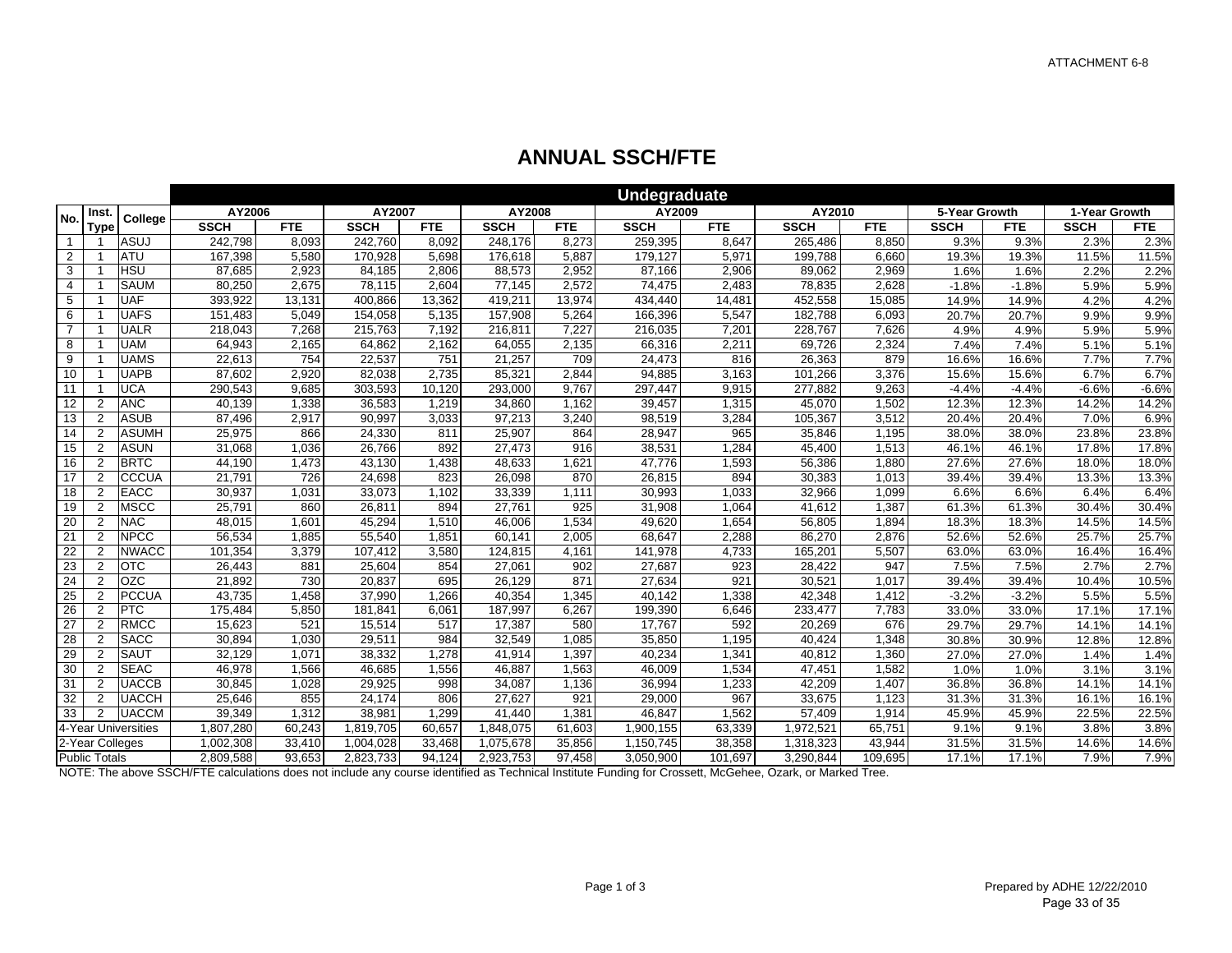ATTACHMENT 6-8

# ANNUAL SSCH/FTE

| No. | Inst. Type | College | Undegraduate | | | | | | | | | | | | | |
|---|---|---|---|---|---|---|---|---|---|---|---|---|---|---|---|---|
| | | | AY2006 | | AY2007 | | AY2008 | | AY2009 | | AY2010 | | 5-Year Growth | | 1-Year Growth | |
| | | | SSCH | FTE | SSCH | FTE | SSCH | FTE | SSCH | FTE | SSCH | FTE | SSCH | FTE | SSCH | FTE |
| 1 | 1 | ASUJ | 242,798 | 8,093 | 242,760 | 8,092 | 248,176 | 8,273 | 259,395 | 8,647 | 265,486 | 8,850 | 9.3% | 9.3% | 2.3% | 2.3% |
| 2 | 1 | ATU | 167,398 | 5,580 | 170,928 | 5,698 | 176,618 | 5,887 | 179,127 | 5,971 | 199,788 | 6,660 | 19.3% | 19.3% | 11.5% | 11.5% |
| 3 | 1 | HSU | 87,685 | 2,923 | 84,185 | 2,806 | 88,573 | 2,952 | 87,166 | 2,906 | 89,062 | 2,969 | 1.6% | 1.6% | 2.2% | 2.2% |
| 4 | 1 | SAUM | 80,250 | 2,675 | 78,115 | 2,604 | 77,145 | 2,572 | 74,475 | 2,483 | 78,835 | 2,628 | -1.8% | -1.8% | 5.9% | 5.9% |
| 5 | 1 | UAF | 393,922 | 13,131 | 400,866 | 13,362 | 419,211 | 13,974 | 434,440 | 14,481 | 452,558 | 15,085 | 14.9% | 14.9% | 4.2% | 4.2% |
| 6 | 1 | UAFS | 151,483 | 5,049 | 154,058 | 5,135 | 157,908 | 5,264 | 166,396 | 5,547 | 182,788 | 6,093 | 20.7% | 20.7% | 9.9% | 9.9% |
| 7 | 1 | UALR | 218,043 | 7,268 | 215,763 | 7,192 | 216,811 | 7,227 | 216,035 | 7,201 | 228,767 | 7,626 | 4.9% | 4.9% | 5.9% | 5.9% |
| 8 | 1 | UAM | 64,943 | 2,165 | 64,862 | 2,162 | 64,055 | 2,135 | 66,316 | 2,211 | 69,726 | 2,324 | 7.4% | 7.4% | 5.1% | 5.1% |
| 9 | 1 | UAMS | 22,613 | 754 | 22,537 | 751 | 21,257 | 709 | 24,473 | 816 | 26,363 | 879 | 16.6% | 16.6% | 7.7% | 7.7% |
| 10 | 1 | UAPB | 87,602 | 2,920 | 82,038 | 2,735 | 85,321 | 2,844 | 94,885 | 3,163 | 101,266 | 3,376 | 15.6% | 15.6% | 6.7% | 6.7% |
| 11 | 1 | UCA | 290,543 | 9,685 | 303,593 | 10,120 | 293,000 | 9,767 | 297,447 | 9,915 | 277,882 | 9,263 | -4.4% | -4.4% | -6.6% | -6.6% |
| 12 | 2 | ANC | 40,139 | 1,338 | 36,583 | 1,219 | 34,860 | 1,162 | 39,457 | 1,315 | 45,070 | 1,502 | 12.3% | 12.3% | 14.2% | 14.2% |
| 13 | 2 | ASUB | 87,496 | 2,917 | 90,997 | 3,033 | 97,213 | 3,240 | 98,519 | 3,284 | 105,367 | 3,512 | 20.4% | 20.4% | 7.0% | 6.9% |
| 14 | 2 | ASUMH | 25,975 | 866 | 24,330 | 811 | 25,907 | 864 | 28,947 | 965 | 35,846 | 1,195 | 38.0% | 38.0% | 23.8% | 23.8% |
| 15 | 2 | ASUN | 31,068 | 1,036 | 26,766 | 892 | 27,473 | 916 | 38,531 | 1,284 | 45,400 | 1,513 | 46.1% | 46.1% | 17.8% | 17.8% |
| 16 | 2 | BRTC | 44,190 | 1,473 | 43,130 | 1,438 | 48,633 | 1,621 | 47,776 | 1,593 | 56,386 | 1,880 | 27.6% | 27.6% | 18.0% | 18.0% |
| 17 | 2 | CCCUA | 21,791 | 726 | 24,698 | 823 | 26,098 | 870 | 26,815 | 894 | 30,383 | 1,013 | 39.4% | 39.4% | 13.3% | 13.3% |
| 18 | 2 | EACC | 30,937 | 1,031 | 33,073 | 1,102 | 33,339 | 1,111 | 30,993 | 1,033 | 32,966 | 1,099 | 6.6% | 6.6% | 6.4% | 6.4% |
| 19 | 2 | MSCC | 25,791 | 860 | 26,811 | 894 | 27,761 | 925 | 31,908 | 1,064 | 41,612 | 1,387 | 61.3% | 61.3% | 30.4% | 30.4% |
| 20 | 2 | NAC | 48,015 | 1,601 | 45,294 | 1,510 | 46,006 | 1,534 | 49,620 | 1,654 | 56,805 | 1,894 | 18.3% | 18.3% | 14.5% | 14.5% |
| 21 | 2 | NPCC | 56,534 | 1,885 | 55,540 | 1,851 | 60,141 | 2,005 | 68,647 | 2,288 | 86,270 | 2,876 | 52.6% | 52.6% | 25.7% | 25.7% |
| 22 | 2 | NWACC | 101,354 | 3,379 | 107,412 | 3,580 | 124,815 | 4,161 | 141,978 | 4,733 | 165,201 | 5,507 | 63.0% | 63.0% | 16.4% | 16.4% |
| 23 | 2 | OTC | 26,443 | 881 | 25,604 | 854 | 27,061 | 902 | 27,687 | 923 | 28,422 | 947 | 7.5% | 7.5% | 2.7% | 2.7% |
| 24 | 2 | OZC | 21,892 | 730 | 20,837 | 695 | 26,129 | 871 | 27,634 | 921 | 30,521 | 1,017 | 39.4% | 39.4% | 10.4% | 10.5% |
| 25 | 2 | PCCUA | 43,735 | 1,458 | 37,990 | 1,266 | 40,354 | 1,345 | 40,142 | 1,338 | 42,348 | 1,412 | -3.2% | -3.2% | 5.5% | 5.5% |
| 26 | 2 | PTC | 175,484 | 5,850 | 181,841 | 6,061 | 187,997 | 6,267 | 199,390 | 6,646 | 233,477 | 7,783 | 33.0% | 33.0% | 17.1% | 17.1% |
| 27 | 2 | RMCC | 15,623 | 521 | 15,514 | 517 | 17,387 | 580 | 17,767 | 592 | 20,269 | 676 | 29.7% | 29.7% | 14.1% | 14.1% |
| 28 | 2 | SACC | 30,894 | 1,030 | 29,511 | 984 | 32,549 | 1,085 | 35,850 | 1,195 | 40,424 | 1,348 | 30.8% | 30.9% | 12.8% | 12.8% |
| 29 | 2 | SAUT | 32,129 | 1,071 | 38,332 | 1,278 | 41,914 | 1,397 | 40,234 | 1,341 | 40,812 | 1,360 | 27.0% | 27.0% | 1.4% | 1.4% |
| 30 | 2 | SEAC | 46,978 | 1,566 | 46,685 | 1,556 | 46,887 | 1,563 | 46,009 | 1,534 | 47,451 | 1,582 | 1.0% | 1.0% | 3.1% | 3.1% |
| 31 | 2 | UACCB | 30,845 | 1,028 | 29,925 | 998 | 34,087 | 1,136 | 36,994 | 1,233 | 42,209 | 1,407 | 36.8% | 36.8% | 14.1% | 14.1% |
| 32 | 2 | UACCH | 25,646 | 855 | 24,174 | 806 | 27,627 | 921 | 29,000 | 967 | 33,675 | 1,123 | 31.3% | 31.3% | 16.1% | 16.1% |
| 33 | 2 | UACCM | 39,349 | 1,312 | 38,981 | 1,299 | 41,440 | 1,381 | 46,847 | 1,562 | 57,409 | 1,914 | 45.9% | 45.9% | 22.5% | 22.5% |
| 4-Year Universities | | | 1,807,280 | 60,243 | 1,819,705 | 60,657 | 1,848,075 | 61,603 | 1,900,155 | 63,339 | 1,972,521 | 65,751 | 9.1% | 9.1% | 3.8% | 3.8% |
| 2-Year Colleges | | | 1,002,308 | 33,410 | 1,004,028 | 33,468 | 1,075,678 | 35,856 | 1,150,745 | 38,358 | 1,318,323 | 43,944 | 31.5% | 31.5% | 14.6% | 14.6% |
| Public Totals | | | 2,809,588 | 93,653 | 2,823,733 | 94,124 | 2,923,753 | 97,458 | 3,050,900 | 101,697 | 3,290,844 | 109,695 | 17.1% | 17.1% | 7.9% | 7.9% |

NOTE: The above SSCH/FTE calculations does not include any course identified as Technical Institute Funding for Crossett, McGehee, Ozark, or Marked Tree.

Prepared by ADHE 12/22/2010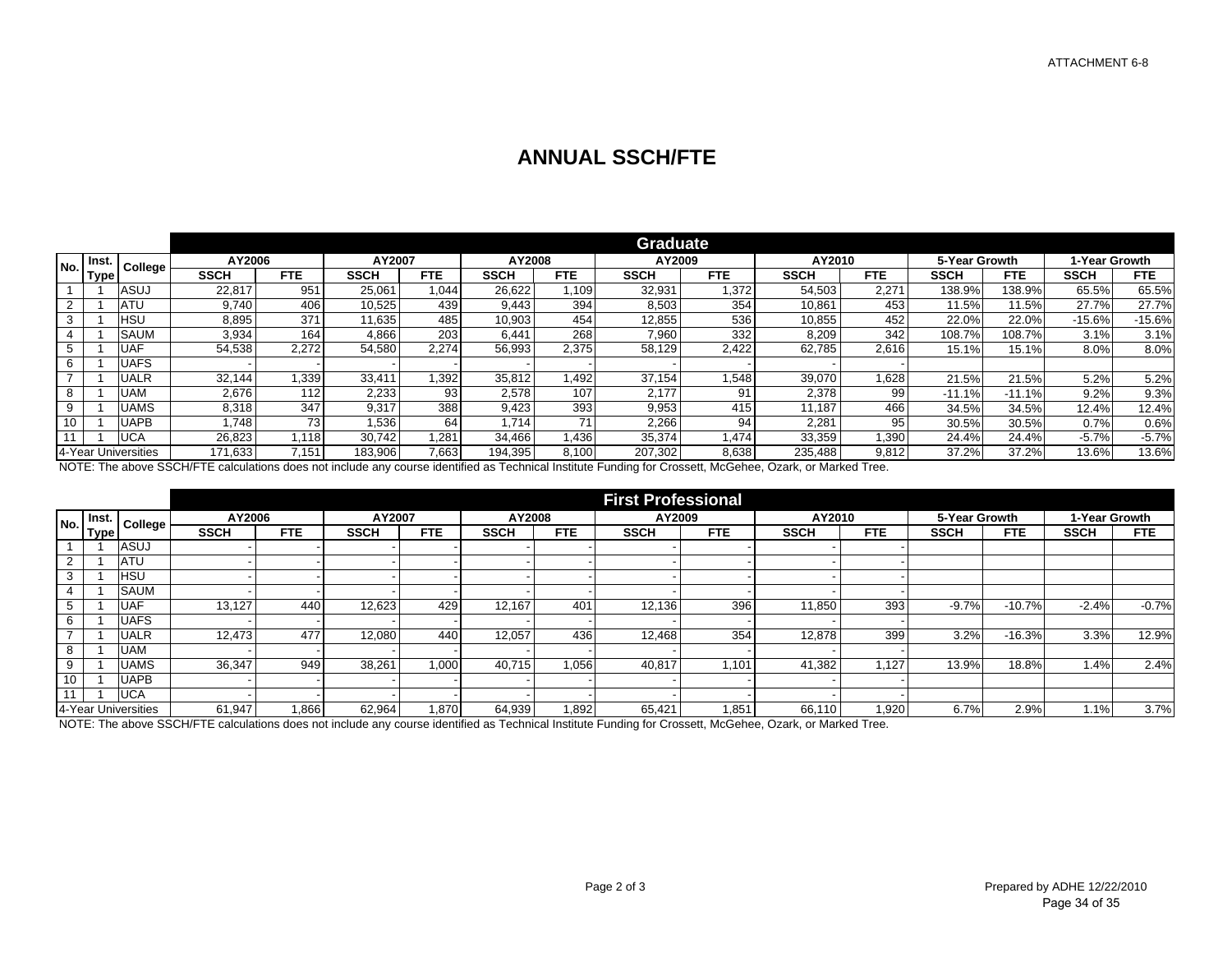ATTACHMENT 6-8

# ANNUAL SSCH/FTE

| No. | Inst. Type | College | Graduate | | | | | | | | | | | | | |
|---|---|---|---|---|---|---|---|---|---|---|---|---|---|---|---|---|
| | | | AY2006 | | AY2007 | | AY2008 | | AY2009 | | AY2010 | | 5-Year Growth | | 1-Year Growth | |
| | | | SSCH | FTE | SSCH | FTE | SSCH | FTE | SSCH | FTE | SSCH | FTE | SSCH | FTE | SSCH | FTE |
| 1 | 1 | ASUJ | 22,817 | 951 | 25,061 | 1,044 | 26,622 | 1,109 | 32,931 | 1,372 | 54,503 | 2,271 | 138.9% | 138.9% | 65.5% | 65.5% |
| 2 | 1 | ATU | 9,740 | 406 | 10,525 | 439 | 9,443 | 394 | 8,503 | 354 | 10,861 | 453 | 11.5% | 11.5% | 27.7% | 27.7% |
| 3 | 1 | HSU | 8,895 | 371 | 11,635 | 485 | 10,903 | 454 | 12,855 | 536 | 10,855 | 452 | 22.0% | 22.0% | -15.6% | -15.6% |
| 4 | 1 | SAUM | 3,934 | 164 | 4,866 | 203 | 6,441 | 268 | 7,960 | 332 | 8,209 | 342 | 108.7% | 108.7% | 3.1% | 3.1% |
| 5 | 1 | UAF | 54,538 | 2,272 | 54,580 | 2,274 | 56,993 | 2,375 | 58,129 | 2,422 | 62,785 | 2,616 | 15.1% | 15.1% | 8.0% | 8.0% |
| 6 | 1 | UAFS | - | - | - | - | - | - | - | - | - | - | | | | |
| 7 | 1 | UALR | 32,144 | 1,339 | 33,411 | 1,392 | 35,812 | 1,492 | 37,154 | 1,548 | 39,070 | 1,628 | 21.5% | 21.5% | 5.2% | 5.2% |
| 8 | 1 | UAM | 2,676 | 112 | 2,233 | 93 | 2,578 | 107 | 2,177 | 91 | 2,378 | 99 | -11.1% | -11.1% | 9.2% | 9.3% |
| 9 | 1 | UAMS | 8,318 | 347 | 9,317 | 388 | 9,423 | 393 | 9,953 | 415 | 11,187 | 466 | 34.5% | 34.5% | 12.4% | 12.4% |
| 10 | 1 | UAPB | 1,748 | 73 | 1,536 | 64 | 1,714 | 71 | 2,266 | 94 | 2,281 | 95 | 30.5% | 30.5% | 0.7% | 0.6% |
| 11 | 1 | UCA | 26,823 | 1,118 | 30,742 | 1,281 | 34,466 | 1,436 | 35,374 | 1,474 | 33,359 | 1,390 | 24.4% | 24.4% | -5.7% | -5.7% |
| 4-Year Universities | | | 171,633 | 7,151 | 183,906 | 7,663 | 194,395 | 8,100 | 207,302 | 8,638 | 235,488 | 9,812 | 37.2% | 37.2% | 13.6% | 13.6% |

NOTE: The above SSCH/FTE calculations does not include any course identified as Technical Institute Funding for Crossett, McGehee, Ozark, or Marked Tree.

| No. | Inst. Type | College | First Professional | | | | | | | | | | | | | |
|---|---|---|---|---|---|---|---|---|---|---|---|---|---|---|---|---|
| | | | AY2006 | | AY2007 | | AY2008 | | AY2009 | | AY2010 | | 5-Year Growth | | 1-Year Growth | |
| | | | SSCH | FTE | SSCH | FTE | SSCH | FTE | SSCH | FTE | SSCH | FTE | SSCH | FTE | SSCH | FTE |
| 1 | 1 | ASUJ | - | - | - | - | - | - | - | - | - | - | | | | |
| 2 | 1 | ATU | - | - | - | - | - | - | - | - | - | - | | | | |
| 3 | 1 | HSU | - | - | - | - | - | - | - | - | - | - | | | | |
| 4 | 1 | SAUM | - | - | - | - | - | - | - | - | - | - | | | | |
| 5 | 1 | UAF | 13,127 | 440 | 12,623 | 429 | 12,167 | 401 | 12,136 | 396 | 11,850 | 393 | -9.7% | -10.7% | -2.4% | -0.7% |
| 6 | 1 | UAFS | - | - | - | - | - | - | - | - | - | - | | | | |
| 7 | 1 | UALR | 12,473 | 477 | 12,080 | 440 | 12,057 | 436 | 12,468 | 354 | 12,878 | 399 | 3.2% | -16.3% | 3.3% | 12.9% |
| 8 | 1 | UAM | - | - | - | - | - | - | - | - | - | - | | | | |
| 9 | 1 | UAMS | 36,347 | 949 | 38,261 | 1,000 | 40,715 | 1,056 | 40,817 | 1,101 | 41,382 | 1,127 | 13.9% | 18.8% | 1.4% | 2.4% |
| 10 | 1 | UAPB | - | - | - | - | - | - | - | - | - | - | | | | |
| 11 | 1 | UCA | - | - | - | - | - | - | - | - | - | - | | | | |
| 4-Year Universities | | | 61,947 | 1,866 | 62,964 | 1,870 | 64,939 | 1,892 | 65,421 | 1,851 | 66,110 | 1,920 | 6.7% | 2.9% | 1.1% | 3.7% |

NOTE: The above SSCH/FTE calculations does not include any course identified as Technical Institute Funding for Crossett, McGehee, Ozark, or Marked Tree.

Page 2 of 3

Prepared by ADHE 12/22/2010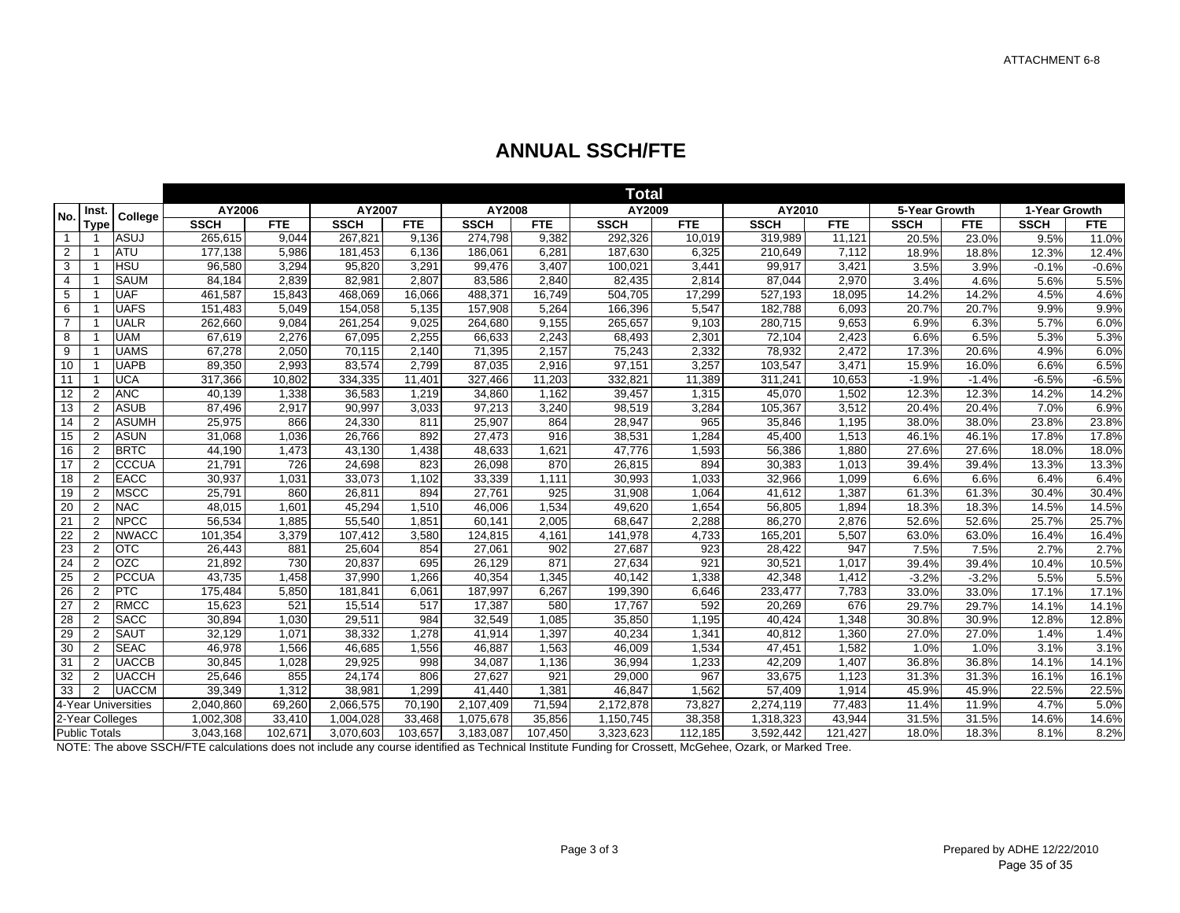ATTACHMENT 6-8

# ANNUAL SSCH/FTE

| No. | Inst. Type | College | Total | | | | | | | | | | | | | |
|---|---|---|---|---|---|---|---|---|---|---|---|---|---|---|---|---|
| | | | AY2006 | | AY2007 | | AY2008 | | AY2009 | | AY2010 | | 5-Year Growth | | 1-Year Growth | |
| | | | SSCH | FTE | SSCH | FTE | SSCH | FTE | SSCH | FTE | SSCH | FTE | SSCH | FTE | SSCH | FTE |
| 1 | 1 | ASUJ | 265,615 | 9,044 | 267,821 | 9,136 | 274,798 | 9,382 | 292,326 | 10,019 | 319,989 | 11,121 | 20.5% | 23.0% | 9.5% | 11.0% |
| 2 | 1 | ATU | 177,138 | 5,986 | 181,453 | 6,136 | 186,061 | 6,281 | 187,630 | 6,325 | 210,649 | 7,112 | 18.9% | 18.8% | 12.3% | 12.4% |
| 3 | 1 | HSU | 96,580 | 3,294 | 95,820 | 3,291 | 99,476 | 3,407 | 100,021 | 3,441 | 99,917 | 3,421 | 3.5% | 3.9% | -0.1% | -0.6% |
| 4 | 1 | SAUM | 84,184 | 2,839 | 82,981 | 2,807 | 83,586 | 2,840 | 82,435 | 2,814 | 87,044 | 2,970 | 3.4% | 4.6% | 5.6% | 5.5% |
| 5 | 1 | UAF | 461,587 | 15,843 | 468,069 | 16,066 | 488,371 | 16,749 | 504,705 | 17,299 | 527,193 | 18,095 | 14.2% | 14.2% | 4.5% | 4.6% |
| 6 | 1 | UAFS | 151,483 | 5,049 | 154,058 | 5,135 | 157,908 | 5,264 | 166,396 | 5,547 | 182,788 | 6,093 | 20.7% | 20.7% | 9.9% | 9.9% |
| 7 | 1 | UALR | 262,660 | 9,084 | 261,254 | 9,025 | 264,680 | 9,155 | 265,657 | 9,103 | 280,715 | 9,653 | 6.9% | 6.3% | 5.7% | 6.0% |
| 8 | 1 | UAM | 67,619 | 2,276 | 67,095 | 2,255 | 66,633 | 2,243 | 68,493 | 2,301 | 72,104 | 2,423 | 6.6% | 6.5% | 5.3% | 5.3% |
| 9 | 1 | UAMS | 67,278 | 2,050 | 70,115 | 2,140 | 71,395 | 2,157 | 75,243 | 2,332 | 78,932 | 2,472 | 17.3% | 20.6% | 4.9% | 6.0% |
| 10 | 1 | UAPB | 89,350 | 2,993 | 83,574 | 2,799 | 87,035 | 2,916 | 97,151 | 3,257 | 103,547 | 3,471 | 15.9% | 16.0% | 6.6% | 6.5% |
| 11 | 1 | UCA | 317,366 | 10,802 | 334,335 | 11,401 | 327,466 | 11,203 | 332,821 | 11,389 | 311,241 | 10,653 | -1.9% | -1.4% | -6.5% | -6.5% |
| 12 | 2 | ANC | 40,139 | 1,338 | 36,583 | 1,219 | 34,860 | 1,162 | 39,457 | 1,315 | 45,070 | 1,502 | 12.3% | 12.3% | 14.2% | 14.2% |
| 13 | 2 | ASUB | 87,496 | 2,917 | 90,997 | 3,033 | 97,213 | 3,240 | 98,519 | 3,284 | 105,367 | 3,512 | 20.4% | 20.4% | 7.0% | 6.9% |
| 14 | 2 | ASUMH | 25,975 | 866 | 24,330 | 811 | 25,907 | 864 | 28,947 | 965 | 35,846 | 1,195 | 38.0% | 38.0% | 23.8% | 23.8% |
| 15 | 2 | ASUN | 31,068 | 1,036 | 26,766 | 892 | 27,473 | 916 | 38,531 | 1,284 | 45,400 | 1,513 | 46.1% | 46.1% | 17.8% | 17.8% |
| 16 | 2 | BRTC | 44,190 | 1,473 | 43,130 | 1,438 | 48,633 | 1,621 | 47,776 | 1,593 | 56,386 | 1,880 | 27.6% | 27.6% | 18.0% | 18.0% |
| 17 | 2 | CCCUA | 21,791 | 726 | 24,698 | 823 | 26,098 | 870 | 26,815 | 894 | 30,383 | 1,013 | 39.4% | 39.4% | 13.3% | 13.3% |
| 18 | 2 | EACC | 30,937 | 1,031 | 33,073 | 1,102 | 33,339 | 1,111 | 30,993 | 1,033 | 32,966 | 1,099 | 6.6% | 6.6% | 6.4% | 6.4% |
| 19 | 2 | MSCC | 25,791 | 860 | 26,811 | 894 | 27,761 | 925 | 31,908 | 1,064 | 41,612 | 1,387 | 61.3% | 61.3% | 30.4% | 30.4% |
| 20 | 2 | NAC | 48,015 | 1,601 | 45,294 | 1,510 | 46,006 | 1,534 | 49,620 | 1,654 | 56,805 | 1,894 | 18.3% | 18.3% | 14.5% | 14.5% |
| 21 | 2 | NPCC | 56,534 | 1,885 | 55,540 | 1,851 | 60,141 | 2,005 | 68,647 | 2,288 | 86,270 | 2,876 | 52.6% | 52.6% | 25.7% | 25.7% |
| 22 | 2 | NWACC | 101,354 | 3,379 | 107,412 | 3,580 | 124,815 | 4,161 | 141,978 | 4,733 | 165,201 | 5,507 | 63.0% | 63.0% | 16.4% | 16.4% |
| 23 | 2 | OTC | 26,443 | 881 | 25,604 | 854 | 27,061 | 902 | 27,687 | 923 | 28,422 | 947 | 7.5% | 7.5% | 2.7% | 2.7% |
| 24 | 2 | OZC | 21,892 | 730 | 20,837 | 695 | 26,129 | 871 | 27,634 | 921 | 30,521 | 1,017 | 39.4% | 39.4% | 10.4% | 10.5% |
| 25 | 2 | PCCUA | 43,735 | 1,458 | 37,990 | 1,266 | 40,354 | 1,345 | 40,142 | 1,338 | 42,348 | 1,412 | -3.2% | -3.2% | 5.5% | 5.5% |
| 26 | 2 | PTC | 175,484 | 5,850 | 181,841 | 6,061 | 187,997 | 6,267 | 199,390 | 6,646 | 233,477 | 7,783 | 33.0% | 33.0% | 17.1% | 17.1% |
| 27 | 2 | RMCC | 15,623 | 521 | 15,514 | 517 | 17,387 | 580 | 17,767 | 592 | 20,269 | 676 | 29.7% | 29.7% | 14.1% | 14.1% |
| 28 | 2 | SACC | 30,894 | 1,030 | 29,511 | 984 | 32,549 | 1,085 | 35,850 | 1,195 | 40,424 | 1,348 | 30.8% | 30.9% | 12.8% | 12.8% |
| 29 | 2 | SAUT | 32,129 | 1,071 | 38,332 | 1,278 | 41,914 | 1,397 | 40,234 | 1,341 | 40,812 | 1,360 | 27.0% | 27.0% | 1.4% | 1.4% |
| 30 | 2 | SEAC | 46,978 | 1,566 | 46,685 | 1,556 | 46,887 | 1,563 | 46,009 | 1,534 | 47,451 | 1,582 | 1.0% | 1.0% | 3.1% | 3.1% |
| 31 | 2 | UACCB | 30,845 | 1,028 | 29,925 | 998 | 34,087 | 1,136 | 36,994 | 1,233 | 42,209 | 1,407 | 36.8% | 36.8% | 14.1% | 14.1% |
| 32 | 2 | UACCH | 25,646 | 855 | 24,174 | 806 | 27,627 | 921 | 29,000 | 967 | 33,675 | 1,123 | 31.3% | 31.3% | 16.1% | 16.1% |
| 33 | 2 | UACCM | 39,349 | 1,312 | 38,981 | 1,299 | 41,440 | 1,381 | 46,847 | 1,562 | 57,409 | 1,914 | 45.9% | 45.9% | 22.5% | 22.5% |
| 4-Year Universities | | | 2,040,860 | 69,260 | 2,066,575 | 70,190 | 2,107,409 | 71,594 | 2,172,878 | 73,827 | 2,274,119 | 77,483 | 11.4% | 11.9% | 4.7% | 5.0% |
| 2-Year Colleges | | | 1,002,308 | 33,410 | 1,004,028 | 33,468 | 1,075,678 | 35,856 | 1,150,745 | 38,358 | 1,318,323 | 43,944 | 31.5% | 31.5% | 14.6% | 14.6% |
| Public Totals | | | 3,043,168 | 102,671 | 3,070,603 | 103,657 | 3,183,087 | 107,450 | 3,323,623 | 112,185 | 3,592,442 | 121,427 | 18.0% | 18.3% | 8.1% | 8.2% |

NOTE: The above SSCH/FTE calculations does not include any course identified as Technical Institute Funding for Crossett, McGehee, Ozark, or Marked Tree.

Page 3 of 3

Prepared by ADHE 12/22/2010